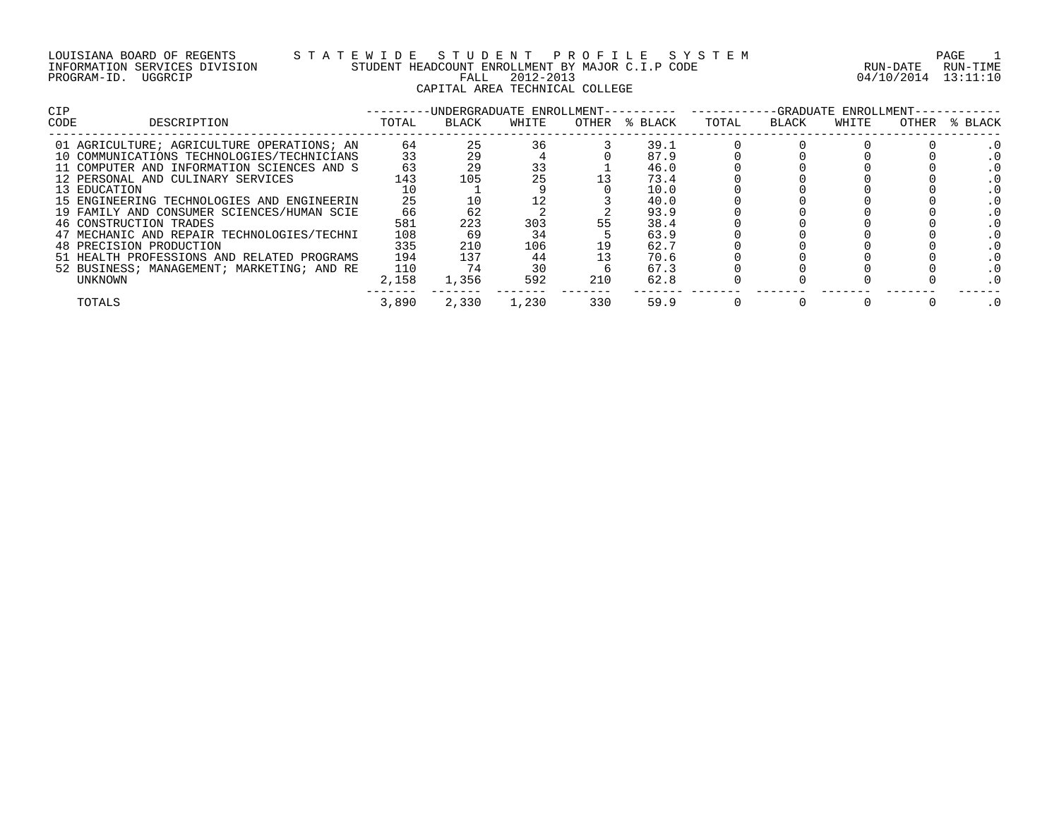LOUISIANA BOARD OF REGENTS — STATEWIDE STUDENT PROFILE SYSTEM
INFORMATION SERVICES DIVISION — STUDENT HEADCOUNT ENROLLMENT BY MAJOR C.I.P CODE
PROGRAM-ID. UGGRCIP — FALL 2012-2013

RUN-DATE 04/10/2014 RUN-TIME 13:11:10

## CAPITAL AREA TECHNICAL COLLEGE

| CIP CODE | DESCRIPTION | UNDERGRADUATE ENROLLMENT TOTAL | BLACK | WHITE | OTHER | % BLACK | GRADUATE ENROLLMENT TOTAL | BLACK | WHITE | OTHER | % BLACK |
|---|---|---|---|---|---|---|---|---|---|---|---|
| 01 | AGRICULTURE; AGRICULTURE OPERATIONS; AN | 64 | 25 | 36 | 3 | 39.1 | 0 | 0 | 0 | 0 | .0 |
| 10 | COMMUNICATIONS TECHNOLOGIES/TECHNICIANS | 33 | 29 | 4 | 0 | 87.9 | 0 | 0 | 0 | 0 | .0 |
| 11 | COMPUTER AND INFORMATION SCIENCES AND S | 63 | 29 | 33 | 1 | 46.0 | 0 | 0 | 0 | 0 | .0 |
| 12 | PERSONAL AND CULINARY SERVICES | 143 | 105 | 25 | 13 | 73.4 | 0 | 0 | 0 | 0 | .0 |
| 13 | EDUCATION | 10 | 1 | 9 | 0 | 10.0 | 0 | 0 | 0 | 0 | .0 |
| 15 | ENGINEERING TECHNOLOGIES AND ENGINEERIN | 25 | 10 | 12 | 3 | 40.0 | 0 | 0 | 0 | 0 | .0 |
| 19 | FAMILY AND CONSUMER SCIENCES/HUMAN SCIE | 66 | 62 | 2 | 2 | 93.9 | 0 | 0 | 0 | 0 | .0 |
| 46 | CONSTRUCTION TRADES | 581 | 223 | 303 | 55 | 38.4 | 0 | 0 | 0 | 0 | .0 |
| 47 | MECHANIC AND REPAIR TECHNOLOGIES/TECHNI | 108 | 69 | 34 | 5 | 63.9 | 0 | 0 | 0 | 0 | .0 |
| 48 | PRECISION PRODUCTION | 335 | 210 | 106 | 19 | 62.7 | 0 | 0 | 0 | 0 | .0 |
| 51 | HEALTH PROFESSIONS AND RELATED PROGRAMS | 194 | 137 | 44 | 13 | 70.6 | 0 | 0 | 0 | 0 | .0 |
| 52 | BUSINESS; MANAGEMENT; MARKETING; AND RE | 110 | 74 | 30 | 6 | 67.3 | 0 | 0 | 0 | 0 | .0 |
| | UNKNOWN | 2,158 | 1,356 | 592 | 210 | 62.8 | 0 | 0 | 0 | 0 | .0 |
| | TOTALS | 3,890 | 2,330 | 1,230 | 330 | 59.9 | 0 | 0 | 0 | 0 | .0 |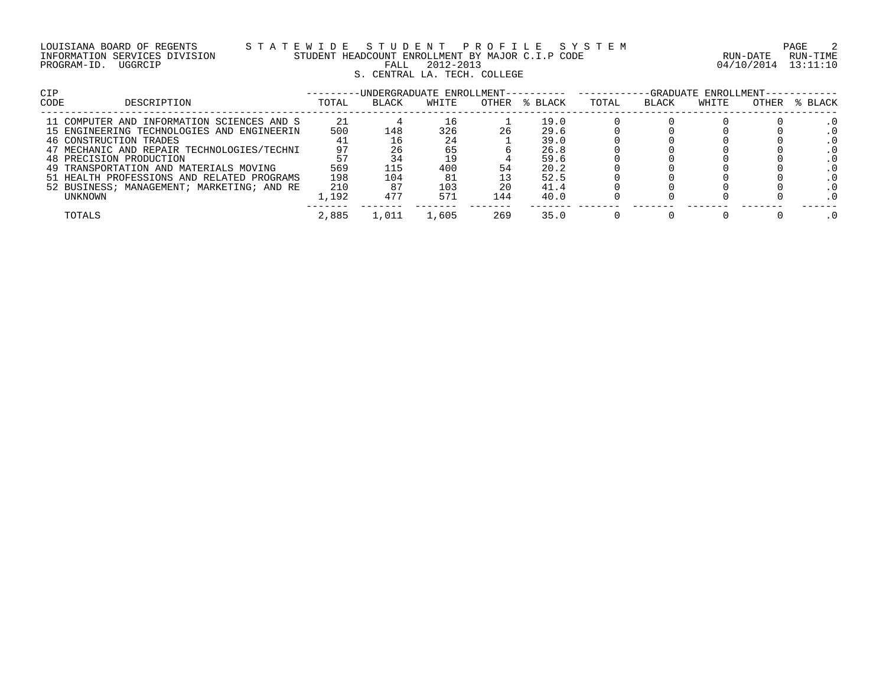LOUISIANA BOARD OF REGENTS — STATEWIDE STUDENT PROFILE SYSTEM

INFORMATION SERVICES DIVISION — STUDENT HEADCOUNT ENROLLMENT BY MAJOR C.I.P CODE

PROGRAM-ID. UGGRCIP — FALL 2012-2013

RUN-DATE 04/10/2014 RUN-TIME 13:11:10

S. CENTRAL LA. TECH. COLLEGE

| CIP CODE | DESCRIPTION | UNDERGRADUATE ENROLLMENT TOTAL | BLACK | WHITE | OTHER | % BLACK | GRADUATE ENROLLMENT TOTAL | BLACK | WHITE | OTHER | % BLACK |
|---|---|---|---|---|---|---|---|---|---|---|---|
| 11 | COMPUTER AND INFORMATION SCIENCES AND S | 21 | 4 | 16 | 1 | 19.0 | 0 | 0 | 0 | 0 | .0 |
| 15 | ENGINEERING TECHNOLOGIES AND ENGINEERIN | 500 | 148 | 326 | 26 | 29.6 | 0 | 0 | 0 | 0 | .0 |
| 46 | CONSTRUCTION TRADES | 41 | 16 | 24 | 1 | 39.0 | 0 | 0 | 0 | 0 | .0 |
| 47 | MECHANIC AND REPAIR TECHNOLOGIES/TECHNI | 97 | 26 | 65 | 6 | 26.8 | 0 | 0 | 0 | 0 | .0 |
| 48 | PRECISION PRODUCTION | 57 | 34 | 19 | 4 | 59.6 | 0 | 0 | 0 | 0 | .0 |
| 49 | TRANSPORTATION AND MATERIALS MOVING | 569 | 115 | 400 | 54 | 20.2 | 0 | 0 | 0 | 0 | .0 |
| 51 | HEALTH PROFESSIONS AND RELATED PROGRAMS | 198 | 104 | 81 | 13 | 52.5 | 0 | 0 | 0 | 0 | .0 |
| 52 | BUSINESS; MANAGEMENT; MARKETING; AND RE | 210 | 87 | 103 | 20 | 41.4 | 0 | 0 | 0 | 0 | .0 |
| | UNKNOWN | 1,192 | 477 | 571 | 144 | 40.0 | 0 | 0 | 0 | 0 | .0 |
| | TOTALS | 2,885 | 1,011 | 1,605 | 269 | 35.0 | 0 | 0 | 0 | 0 | .0 |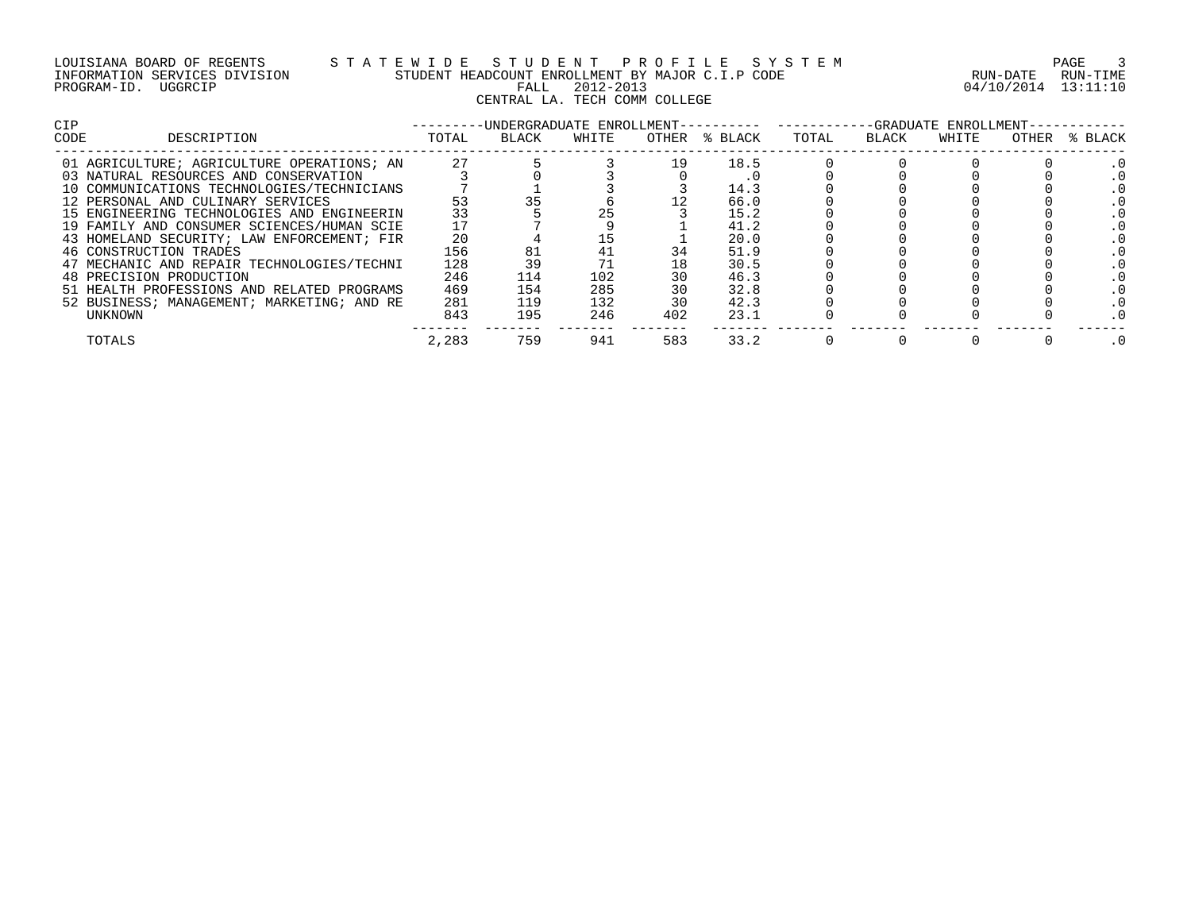LOUISIANA BOARD OF REGENTS — STATEWIDE STUDENT PROFILE SYSTEM

INFORMATION SERVICES DIVISION — STUDENT HEADCOUNT ENROLLMENT BY MAJOR C.I.P CODE — RUN-DATE 04/10/2014 RUN-TIME 13:11:10

PROGRAM-ID. UGGRCIP — FALL 2012-2013

CENTRAL LA. TECH COMM COLLEGE

| CIP CODE | DESCRIPTION | UNDERGRADUATE ENROLLMENT TOTAL | BLACK | WHITE | OTHER | % BLACK | GRADUATE ENROLLMENT TOTAL | BLACK | WHITE | OTHER | % BLACK |
|---|---|---|---|---|---|---|---|---|---|---|---|
| 01 | AGRICULTURE; AGRICULTURE OPERATIONS; AN | 27 | 5 | 3 | 19 | 18.5 | 0 | 0 | 0 | 0 | .0 |
| 03 | NATURAL RESOURCES AND CONSERVATION | 3 | 0 | 3 | 0 | .0 | 0 | 0 | 0 | 0 | .0 |
| 10 | COMMUNICATIONS TECHNOLOGIES/TECHNICIANS | 7 | 1 | 3 | 3 | 14.3 | 0 | 0 | 0 | 0 | .0 |
| 12 | PERSONAL AND CULINARY SERVICES | 53 | 35 | 6 | 12 | 66.0 | 0 | 0 | 0 | 0 | .0 |
| 15 | ENGINEERING TECHNOLOGIES AND ENGINEERIN | 33 | 5 | 25 | 3 | 15.2 | 0 | 0 | 0 | 0 | .0 |
| 19 | FAMILY AND CONSUMER SCIENCES/HUMAN SCIE | 17 | 7 | 9 | 1 | 41.2 | 0 | 0 | 0 | 0 | .0 |
| 43 | HOMELAND SECURITY; LAW ENFORCEMENT; FIR | 20 | 4 | 15 | 1 | 20.0 | 0 | 0 | 0 | 0 | .0 |
| 46 | CONSTRUCTION TRADES | 156 | 81 | 41 | 34 | 51.9 | 0 | 0 | 0 | 0 | .0 |
| 47 | MECHANIC AND REPAIR TECHNOLOGIES/TECHNI | 128 | 39 | 71 | 18 | 30.5 | 0 | 0 | 0 | 0 | .0 |
| 48 | PRECISION PRODUCTION | 246 | 114 | 102 | 30 | 46.3 | 0 | 0 | 0 | 0 | .0 |
| 51 | HEALTH PROFESSIONS AND RELATED PROGRAMS | 469 | 154 | 285 | 30 | 32.8 | 0 | 0 | 0 | 0 | .0 |
| 52 | BUSINESS; MANAGEMENT; MARKETING; AND RE | 281 | 119 | 132 | 30 | 42.3 | 0 | 0 | 0 | 0 | .0 |
| | UNKNOWN | 843 | 195 | 246 | 402 | 23.1 | 0 | 0 | 0 | 0 | .0 |
| | TOTALS | 2,283 | 759 | 941 | 583 | 33.2 | 0 | 0 | 0 | 0 | .0 |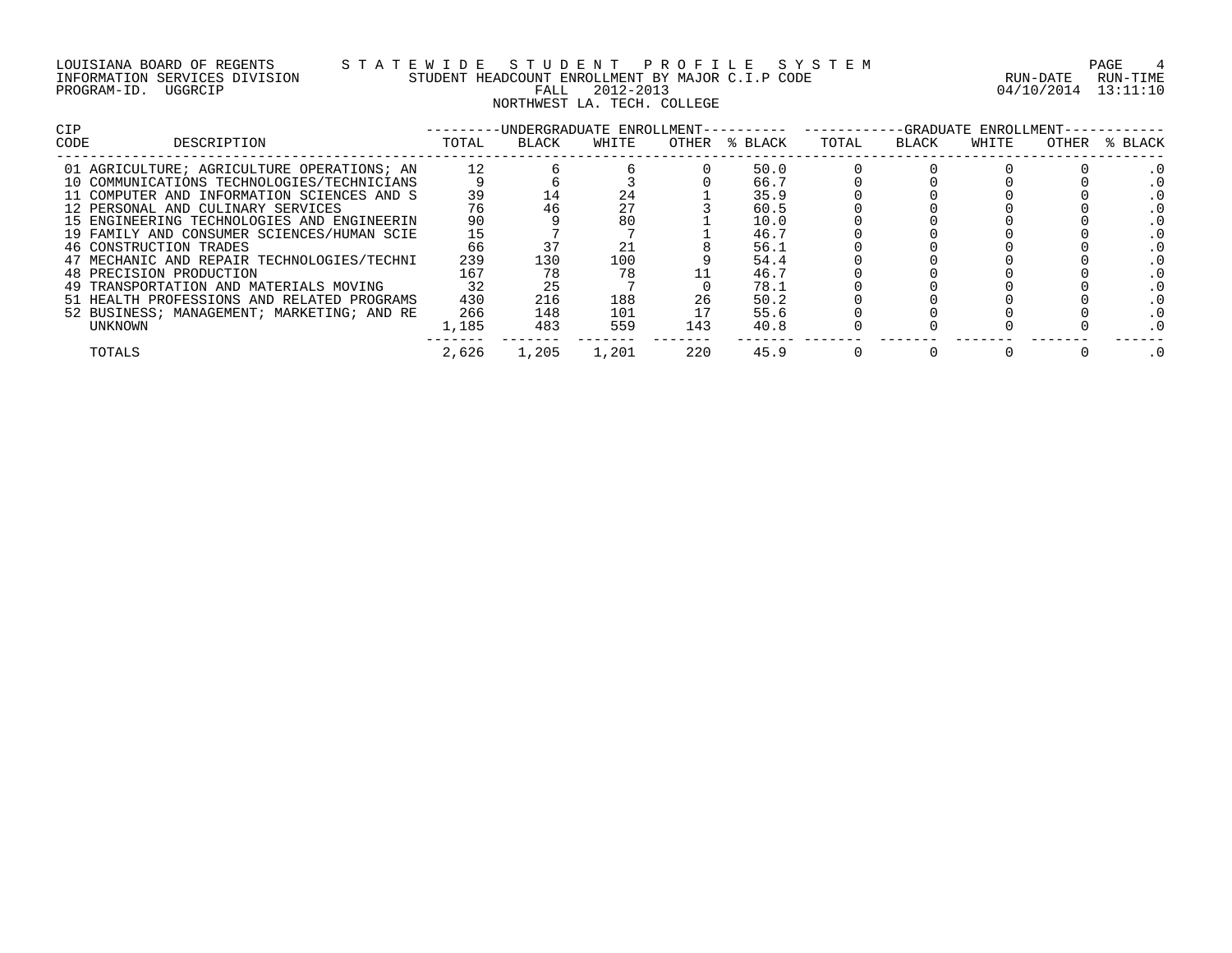LOUISIANA BOARD OF REGENTS — STATEWIDE STUDENT PROFILE SYSTEM
INFORMATION SERVICES DIVISION — STUDENT HEADCOUNT ENROLLMENT BY MAJOR C.I.P CODE — RUN-DATE 04/10/2014 RUN-TIME 13:11:10
PROGRAM-ID. UGGRCIP — FALL 2012-2013

NORTHWEST LA. TECH. COLLEGE

| CIP CODE | DESCRIPTION | UNDERGRADUATE ENROLLMENT TOTAL | BLACK | WHITE | OTHER | % BLACK | GRADUATE ENROLLMENT TOTAL | BLACK | WHITE | OTHER | % BLACK |
|---|---|---|---|---|---|---|---|---|---|---|---|
| 01 | AGRICULTURE; AGRICULTURE OPERATIONS; AN | 12 | 6 | 6 | 0 | 50.0 | 0 | 0 | 0 | 0 | .0 |
| 10 | COMMUNICATIONS TECHNOLOGIES/TECHNICIANS | 9 | 6 | 3 | 0 | 66.7 | 0 | 0 | 0 | 0 | .0 |
| 11 | COMPUTER AND INFORMATION SCIENCES AND S | 39 | 14 | 24 | 1 | 35.9 | 0 | 0 | 0 | 0 | .0 |
| 12 | PERSONAL AND CULINARY SERVICES | 76 | 46 | 27 | 3 | 60.5 | 0 | 0 | 0 | 0 | .0 |
| 15 | ENGINEERING TECHNOLOGIES AND ENGINEERIN | 90 | 9 | 80 | 1 | 10.0 | 0 | 0 | 0 | 0 | .0 |
| 19 | FAMILY AND CONSUMER SCIENCES/HUMAN SCIE | 15 | 7 | 7 | 1 | 46.7 | 0 | 0 | 0 | 0 | .0 |
| 46 | CONSTRUCTION TRADES | 66 | 37 | 21 | 8 | 56.1 | 0 | 0 | 0 | 0 | .0 |
| 47 | MECHANIC AND REPAIR TECHNOLOGIES/TECHNI | 239 | 130 | 100 | 9 | 54.4 | 0 | 0 | 0 | 0 | .0 |
| 48 | PRECISION PRODUCTION | 167 | 78 | 78 | 11 | 46.7 | 0 | 0 | 0 | 0 | .0 |
| 49 | TRANSPORTATION AND MATERIALS MOVING | 32 | 25 | 7 | 0 | 78.1 | 0 | 0 | 0 | 0 | .0 |
| 51 | HEALTH PROFESSIONS AND RELATED PROGRAMS | 430 | 216 | 188 | 26 | 50.2 | 0 | 0 | 0 | 0 | .0 |
| 52 | BUSINESS; MANAGEMENT; MARKETING; AND RE | 266 | 148 | 101 | 17 | 55.6 | 0 | 0 | 0 | 0 | .0 |
| | UNKNOWN | 1,185 | 483 | 559 | 143 | 40.8 | 0 | 0 | 0 | 0 | .0 |
| | TOTALS | 2,626 | 1,205 | 1,201 | 220 | 45.9 | 0 | 0 | 0 | 0 | .0 |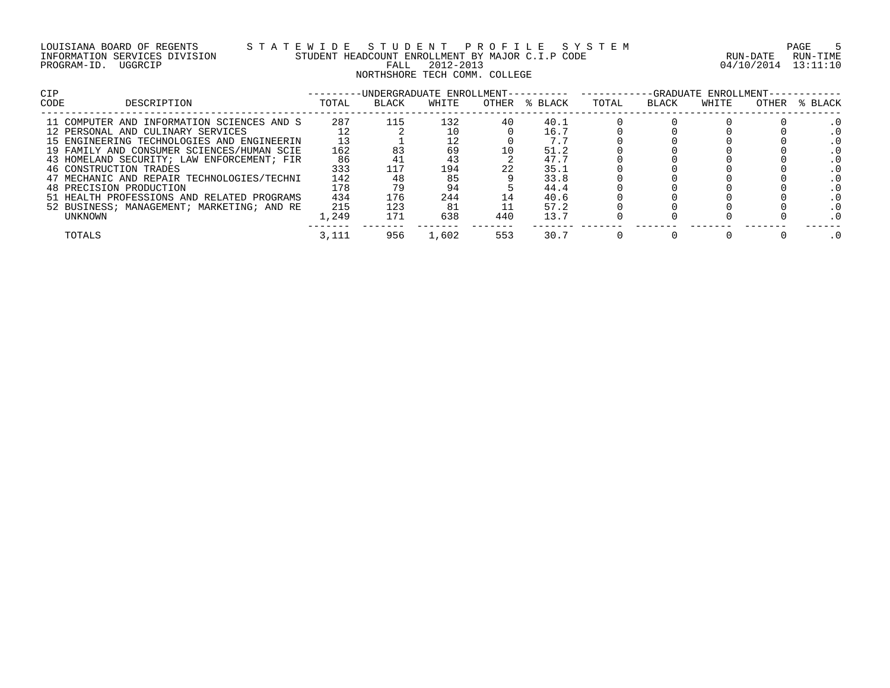LOUISIANA BOARD OF REGENTS — STATEWIDE STUDENT PROFILE SYSTEM
INFORMATION SERVICES DIVISION — STUDENT HEADCOUNT ENROLLMENT BY MAJOR C.I.P CODE — RUN-DATE 04/10/2014 RUN-TIME 13:11:10
PROGRAM-ID. UGGRCIP — FALL 2012-2013

NORTHSHORE TECH COMM. COLLEGE

| CIP CODE | DESCRIPTION | UNDERGRADUATE ENROLLMENT | | | | | GRADUATE ENROLLMENT | | | | |
|---|---|---|---|---|---|---|---|---|---|---|---|
| | | TOTAL | BLACK | WHITE | OTHER | % BLACK | TOTAL | BLACK | WHITE | OTHER | % BLACK |
| 11 | COMPUTER AND INFORMATION SCIENCES AND S | 287 | 115 | 132 | 40 | 40.1 | 0 | 0 | 0 | 0 | .0 |
| 12 | PERSONAL AND CULINARY SERVICES | 12 | 2 | 10 | 0 | 16.7 | 0 | 0 | 0 | 0 | .0 |
| 15 | ENGINEERING TECHNOLOGIES AND ENGINEERIN | 13 | 1 | 12 | 0 | 7.7 | 0 | 0 | 0 | 0 | .0 |
| 19 | FAMILY AND CONSUMER SCIENCES/HUMAN SCIE | 162 | 83 | 69 | 10 | 51.2 | 0 | 0 | 0 | 0 | .0 |
| 43 | HOMELAND SECURITY; LAW ENFORCEMENT; FIR | 86 | 41 | 43 | 2 | 47.7 | 0 | 0 | 0 | 0 | .0 |
| 46 | CONSTRUCTION TRADES | 333 | 117 | 194 | 22 | 35.1 | 0 | 0 | 0 | 0 | .0 |
| 47 | MECHANIC AND REPAIR TECHNOLOGIES/TECHNI | 142 | 48 | 85 | 9 | 33.8 | 0 | 0 | 0 | 0 | .0 |
| 48 | PRECISION PRODUCTION | 178 | 79 | 94 | 5 | 44.4 | 0 | 0 | 0 | 0 | .0 |
| 51 | HEALTH PROFESSIONS AND RELATED PROGRAMS | 434 | 176 | 244 | 14 | 40.6 | 0 | 0 | 0 | 0 | .0 |
| 52 | BUSINESS; MANAGEMENT; MARKETING; AND RE | 215 | 123 | 81 | 11 | 57.2 | 0 | 0 | 0 | 0 | .0 |
| | UNKNOWN | 1,249 | 171 | 638 | 440 | 13.7 | 0 | 0 | 0 | 0 | .0 |
| | TOTALS | 3,111 | 956 | 1,602 | 553 | 30.7 | 0 | 0 | 0 | 0 | .0 |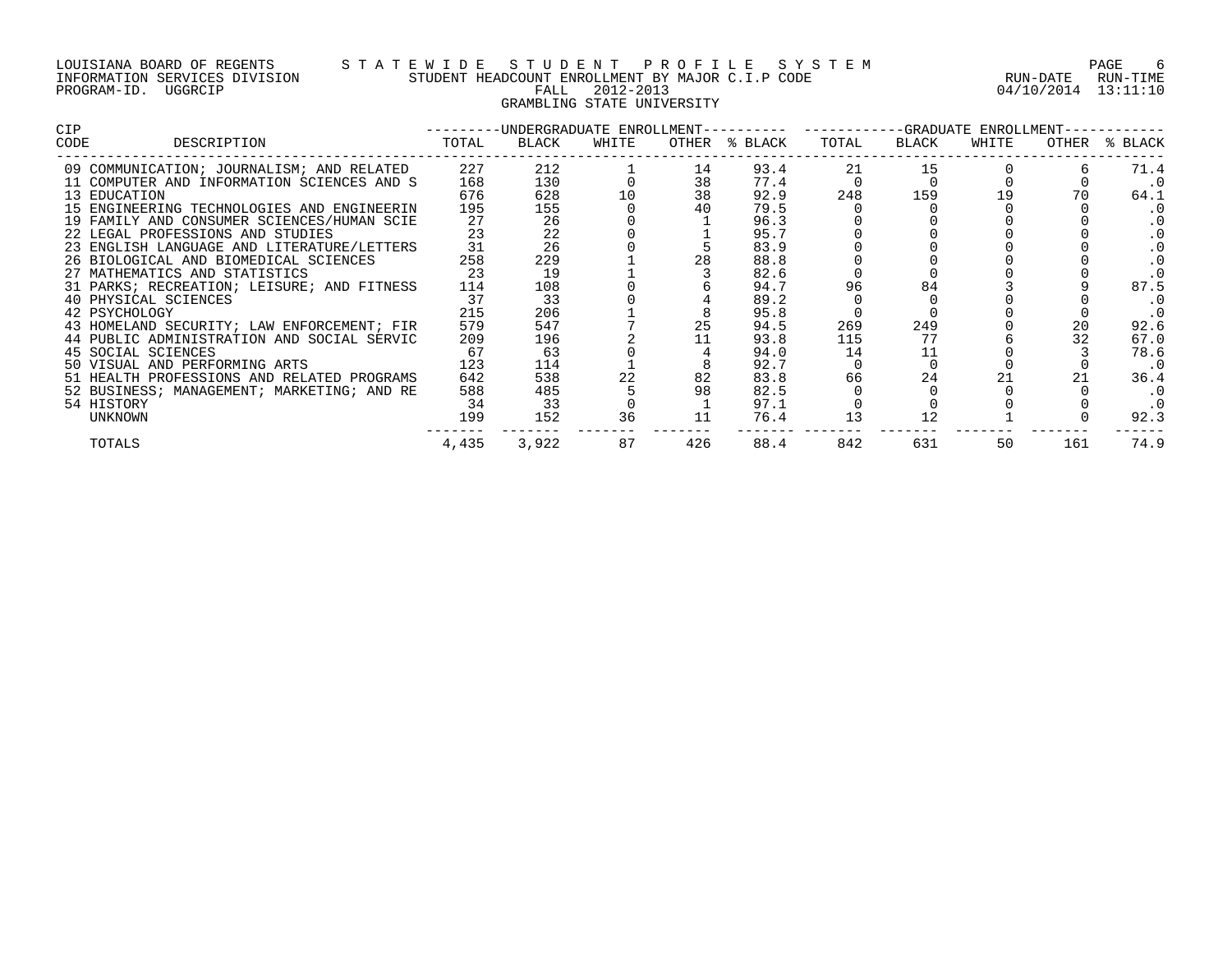LOUISIANA BOARD OF REGENTS — STATEWIDE STUDENT PROFILE SYSTEM

INFORMATION SERVICES DIVISION — STUDENT HEADCOUNT ENROLLMENT BY MAJOR C.I.P CODE

PROGRAM-ID. UGGRCIP — FALL 2012-2013 — RUN-DATE 04/10/2014 RUN-TIME 13:11:10

GRAMBLING STATE UNIVERSITY

| CIP CODE | DESCRIPTION | UNDERGRADUATE ENROLLMENT TOTAL | BLACK | WHITE | OTHER | % BLACK | GRADUATE ENROLLMENT TOTAL | BLACK | WHITE | OTHER | % BLACK |
|---|---|---|---|---|---|---|---|---|---|---|---|
| 09 | COMMUNICATION; JOURNALISM; AND RELATED | 227 | 212 | 1 | 14 | 93.4 | 21 | 15 | 0 | 6 | 71.4 |
| 11 | COMPUTER AND INFORMATION SCIENCES AND S | 168 | 130 | 0 | 38 | 77.4 | 0 | 0 | 0 | 0 | .0 |
| 13 | EDUCATION | 676 | 628 | 10 | 38 | 92.9 | 248 | 159 | 19 | 70 | 64.1 |
| 15 | ENGINEERING TECHNOLOGIES AND ENGINEERIN | 195 | 155 | 0 | 40 | 79.5 | 0 | 0 | 0 | 0 | .0 |
| 19 | FAMILY AND CONSUMER SCIENCES/HUMAN SCIE | 27 | 26 | 0 | 1 | 96.3 | 0 | 0 | 0 | 0 | .0 |
| 22 | LEGAL PROFESSIONS AND STUDIES | 23 | 22 | 0 | 1 | 95.7 | 0 | 0 | 0 | 0 | .0 |
| 23 | ENGLISH LANGUAGE AND LITERATURE/LETTERS | 31 | 26 | 0 | 5 | 83.9 | 0 | 0 | 0 | 0 | .0 |
| 26 | BIOLOGICAL AND BIOMEDICAL SCIENCES | 258 | 229 | 1 | 28 | 88.8 | 0 | 0 | 0 | 0 | .0 |
| 27 | MATHEMATICS AND STATISTICS | 23 | 19 | 1 | 3 | 82.6 | 0 | 0 | 0 | 0 | .0 |
| 31 | PARKS; RECREATION; LEISURE; AND FITNESS | 114 | 108 | 0 | 6 | 94.7 | 96 | 84 | 3 | 9 | 87.5 |
| 40 | PHYSICAL SCIENCES | 37 | 33 | 0 | 4 | 89.2 | 0 | 0 | 0 | 0 | .0 |
| 42 | PSYCHOLOGY | 215 | 206 | 1 | 8 | 95.8 | 0 | 0 | 0 | 0 | .0 |
| 43 | HOMELAND SECURITY; LAW ENFORCEMENT; FIR | 579 | 547 | 7 | 25 | 94.5 | 269 | 249 | 0 | 20 | 92.6 |
| 44 | PUBLIC ADMINISTRATION AND SOCIAL SERVIC | 209 | 196 | 2 | 11 | 93.8 | 115 | 77 | 6 | 32 | 67.0 |
| 45 | SOCIAL SCIENCES | 67 | 63 | 0 | 4 | 94.0 | 14 | 11 | 0 | 3 | 78.6 |
| 50 | VISUAL AND PERFORMING ARTS | 123 | 114 | 1 | 8 | 92.7 | 0 | 0 | 0 | 0 | .0 |
| 51 | HEALTH PROFESSIONS AND RELATED PROGRAMS | 642 | 538 | 22 | 82 | 83.8 | 66 | 24 | 21 | 21 | 36.4 |
| 52 | BUSINESS; MANAGEMENT; MARKETING; AND RE | 588 | 485 | 5 | 98 | 82.5 | 0 | 0 | 0 | 0 | .0 |
| 54 | HISTORY | 34 | 33 | 0 | 1 | 97.1 | 0 | 0 | 0 | 0 | .0 |
| | UNKNOWN | 199 | 152 | 36 | 11 | 76.4 | 13 | 12 | 1 | 0 | 92.3 |
| | TOTALS | 4,435 | 3,922 | 87 | 426 | 88.4 | 842 | 631 | 50 | 161 | 74.9 |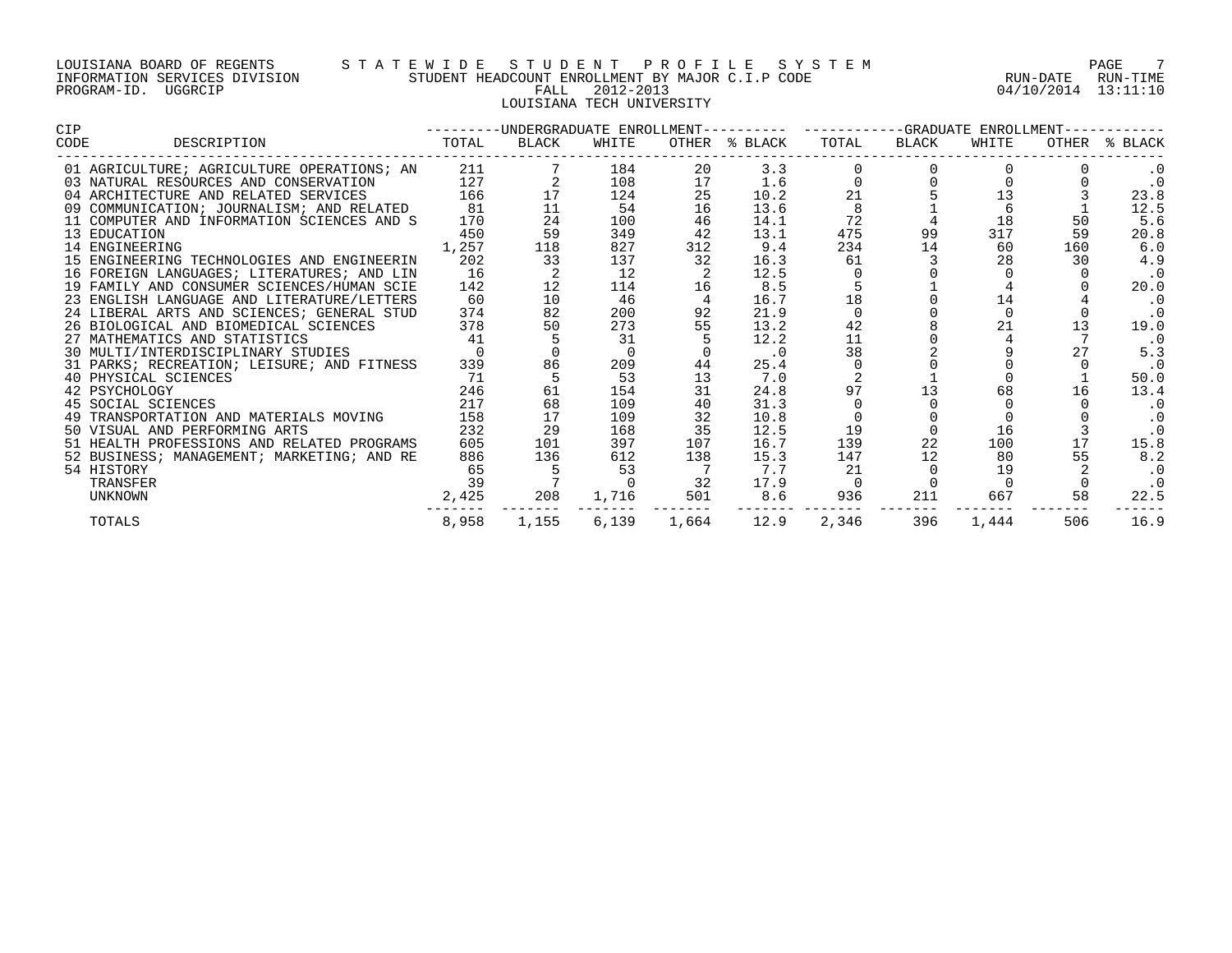LOUISIANA BOARD OF REGENTS — STATEWIDE STUDENT PROFILE SYSTEM
INFORMATION SERVICES DIVISION — STUDENT HEADCOUNT ENROLLMENT BY MAJOR C.I.P CODE — RUN-DATE 04/10/2014 RUN-TIME 13:11:10
PROGRAM-ID. UGGRCIP — FALL 2012-2013

LOUISIANA TECH UNIVERSITY

| CIP CODE | DESCRIPTION | UNDERGRADUATE ENROLLMENT TOTAL | BLACK | WHITE | OTHER | % BLACK | GRADUATE ENROLLMENT TOTAL | BLACK | WHITE | OTHER | % BLACK |
|---|---|---|---|---|---|---|---|---|---|---|---|
| 01 | AGRICULTURE; AGRICULTURE OPERATIONS; AN | 211 | 7 | 184 | 20 | 3.3 | 0 | 0 | 0 | 0 | .0 |
| 03 | NATURAL RESOURCES AND CONSERVATION | 127 | 2 | 108 | 17 | 1.6 | 0 | 0 | 0 | 0 | .0 |
| 04 | ARCHITECTURE AND RELATED SERVICES | 166 | 17 | 124 | 25 | 10.2 | 21 | 5 | 13 | 3 | 23.8 |
| 09 | COMMUNICATION; JOURNALISM; AND RELATED | 81 | 11 | 54 | 16 | 13.6 | 8 | 1 | 6 | 1 | 12.5 |
| 11 | COMPUTER AND INFORMATION SCIENCES AND S | 170 | 24 | 100 | 46 | 14.1 | 72 | 4 | 18 | 50 | 5.6 |
| 13 | EDUCATION | 450 | 59 | 349 | 42 | 13.1 | 475 | 99 | 317 | 59 | 20.8 |
| 14 | ENGINEERING | 1,257 | 118 | 827 | 312 | 9.4 | 234 | 14 | 60 | 160 | 6.0 |
| 15 | ENGINEERING TECHNOLOGIES AND ENGINEERIN | 202 | 33 | 137 | 32 | 16.3 | 61 | 3 | 28 | 30 | 4.9 |
| 16 | FOREIGN LANGUAGES; LITERATURES; AND LIN | 16 | 2 | 12 | 2 | 12.5 | 0 | 0 | 0 | 0 | .0 |
| 19 | FAMILY AND CONSUMER SCIENCES/HUMAN SCIE | 142 | 12 | 114 | 16 | 8.5 | 5 | 1 | 4 | 0 | 20.0 |
| 23 | ENGLISH LANGUAGE AND LITERATURE/LETTERS | 60 | 10 | 46 | 4 | 16.7 | 18 | 0 | 14 | 4 | .0 |
| 24 | LIBERAL ARTS AND SCIENCES; GENERAL STUD | 374 | 82 | 200 | 92 | 21.9 | 0 | 0 | 0 | 0 | .0 |
| 26 | BIOLOGICAL AND BIOMEDICAL SCIENCES | 378 | 50 | 273 | 55 | 13.2 | 42 | 8 | 21 | 13 | 19.0 |
| 27 | MATHEMATICS AND STATISTICS | 41 | 5 | 31 | 5 | 12.2 | 11 | 0 | 4 | 7 | .0 |
| 30 | MULTI/INTERDISCIPLINARY STUDIES | 0 | 0 | 0 | 0 | .0 | 38 | 2 | 9 | 27 | 5.3 |
| 31 | PARKS; RECREATION; LEISURE; AND FITNESS | 339 | 86 | 209 | 44 | 25.4 | 0 | 0 | 0 | 0 | .0 |
| 40 | PHYSICAL SCIENCES | 71 | 5 | 53 | 13 | 7.0 | 2 | 1 | 0 | 1 | 50.0 |
| 42 | PSYCHOLOGY | 246 | 61 | 154 | 31 | 24.8 | 97 | 13 | 68 | 16 | 13.4 |
| 45 | SOCIAL SCIENCES | 217 | 68 | 109 | 40 | 31.3 | 0 | 0 | 0 | 0 | .0 |
| 49 | TRANSPORTATION AND MATERIALS MOVING | 158 | 17 | 109 | 32 | 10.8 | 0 | 0 | 0 | 0 | .0 |
| 50 | VISUAL AND PERFORMING ARTS | 232 | 29 | 168 | 35 | 12.5 | 19 | 0 | 16 | 3 | .0 |
| 51 | HEALTH PROFESSIONS AND RELATED PROGRAMS | 605 | 101 | 397 | 107 | 16.7 | 139 | 22 | 100 | 17 | 15.8 |
| 52 | BUSINESS; MANAGEMENT; MARKETING; AND RE | 886 | 136 | 612 | 138 | 15.3 | 147 | 12 | 80 | 55 | 8.2 |
| 54 | HISTORY | 65 | 5 | 53 | 7 | 7.7 | 21 | 0 | 19 | 2 | .0 |
| | TRANSFER | 39 | 7 | 0 | 32 | 17.9 | 0 | 0 | 0 | 0 | .0 |
| | UNKNOWN | 2,425 | 208 | 1,716 | 501 | 8.6 | 936 | 211 | 667 | 58 | 22.5 |
| | TOTALS | 8,958 | 1,155 | 6,139 | 1,664 | 12.9 | 2,346 | 396 | 1,444 | 506 | 16.9 |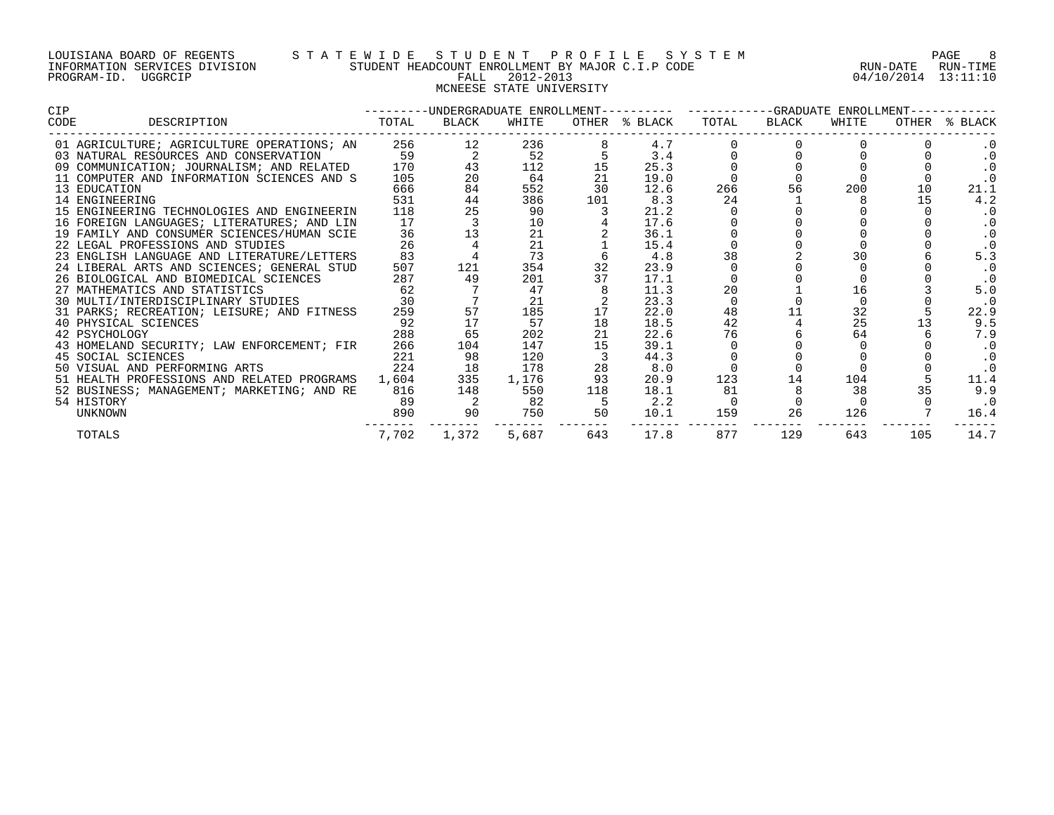LOUISIANA BOARD OF REGENTS — STATEWIDE STUDENT PROFILE SYSTEM
INFORMATION SERVICES DIVISION — STUDENT HEADCOUNT ENROLLMENT BY MAJOR C.I.P CODE — RUN-DATE 04/10/2014 RUN-TIME 13:11:10
PROGRAM-ID. UGGRCIP — FALL 2012-2013

MCNEESE STATE UNIVERSITY

| CIP CODE | DESCRIPTION | UNDERGRADUATE ENROLLMENT TOTAL | BLACK | WHITE | OTHER | % BLACK | GRADUATE ENROLLMENT TOTAL | BLACK | WHITE | OTHER | % BLACK |
|---|---|---|---|---|---|---|---|---|---|---|---|
| 01 | AGRICULTURE; AGRICULTURE OPERATIONS; AN | 256 | 12 | 236 | 8 | 4.7 | 0 | 0 | 0 | 0 | .0 |
| 03 | NATURAL RESOURCES AND CONSERVATION | 59 | 2 | 52 | 5 | 3.4 | 0 | 0 | 0 | 0 | .0 |
| 09 | COMMUNICATION; JOURNALISM; AND RELATED | 170 | 43 | 112 | 15 | 25.3 | 0 | 0 | 0 | 0 | .0 |
| 11 | COMPUTER AND INFORMATION SCIENCES AND S | 105 | 20 | 64 | 21 | 19.0 | 0 | 0 | 0 | 0 | .0 |
| 13 | EDUCATION | 666 | 84 | 552 | 30 | 12.6 | 266 | 56 | 200 | 10 | 21.1 |
| 14 | ENGINEERING | 531 | 44 | 386 | 101 | 8.3 | 24 | 1 | 8 | 15 | 4.2 |
| 15 | ENGINEERING TECHNOLOGIES AND ENGINEERIN | 118 | 25 | 90 | 3 | 21.2 | 0 | 0 | 0 | 0 | .0 |
| 16 | FOREIGN LANGUAGES; LITERATURES; AND LIN | 17 | 3 | 10 | 4 | 17.6 | 0 | 0 | 0 | 0 | .0 |
| 19 | FAMILY AND CONSUMER SCIENCES/HUMAN SCIE | 36 | 13 | 21 | 2 | 36.1 | 0 | 0 | 0 | 0 | .0 |
| 22 | LEGAL PROFESSIONS AND STUDIES | 26 | 4 | 21 | 1 | 15.4 | 0 | 0 | 0 | 0 | .0 |
| 23 | ENGLISH LANGUAGE AND LITERATURE/LETTERS | 83 | 4 | 73 | 6 | 4.8 | 38 | 2 | 30 | 6 | 5.3 |
| 24 | LIBERAL ARTS AND SCIENCES; GENERAL STUD | 507 | 121 | 354 | 32 | 23.9 | 0 | 0 | 0 | 0 | .0 |
| 26 | BIOLOGICAL AND BIOMEDICAL SCIENCES | 287 | 49 | 201 | 37 | 17.1 | 0 | 0 | 0 | 0 | .0 |
| 27 | MATHEMATICS AND STATISTICS | 62 | 7 | 47 | 8 | 11.3 | 20 | 1 | 16 | 3 | 5.0 |
| 30 | MULTI/INTERDISCIPLINARY STUDIES | 30 | 7 | 21 | 2 | 23.3 | 0 | 0 | 0 | 0 | .0 |
| 31 | PARKS; RECREATION; LEISURE; AND FITNESS | 259 | 57 | 185 | 17 | 22.0 | 48 | 11 | 32 | 5 | 22.9 |
| 40 | PHYSICAL SCIENCES | 92 | 17 | 57 | 18 | 18.5 | 42 | 4 | 25 | 13 | 9.5 |
| 42 | PSYCHOLOGY | 288 | 65 | 202 | 21 | 22.6 | 76 | 6 | 64 | 6 | 7.9 |
| 43 | HOMELAND SECURITY; LAW ENFORCEMENT; FIR | 266 | 104 | 147 | 15 | 39.1 | 0 | 0 | 0 | 0 | .0 |
| 45 | SOCIAL SCIENCES | 221 | 98 | 120 | 3 | 44.3 | 0 | 0 | 0 | 0 | .0 |
| 50 | VISUAL AND PERFORMING ARTS | 224 | 18 | 178 | 28 | 8.0 | 0 | 0 | 0 | 0 | .0 |
| 51 | HEALTH PROFESSIONS AND RELATED PROGRAMS | 1,604 | 335 | 1,176 | 93 | 20.9 | 123 | 14 | 104 | 5 | 11.4 |
| 52 | BUSINESS; MANAGEMENT; MARKETING; AND RE | 816 | 148 | 550 | 118 | 18.1 | 81 | 8 | 38 | 35 | 9.9 |
| 54 | HISTORY | 89 | 2 | 82 | 5 | 2.2 | 0 | 0 | 0 | 0 | .0 |
| | UNKNOWN | 890 | 90 | 750 | 50 | 10.1 | 159 | 26 | 126 | 7 | 16.4 |
| | TOTALS | 7,702 | 1,372 | 5,687 | 643 | 17.8 | 877 | 129 | 643 | 105 | 14.7 |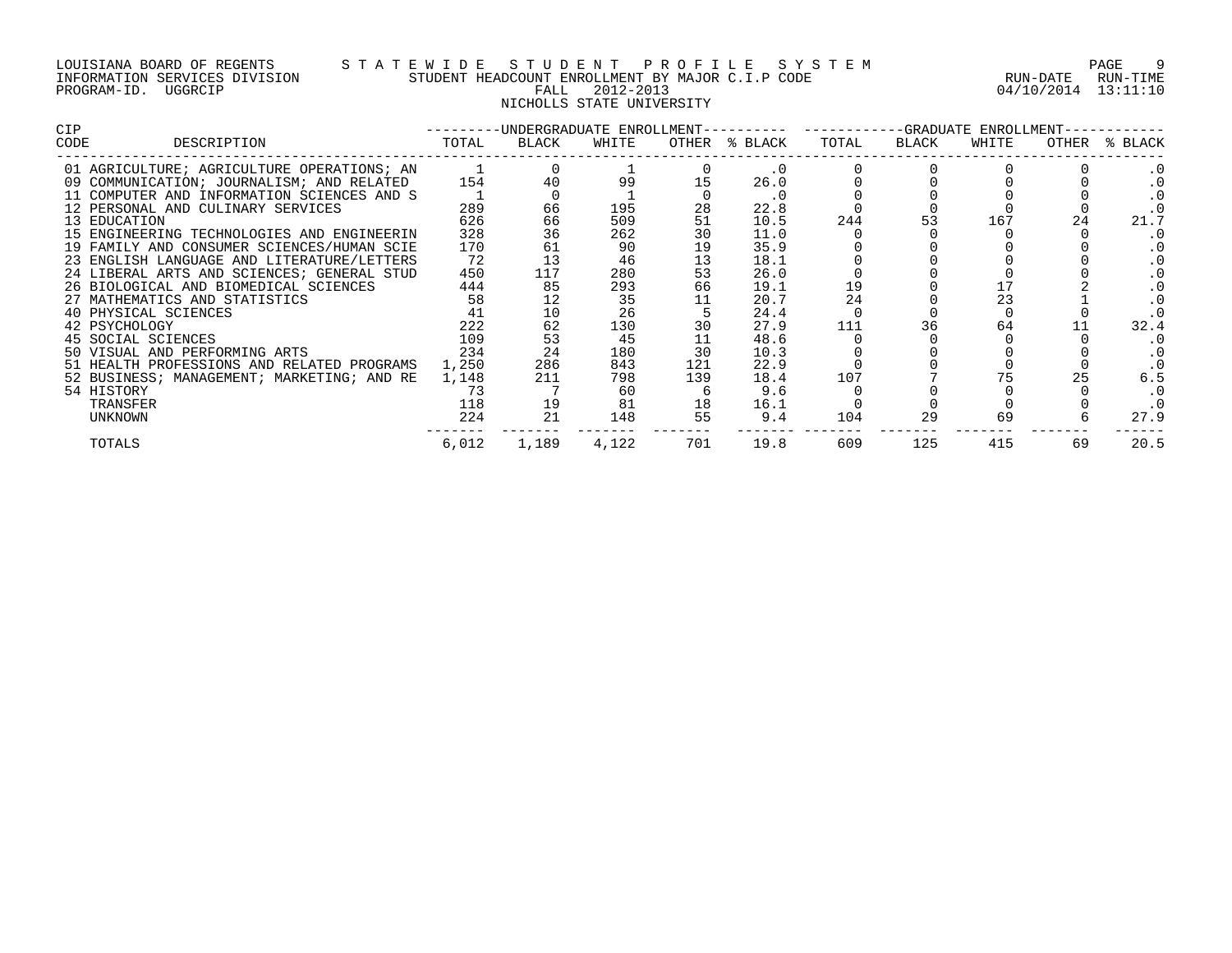LOUISIANA BOARD OF REGENTS — STATEWIDE STUDENT PROFILE SYSTEM
INFORMATION SERVICES DIVISION — STUDENT HEADCOUNT ENROLLMENT BY MAJOR C.I.P CODE — RUN-DATE 04/10/2014 RUN-TIME 13:11:10
PROGRAM-ID. UGGRCIP — FALL 2012-2013

NICHOLLS STATE UNIVERSITY

| CIP CODE | DESCRIPTION | UNDERGRADUATE ENROLLMENT TOTAL | BLACK | WHITE | OTHER | % BLACK | GRADUATE ENROLLMENT TOTAL | BLACK | WHITE | OTHER | % BLACK |
|---|---|---|---|---|---|---|---|---|---|---|---|
| 01 | AGRICULTURE; AGRICULTURE OPERATIONS; AN | 1 | 0 | 1 | 0 | .0 | 0 | 0 | 0 | 0 | .0 |
| 09 | COMMUNICATION; JOURNALISM; AND RELATED | 154 | 40 | 99 | 15 | 26.0 | 0 | 0 | 0 | 0 | .0 |
| 11 | COMPUTER AND INFORMATION SCIENCES AND S | 1 | 0 | 1 | 0 | .0 | 0 | 0 | 0 | 0 | .0 |
| 12 | PERSONAL AND CULINARY SERVICES | 289 | 66 | 195 | 28 | 22.8 | 0 | 0 | 0 | 0 | .0 |
| 13 | EDUCATION | 626 | 66 | 509 | 51 | 10.5 | 244 | 53 | 167 | 24 | 21.7 |
| 15 | ENGINEERING TECHNOLOGIES AND ENGINEERIN | 328 | 36 | 262 | 30 | 11.0 | 0 | 0 | 0 | 0 | .0 |
| 19 | FAMILY AND CONSUMER SCIENCES/HUMAN SCIE | 170 | 61 | 90 | 19 | 35.9 | 0 | 0 | 0 | 0 | .0 |
| 23 | ENGLISH LANGUAGE AND LITERATURE/LETTERS | 72 | 13 | 46 | 13 | 18.1 | 0 | 0 | 0 | 0 | .0 |
| 24 | LIBERAL ARTS AND SCIENCES; GENERAL STUD | 450 | 117 | 280 | 53 | 26.0 | 0 | 0 | 0 | 0 | .0 |
| 26 | BIOLOGICAL AND BIOMEDICAL SCIENCES | 444 | 85 | 293 | 66 | 19.1 | 19 | 0 | 17 | 2 | .0 |
| 27 | MATHEMATICS AND STATISTICS | 58 | 12 | 35 | 11 | 20.7 | 24 | 0 | 23 | 1 | .0 |
| 40 | PHYSICAL SCIENCES | 41 | 10 | 26 | 5 | 24.4 | 0 | 0 | 0 | 0 | .0 |
| 42 | PSYCHOLOGY | 222 | 62 | 130 | 30 | 27.9 | 111 | 36 | 64 | 11 | 32.4 |
| 45 | SOCIAL SCIENCES | 109 | 53 | 45 | 11 | 48.6 | 0 | 0 | 0 | 0 | .0 |
| 50 | VISUAL AND PERFORMING ARTS | 234 | 24 | 180 | 30 | 10.3 | 0 | 0 | 0 | 0 | .0 |
| 51 | HEALTH PROFESSIONS AND RELATED PROGRAMS | 1,250 | 286 | 843 | 121 | 22.9 | 0 | 0 | 0 | 0 | .0 |
| 52 | BUSINESS; MANAGEMENT; MARKETING; AND RE | 1,148 | 211 | 798 | 139 | 18.4 | 107 | 7 | 75 | 25 | 6.5 |
| 54 | HISTORY | 73 | 7 | 60 | 6 | 9.6 | 0 | 0 | 0 | 0 | .0 |
| | TRANSFER | 118 | 19 | 81 | 18 | 16.1 | 0 | 0 | 0 | 0 | .0 |
| | UNKNOWN | 224 | 21 | 148 | 55 | 9.4 | 104 | 29 | 69 | 6 | 27.9 |
| | TOTALS | 6,012 | 1,189 | 4,122 | 701 | 19.8 | 609 | 125 | 415 | 69 | 20.5 |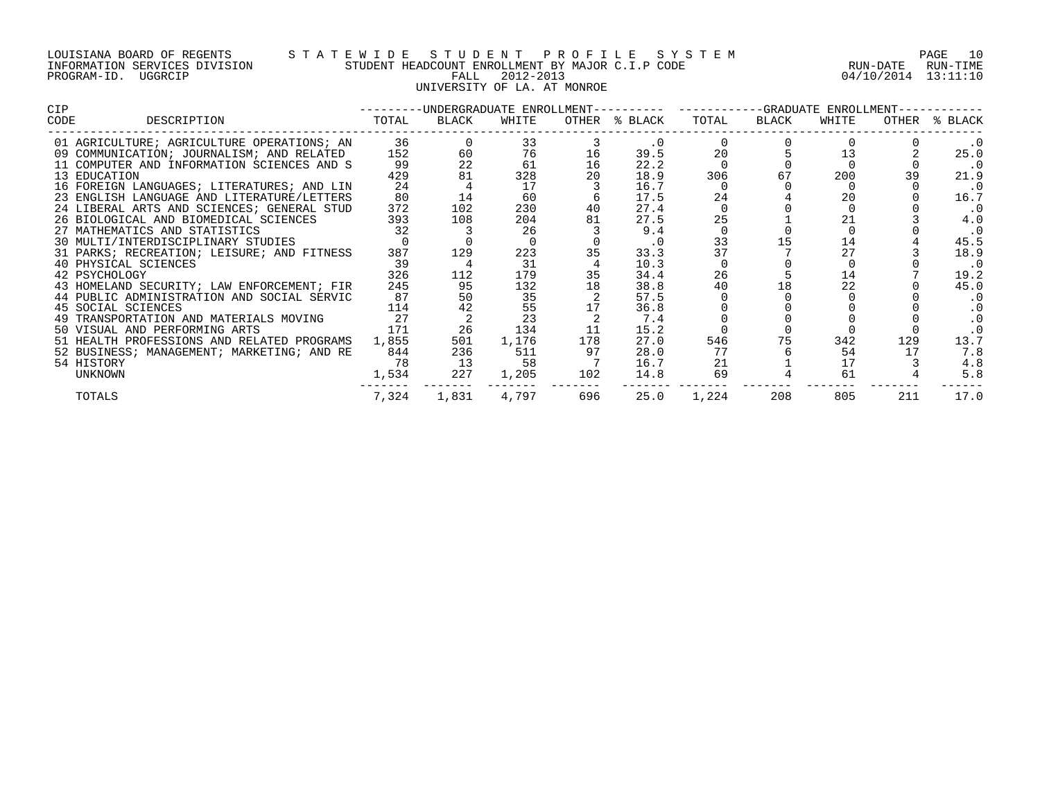LOUISIANA BOARD OF REGENTS — STATEWIDE STUDENT PROFILE SYSTEM
INFORMATION SERVICES DIVISION — STUDENT HEADCOUNT ENROLLMENT BY MAJOR C.I.P CODE — RUN-DATE 04/10/2014 RUN-TIME 13:11:10
PROGRAM-ID. UGGRCIP — FALL 2012-2013

UNIVERSITY OF LA. AT MONROE

| CIP CODE | DESCRIPTION | UNDERGRADUATE ENROLLMENT | | | | | GRADUATE ENROLLMENT | | | | |
|---|---|---|---|---|---|---|---|---|---|---|---|
| | | TOTAL | BLACK | WHITE | OTHER | % BLACK | TOTAL | BLACK | WHITE | OTHER | % BLACK |
| 01 | AGRICULTURE; AGRICULTURE OPERATIONS; AN | 36 | 0 | 33 | 3 | .0 | 0 | 0 | 0 | 0 | .0 |
| 09 | COMMUNICATION; JOURNALISM; AND RELATED | 152 | 60 | 76 | 16 | 39.5 | 20 | 5 | 13 | 2 | 25.0 |
| 11 | COMPUTER AND INFORMATION SCIENCES AND S | 99 | 22 | 61 | 16 | 22.2 | 0 | 0 | 0 | 0 | .0 |
| 13 | EDUCATION | 429 | 81 | 328 | 20 | 18.9 | 306 | 67 | 200 | 39 | 21.9 |
| 16 | FOREIGN LANGUAGES; LITERATURES; AND LIN | 24 | 4 | 17 | 3 | 16.7 | 0 | 0 | 0 | 0 | .0 |
| 23 | ENGLISH LANGUAGE AND LITERATURE/LETTERS | 80 | 14 | 60 | 6 | 17.5 | 24 | 4 | 20 | 0 | 16.7 |
| 24 | LIBERAL ARTS AND SCIENCES; GENERAL STUD | 372 | 102 | 230 | 40 | 27.4 | 0 | 0 | 0 | 0 | .0 |
| 26 | BIOLOGICAL AND BIOMEDICAL SCIENCES | 393 | 108 | 204 | 81 | 27.5 | 25 | 1 | 21 | 3 | 4.0 |
| 27 | MATHEMATICS AND STATISTICS | 32 | 3 | 26 | 3 | 9.4 | 0 | 0 | 0 | 0 | .0 |
| 30 | MULTI/INTERDISCIPLINARY STUDIES | 0 | 0 | 0 | 0 | .0 | 33 | 15 | 14 | 4 | 45.5 |
| 31 | PARKS; RECREATION; LEISURE; AND FITNESS | 387 | 129 | 223 | 35 | 33.3 | 37 | 7 | 27 | 3 | 18.9 |
| 40 | PHYSICAL SCIENCES | 39 | 4 | 31 | 4 | 10.3 | 0 | 0 | 0 | 0 | .0 |
| 42 | PSYCHOLOGY | 326 | 112 | 179 | 35 | 34.4 | 26 | 5 | 14 | 7 | 19.2 |
| 43 | HOMELAND SECURITY; LAW ENFORCEMENT; FIR | 245 | 95 | 132 | 18 | 38.8 | 40 | 18 | 22 | 0 | 45.0 |
| 44 | PUBLIC ADMINISTRATION AND SOCIAL SERVIC | 87 | 50 | 35 | 2 | 57.5 | 0 | 0 | 0 | 0 | .0 |
| 45 | SOCIAL SCIENCES | 114 | 42 | 55 | 17 | 36.8 | 0 | 0 | 0 | 0 | .0 |
| 49 | TRANSPORTATION AND MATERIALS MOVING | 27 | 2 | 23 | 2 | 7.4 | 0 | 0 | 0 | 0 | .0 |
| 50 | VISUAL AND PERFORMING ARTS | 171 | 26 | 134 | 11 | 15.2 | 0 | 0 | 0 | 0 | .0 |
| 51 | HEALTH PROFESSIONS AND RELATED PROGRAMS | 1,855 | 501 | 1,176 | 178 | 27.0 | 546 | 75 | 342 | 129 | 13.7 |
| 52 | BUSINESS; MANAGEMENT; MARKETING; AND RE | 844 | 236 | 511 | 97 | 28.0 | 77 | 6 | 54 | 17 | 7.8 |
| 54 | HISTORY | 78 | 13 | 58 | 7 | 16.7 | 21 | 1 | 17 | 3 | 4.8 |
| | UNKNOWN | 1,534 | 227 | 1,205 | 102 | 14.8 | 69 | 4 | 61 | 4 | 5.8 |
| | TOTALS | 7,324 | 1,831 | 4,797 | 696 | 25.0 | 1,224 | 208 | 805 | 211 | 17.0 |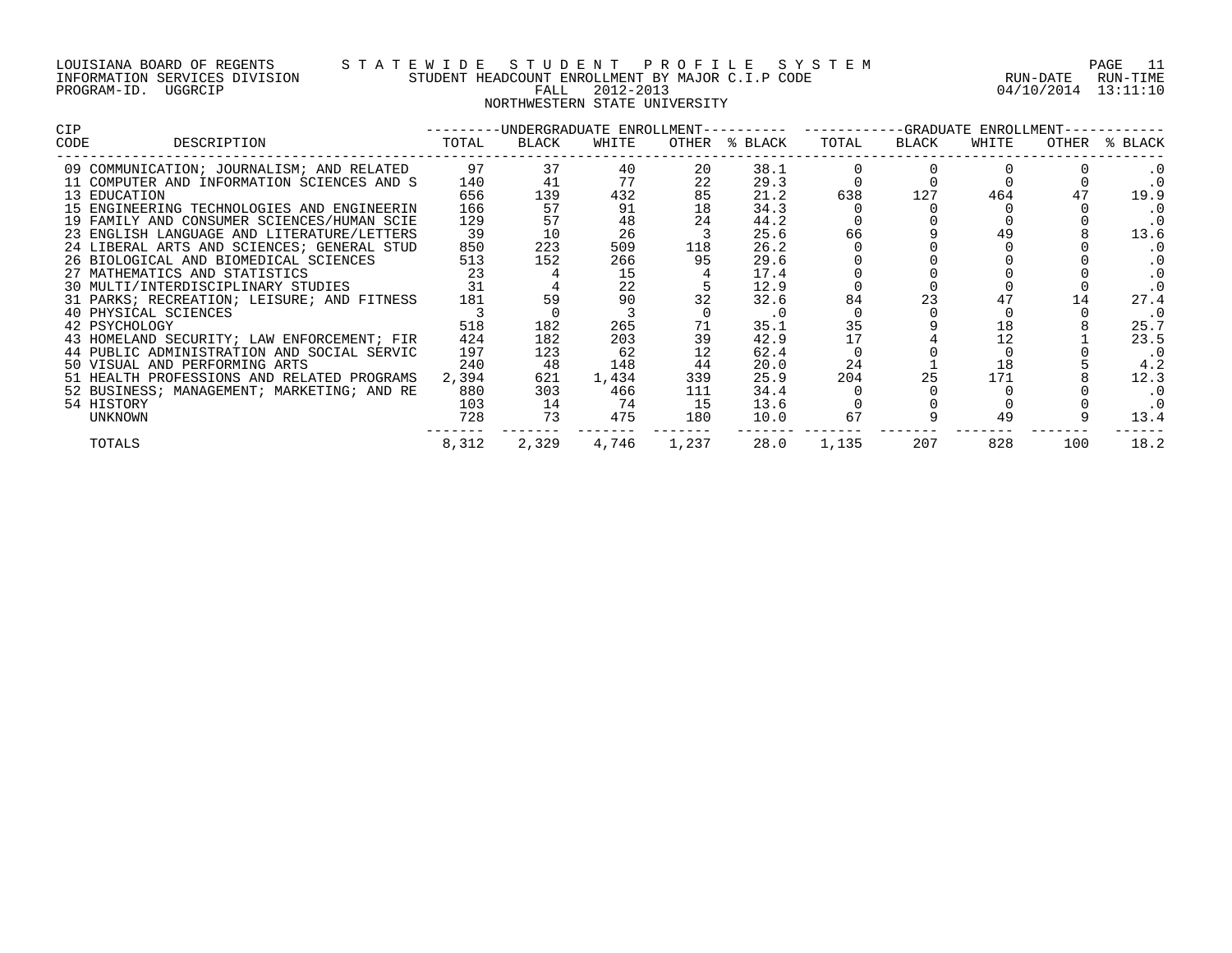LOUISIANA BOARD OF REGENTS — STATEWIDE STUDENT PROFILE SYSTEM
INFORMATION SERVICES DIVISION — STUDENT HEADCOUNT ENROLLMENT BY MAJOR C.I.P CODE — RUN-DATE 04/10/2014 RUN-TIME 13:11:10
PROGRAM-ID. UGGRCIP — FALL 2012-2013

NORTHWESTERN STATE UNIVERSITY

| CIP CODE | DESCRIPTION | UNDERGRADUATE ENROLLMENT TOTAL | BLACK | WHITE | OTHER | % BLACK | GRADUATE ENROLLMENT TOTAL | BLACK | WHITE | OTHER | % BLACK |
|---|---|---|---|---|---|---|---|---|---|---|---|
| 09 | COMMUNICATION; JOURNALISM; AND RELATED | 97 | 37 | 40 | 20 | 38.1 | 0 | 0 | 0 | 0 | .0 |
| 11 | COMPUTER AND INFORMATION SCIENCES AND S | 140 | 41 | 77 | 22 | 29.3 | 0 | 0 | 0 | 0 | .0 |
| 13 | EDUCATION | 656 | 139 | 432 | 85 | 21.2 | 638 | 127 | 464 | 47 | 19.9 |
| 15 | ENGINEERING TECHNOLOGIES AND ENGINEERIN | 166 | 57 | 91 | 18 | 34.3 | 0 | 0 | 0 | 0 | .0 |
| 19 | FAMILY AND CONSUMER SCIENCES/HUMAN SCIE | 129 | 57 | 48 | 24 | 44.2 | 0 | 0 | 0 | 0 | .0 |
| 23 | ENGLISH LANGUAGE AND LITERATURE/LETTERS | 39 | 10 | 26 | 3 | 25.6 | 66 | 9 | 49 | 8 | 13.6 |
| 24 | LIBERAL ARTS AND SCIENCES; GENERAL STUD | 850 | 223 | 509 | 118 | 26.2 | 0 | 0 | 0 | 0 | .0 |
| 26 | BIOLOGICAL AND BIOMEDICAL SCIENCES | 513 | 152 | 266 | 95 | 29.6 | 0 | 0 | 0 | 0 | .0 |
| 27 | MATHEMATICS AND STATISTICS | 23 | 4 | 15 | 4 | 17.4 | 0 | 0 | 0 | 0 | .0 |
| 30 | MULTI/INTERDISCIPLINARY STUDIES | 31 | 4 | 22 | 5 | 12.9 | 0 | 0 | 0 | 0 | .0 |
| 31 | PARKS; RECREATION; LEISURE; AND FITNESS | 181 | 59 | 90 | 32 | 32.6 | 84 | 23 | 47 | 14 | 27.4 |
| 40 | PHYSICAL SCIENCES | 3 | 0 | 3 | 0 | .0 | 0 | 0 | 0 | 0 | .0 |
| 42 | PSYCHOLOGY | 518 | 182 | 265 | 71 | 35.1 | 35 | 9 | 18 | 8 | 25.7 |
| 43 | HOMELAND SECURITY; LAW ENFORCEMENT; FIR | 424 | 182 | 203 | 39 | 42.9 | 17 | 4 | 12 | 1 | 23.5 |
| 44 | PUBLIC ADMINISTRATION AND SOCIAL SERVIC | 197 | 123 | 62 | 12 | 62.4 | 0 | 0 | 0 | 0 | .0 |
| 50 | VISUAL AND PERFORMING ARTS | 240 | 48 | 148 | 44 | 20.0 | 24 | 1 | 18 | 5 | 4.2 |
| 51 | HEALTH PROFESSIONS AND RELATED PROGRAMS | 2,394 | 621 | 1,434 | 339 | 25.9 | 204 | 25 | 171 | 8 | 12.3 |
| 52 | BUSINESS; MANAGEMENT; MARKETING; AND RE | 880 | 303 | 466 | 111 | 34.4 | 0 | 0 | 0 | 0 | .0 |
| 54 | HISTORY | 103 | 14 | 74 | 15 | 13.6 | 0 | 0 | 0 | 0 | .0 |
| | UNKNOWN | 728 | 73 | 475 | 180 | 10.0 | 67 | 9 | 49 | 9 | 13.4 |
| | TOTALS | 8,312 | 2,329 | 4,746 | 1,237 | 28.0 | 1,135 | 207 | 828 | 100 | 18.2 |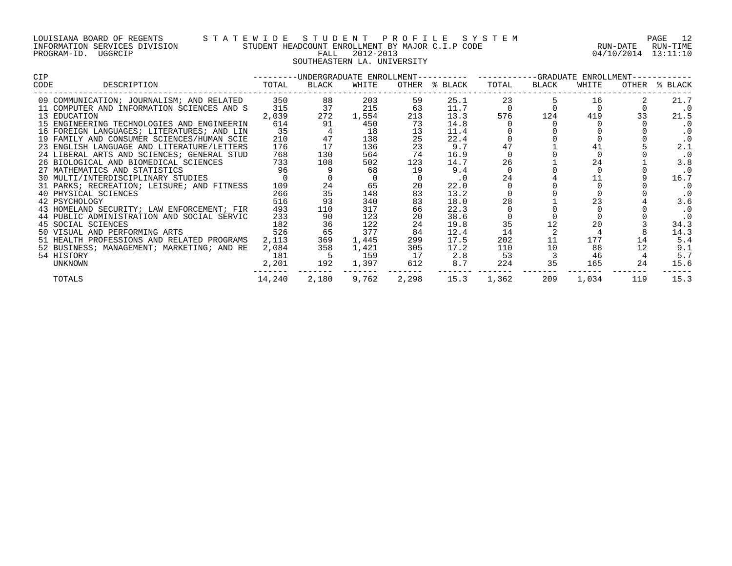LOUISIANA BOARD OF REGENTS — STATEWIDE STUDENT PROFILE SYSTEM
INFORMATION SERVICES DIVISION — STUDENT HEADCOUNT ENROLLMENT BY MAJOR C.I.P CODE — RUN-DATE 04/10/2014 RUN-TIME 13:11:10
PROGRAM-ID. UGGRCIP — FALL 2012-2013

SOUTHEASTERN LA. UNIVERSITY

| CIP CODE | DESCRIPTION | UNDERGRADUATE ENROLLMENT TOTAL | BLACK | WHITE | OTHER | % BLACK | GRADUATE ENROLLMENT TOTAL | BLACK | WHITE | OTHER | % BLACK |
|---|---|---|---|---|---|---|---|---|---|---|---|
| 09 | COMMUNICATION; JOURNALISM; AND RELATED | 350 | 88 | 203 | 59 | 25.1 | 23 | 5 | 16 | 2 | 21.7 |
| 11 | COMPUTER AND INFORMATION SCIENCES AND S | 315 | 37 | 215 | 63 | 11.7 | 0 | 0 | 0 | 0 | .0 |
| 13 | EDUCATION | 2,039 | 272 | 1,554 | 213 | 13.3 | 576 | 124 | 419 | 33 | 21.5 |
| 15 | ENGINEERING TECHNOLOGIES AND ENGINEERIN | 614 | 91 | 450 | 73 | 14.8 | 0 | 0 | 0 | 0 | .0 |
| 16 | FOREIGN LANGUAGES; LITERATURES; AND LIN | 35 | 4 | 18 | 13 | 11.4 | 0 | 0 | 0 | 0 | .0 |
| 19 | FAMILY AND CONSUMER SCIENCES/HUMAN SCIE | 210 | 47 | 138 | 25 | 22.4 | 0 | 0 | 0 | 0 | .0 |
| 23 | ENGLISH LANGUAGE AND LITERATURE/LETTERS | 176 | 17 | 136 | 23 | 9.7 | 47 | 1 | 41 | 5 | 2.1 |
| 24 | LIBERAL ARTS AND SCIENCES; GENERAL STUD | 768 | 130 | 564 | 74 | 16.9 | 0 | 0 | 0 | 0 | .0 |
| 26 | BIOLOGICAL AND BIOMEDICAL SCIENCES | 733 | 108 | 502 | 123 | 14.7 | 26 | 1 | 24 | 1 | 3.8 |
| 27 | MATHEMATICS AND STATISTICS | 96 | 9 | 68 | 19 | 9.4 | 0 | 0 | 0 | 0 | .0 |
| 30 | MULTI/INTERDISCIPLINARY STUDIES | 0 | 0 | 0 | 0 | .0 | 24 | 4 | 11 | 9 | 16.7 |
| 31 | PARKS; RECREATION; LEISURE; AND FITNESS | 109 | 24 | 65 | 20 | 22.0 | 0 | 0 | 0 | 0 | .0 |
| 40 | PHYSICAL SCIENCES | 266 | 35 | 148 | 83 | 13.2 | 0 | 0 | 0 | 0 | .0 |
| 42 | PSYCHOLOGY | 516 | 93 | 340 | 83 | 18.0 | 28 | 1 | 23 | 4 | 3.6 |
| 43 | HOMELAND SECURITY; LAW ENFORCEMENT; FIR | 493 | 110 | 317 | 66 | 22.3 | 0 | 0 | 0 | 0 | .0 |
| 44 | PUBLIC ADMINISTRATION AND SOCIAL SERVIC | 233 | 90 | 123 | 20 | 38.6 | 0 | 0 | 0 | 0 | .0 |
| 45 | SOCIAL SCIENCES | 182 | 36 | 122 | 24 | 19.8 | 35 | 12 | 20 | 3 | 34.3 |
| 50 | VISUAL AND PERFORMING ARTS | 526 | 65 | 377 | 84 | 12.4 | 14 | 2 | 4 | 8 | 14.3 |
| 51 | HEALTH PROFESSIONS AND RELATED PROGRAMS | 2,113 | 369 | 1,445 | 299 | 17.5 | 202 | 11 | 177 | 14 | 5.4 |
| 52 | BUSINESS; MANAGEMENT; MARKETING; AND RE | 2,084 | 358 | 1,421 | 305 | 17.2 | 110 | 10 | 88 | 12 | 9.1 |
| 54 | HISTORY | 181 | 5 | 159 | 17 | 2.8 | 53 | 3 | 46 | 4 | 5.7 |
| | UNKNOWN | 2,201 | 192 | 1,397 | 612 | 8.7 | 224 | 35 | 165 | 24 | 15.6 |
| | TOTALS | 14,240 | 2,180 | 9,762 | 2,298 | 15.3 | 1,362 | 209 | 1,034 | 119 | 15.3 |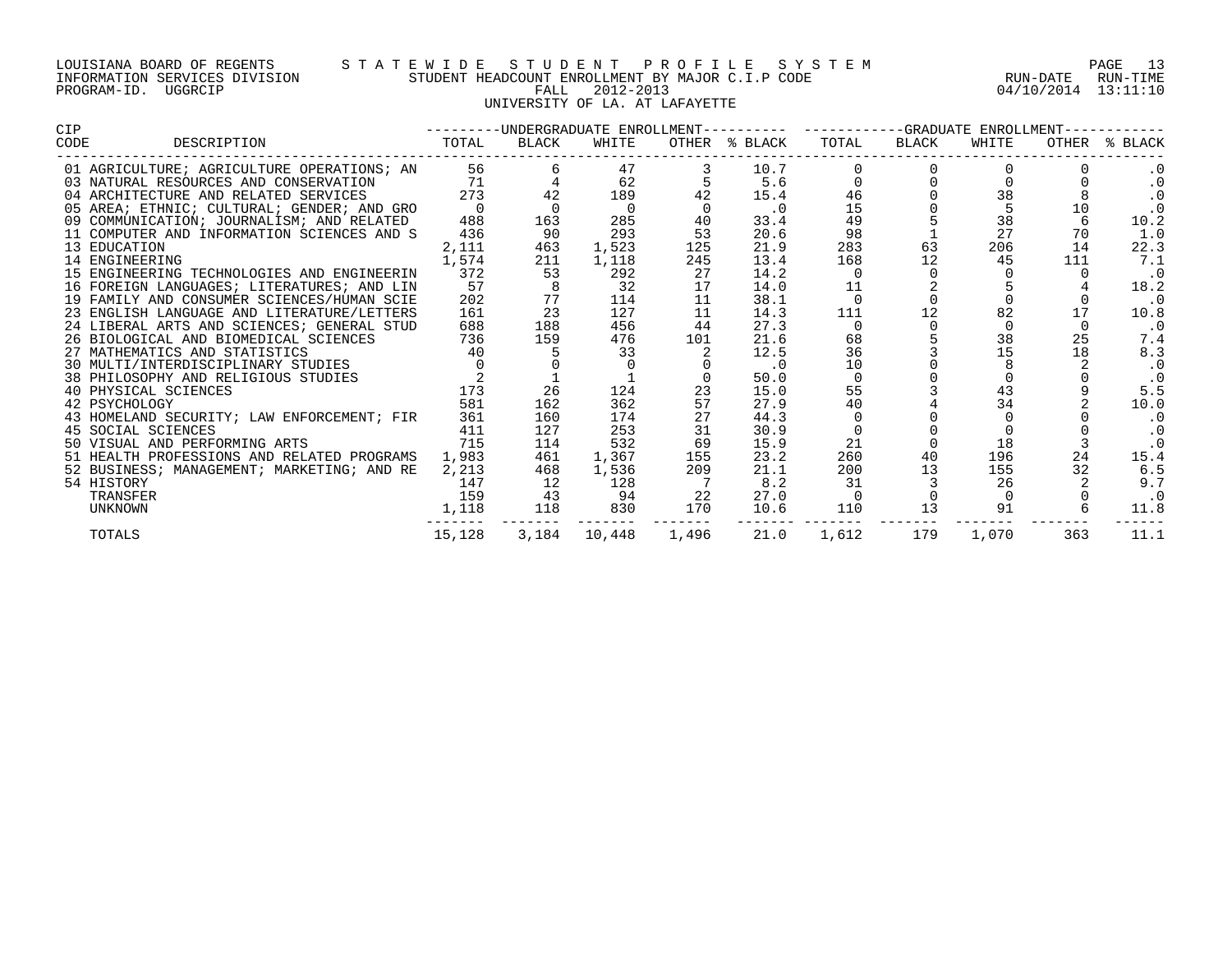LOUISIANA BOARD OF REGENTS — STATEWIDE STUDENT PROFILE SYSTEM
INFORMATION SERVICES DIVISION — STUDENT HEADCOUNT ENROLLMENT BY MAJOR C.I.P CODE — RUN-DATE 04/10/2014 RUN-TIME 13:11:10
PROGRAM-ID. UGGRCIP — FALL 2012-2013

UNIVERSITY OF LA. AT LAFAYETTE

| CIP CODE | DESCRIPTION | UNDERGRADUATE ENROLLMENT TOTAL | BLACK | WHITE | OTHER | % BLACK | GRADUATE ENROLLMENT TOTAL | BLACK | WHITE | OTHER | % BLACK |
|---|---|---|---|---|---|---|---|---|---|---|---|
| 01 | AGRICULTURE; AGRICULTURE OPERATIONS; AN | 56 | 6 | 47 | 3 | 10.7 | 0 | 0 | 0 | 0 | .0 |
| 03 | NATURAL RESOURCES AND CONSERVATION | 71 | 4 | 62 | 5 | 5.6 | 0 | 0 | 0 | 0 | .0 |
| 04 | ARCHITECTURE AND RELATED SERVICES | 273 | 42 | 189 | 42 | 15.4 | 46 | 0 | 38 | 8 | .0 |
| 05 | AREA; ETHNIC; CULTURAL; GENDER; AND GRO | 0 | 0 | 0 | 0 | .0 | 15 | 0 | 5 | 10 | .0 |
| 09 | COMMUNICATION; JOURNALISM; AND RELATED | 488 | 163 | 285 | 40 | 33.4 | 49 | 5 | 38 | 6 | 10.2 |
| 11 | COMPUTER AND INFORMATION SCIENCES AND S | 436 | 90 | 293 | 53 | 20.6 | 98 | 1 | 27 | 70 | 1.0 |
| 13 | EDUCATION | 2,111 | 463 | 1,523 | 125 | 21.9 | 283 | 63 | 206 | 14 | 22.3 |
| 14 | ENGINEERING | 1,574 | 211 | 1,118 | 245 | 13.4 | 168 | 12 | 45 | 111 | 7.1 |
| 15 | ENGINEERING TECHNOLOGIES AND ENGINEERIN | 372 | 53 | 292 | 27 | 14.2 | 0 | 0 | 0 | 0 | .0 |
| 16 | FOREIGN LANGUAGES; LITERATURES; AND LIN | 57 | 8 | 32 | 17 | 14.0 | 11 | 2 | 5 | 4 | 18.2 |
| 19 | FAMILY AND CONSUMER SCIENCES/HUMAN SCIE | 202 | 77 | 114 | 11 | 38.1 | 0 | 0 | 0 | 0 | .0 |
| 23 | ENGLISH LANGUAGE AND LITERATURE/LETTERS | 161 | 23 | 127 | 11 | 14.3 | 111 | 12 | 82 | 17 | 10.8 |
| 24 | LIBERAL ARTS AND SCIENCES; GENERAL STUD | 688 | 188 | 456 | 44 | 27.3 | 0 | 0 | 0 | 0 | .0 |
| 26 | BIOLOGICAL AND BIOMEDICAL SCIENCES | 736 | 159 | 476 | 101 | 21.6 | 68 | 5 | 38 | 25 | 7.4 |
| 27 | MATHEMATICS AND STATISTICS | 40 | 5 | 33 | 2 | 12.5 | 36 | 3 | 15 | 18 | 8.3 |
| 30 | MULTI/INTERDISCIPLINARY STUDIES | 0 | 0 | 0 | 0 | .0 | 10 | 0 | 8 | 2 | .0 |
| 38 | PHILOSOPHY AND RELIGIOUS STUDIES | 2 | 1 | 1 | 0 | 50.0 | 0 | 0 | 0 | 0 | .0 |
| 40 | PHYSICAL SCIENCES | 173 | 26 | 124 | 23 | 15.0 | 55 | 3 | 43 | 9 | 5.5 |
| 42 | PSYCHOLOGY | 581 | 162 | 362 | 57 | 27.9 | 40 | 4 | 34 | 2 | 10.0 |
| 43 | HOMELAND SECURITY; LAW ENFORCEMENT; FIR | 361 | 160 | 174 | 27 | 44.3 | 0 | 0 | 0 | 0 | .0 |
| 45 | SOCIAL SCIENCES | 411 | 127 | 253 | 31 | 30.9 | 0 | 0 | 0 | 0 | .0 |
| 50 | VISUAL AND PERFORMING ARTS | 715 | 114 | 532 | 69 | 15.9 | 21 | 0 | 18 | 3 | .0 |
| 51 | HEALTH PROFESSIONS AND RELATED PROGRAMS | 1,983 | 461 | 1,367 | 155 | 23.2 | 260 | 40 | 196 | 24 | 15.4 |
| 52 | BUSINESS; MANAGEMENT; MARKETING; AND RE | 2,213 | 468 | 1,536 | 209 | 21.1 | 200 | 13 | 155 | 32 | 6.5 |
| 54 | HISTORY | 147 | 12 | 128 | 7 | 8.2 | 31 | 3 | 26 | 2 | 9.7 |
| | TRANSFER | 159 | 43 | 94 | 22 | 27.0 | 0 | 0 | 0 | 0 | .0 |
| | UNKNOWN | 1,118 | 118 | 830 | 170 | 10.6 | 110 | 13 | 91 | 6 | 11.8 |
| | TOTALS | 15,128 | 3,184 | 10,448 | 1,496 | 21.0 | 1,612 | 179 | 1,070 | 363 | 11.1 |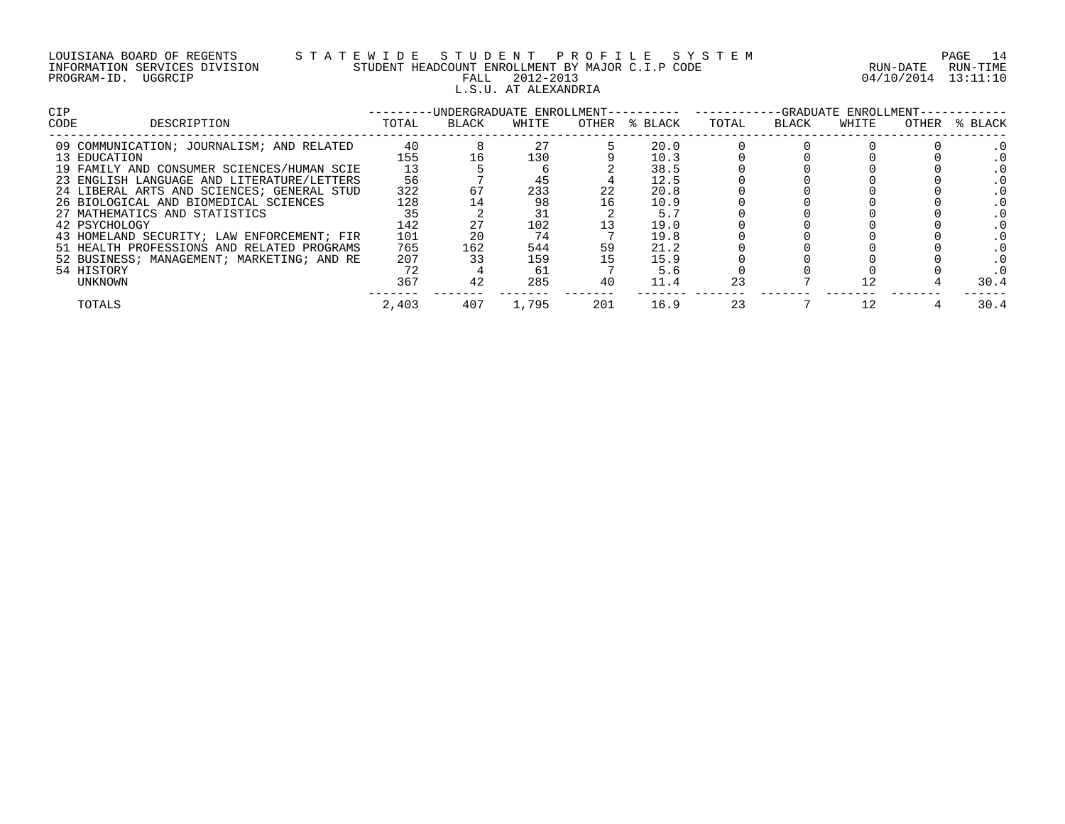LOUISIANA BOARD OF REGENTS — STATEWIDE STUDENT PROFILE SYSTEM
INFORMATION SERVICES DIVISION — STUDENT HEADCOUNT ENROLLMENT BY MAJOR C.I.P CODE
PROGRAM-ID. UGGRCIP — FALL 2012-2013
RUN-DATE 04/10/2014 RUN-TIME 13:11:10

L.S.U. AT ALEXANDRIA

| CIP CODE | DESCRIPTION | UNDERGRADUATE ENROLLMENT | | | | | GRADUATE ENROLLMENT | | | | |
|---|---|---|---|---|---|---|---|---|---|---|---|
| | | TOTAL | BLACK | WHITE | OTHER | % BLACK | TOTAL | BLACK | WHITE | OTHER | % BLACK |
| 09 | COMMUNICATION; JOURNALISM; AND RELATED | 40 | 8 | 27 | 5 | 20.0 | 0 | 0 | 0 | 0 | .0 |
| 13 | EDUCATION | 155 | 16 | 130 | 9 | 10.3 | 0 | 0 | 0 | 0 | .0 |
| 19 | FAMILY AND CONSUMER SCIENCES/HUMAN SCIE | 13 | 5 | 6 | 2 | 38.5 | 0 | 0 | 0 | 0 | .0 |
| 23 | ENGLISH LANGUAGE AND LITERATURE/LETTERS | 56 | 7 | 45 | 4 | 12.5 | 0 | 0 | 0 | 0 | .0 |
| 24 | LIBERAL ARTS AND SCIENCES; GENERAL STUD | 322 | 67 | 233 | 22 | 20.8 | 0 | 0 | 0 | 0 | .0 |
| 26 | BIOLOGICAL AND BIOMEDICAL SCIENCES | 128 | 14 | 98 | 16 | 10.9 | 0 | 0 | 0 | 0 | .0 |
| 27 | MATHEMATICS AND STATISTICS | 35 | 2 | 31 | 2 | 5.7 | 0 | 0 | 0 | 0 | .0 |
| 42 | PSYCHOLOGY | 142 | 27 | 102 | 13 | 19.0 | 0 | 0 | 0 | 0 | .0 |
| 43 | HOMELAND SECURITY; LAW ENFORCEMENT; FIR | 101 | 20 | 74 | 7 | 19.8 | 0 | 0 | 0 | 0 | .0 |
| 51 | HEALTH PROFESSIONS AND RELATED PROGRAMS | 765 | 162 | 544 | 59 | 21.2 | 0 | 0 | 0 | 0 | .0 |
| 52 | BUSINESS; MANAGEMENT; MARKETING; AND RE | 207 | 33 | 159 | 15 | 15.9 | 0 | 0 | 0 | 0 | .0 |
| 54 | HISTORY | 72 | 4 | 61 | 7 | 5.6 | 0 | 0 | 0 | 0 | .0 |
| | UNKNOWN | 367 | 42 | 285 | 40 | 11.4 | 23 | 7 | 12 | 4 | 30.4 |
| | TOTALS | 2,403 | 407 | 1,795 | 201 | 16.9 | 23 | 7 | 12 | 4 | 30.4 |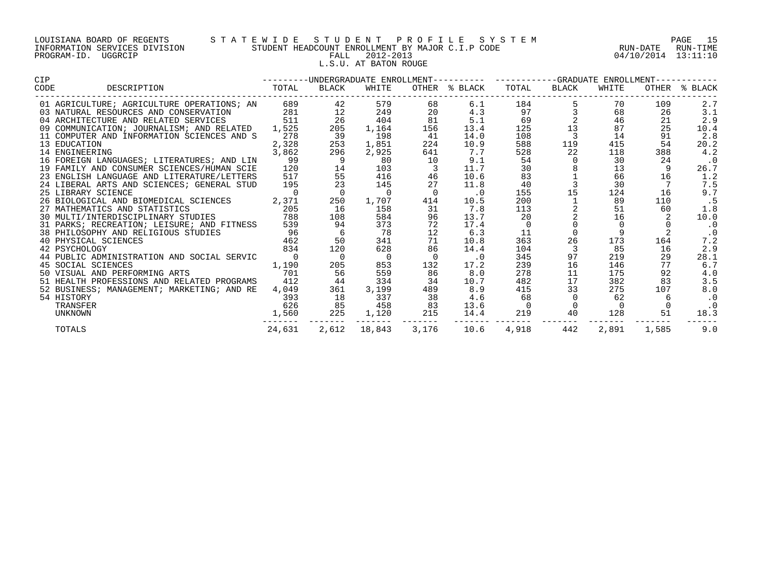LOUISIANA BOARD OF REGENTS — STATEWIDE STUDENT PROFILE SYSTEM
INFORMATION SERVICES DIVISION — STUDENT HEADCOUNT ENROLLMENT BY MAJOR C.I.P CODE
PROGRAM-ID. UGGRCIP — FALL 2012-2013
RUN-DATE 04/10/2014 RUN-TIME 13:11:10

L.S.U. AT BATON ROUGE

| CIP CODE | DESCRIPTION | UNDERGRADUATE ENROLLMENT TOTAL | BLACK | WHITE | OTHER | % BLACK | GRADUATE ENROLLMENT TOTAL | BLACK | WHITE | OTHER | % BLACK |
|---|---|---|---|---|---|---|---|---|---|---|---|
| 01 | AGRICULTURE; AGRICULTURE OPERATIONS; AN | 689 | 42 | 579 | 68 | 6.1 | 184 | 5 | 70 | 109 | 2.7 |
| 03 | NATURAL RESOURCES AND CONSERVATION | 281 | 12 | 249 | 20 | 4.3 | 97 | 3 | 68 | 26 | 3.1 |
| 04 | ARCHITECTURE AND RELATED SERVICES | 511 | 26 | 404 | 81 | 5.1 | 69 | 2 | 46 | 21 | 2.9 |
| 09 | COMMUNICATION; JOURNALISM; AND RELATED | 1,525 | 205 | 1,164 | 156 | 13.4 | 125 | 13 | 87 | 25 | 10.4 |
| 11 | COMPUTER AND INFORMATION SCIENCES AND S | 278 | 39 | 198 | 41 | 14.0 | 108 | 3 | 14 | 91 | 2.8 |
| 13 | EDUCATION | 2,328 | 253 | 1,851 | 224 | 10.9 | 588 | 119 | 415 | 54 | 20.2 |
| 14 | ENGINEERING | 3,862 | 296 | 2,925 | 641 | 7.7 | 528 | 22 | 118 | 388 | 4.2 |
| 16 | FOREIGN LANGUAGES; LITERATURES; AND LIN | 99 | 9 | 80 | 10 | 9.1 | 54 | 0 | 30 | 24 | .0 |
| 19 | FAMILY AND CONSUMER SCIENCES/HUMAN SCIE | 120 | 14 | 103 | 3 | 11.7 | 30 | 8 | 13 | 9 | 26.7 |
| 23 | ENGLISH LANGUAGE AND LITERATURE/LETTERS | 517 | 55 | 416 | 46 | 10.6 | 83 | 1 | 66 | 16 | 1.2 |
| 24 | LIBERAL ARTS AND SCIENCES; GENERAL STUD | 195 | 23 | 145 | 27 | 11.8 | 40 | 3 | 30 | 7 | 7.5 |
| 25 | LIBRARY SCIENCE | 0 | 0 | 0 | 0 | .0 | 155 | 15 | 124 | 16 | 9.7 |
| 26 | BIOLOGICAL AND BIOMEDICAL SCIENCES | 2,371 | 250 | 1,707 | 414 | 10.5 | 200 | 1 | 89 | 110 | .5 |
| 27 | MATHEMATICS AND STATISTICS | 205 | 16 | 158 | 31 | 7.8 | 113 | 2 | 51 | 60 | 1.8 |
| 30 | MULTI/INTERDISCIPLINARY STUDIES | 788 | 108 | 584 | 96 | 13.7 | 20 | 2 | 16 | 2 | 10.0 |
| 31 | PARKS; RECREATION; LEISURE; AND FITNESS | 539 | 94 | 373 | 72 | 17.4 | 0 | 0 | 0 | 0 | .0 |
| 38 | PHILOSOPHY AND RELIGIOUS STUDIES | 96 | 6 | 78 | 12 | 6.3 | 11 | 0 | 9 | 2 | .0 |
| 40 | PHYSICAL SCIENCES | 462 | 50 | 341 | 71 | 10.8 | 363 | 26 | 173 | 164 | 7.2 |
| 42 | PSYCHOLOGY | 834 | 120 | 628 | 86 | 14.4 | 104 | 3 | 85 | 16 | 2.9 |
| 44 | PUBLIC ADMINISTRATION AND SOCIAL SERVIC | 0 | 0 | 0 | 0 | .0 | 345 | 97 | 219 | 29 | 28.1 |
| 45 | SOCIAL SCIENCES | 1,190 | 205 | 853 | 132 | 17.2 | 239 | 16 | 146 | 77 | 6.7 |
| 50 | VISUAL AND PERFORMING ARTS | 701 | 56 | 559 | 86 | 8.0 | 278 | 11 | 175 | 92 | 4.0 |
| 51 | HEALTH PROFESSIONS AND RELATED PROGRAMS | 412 | 44 | 334 | 34 | 10.7 | 482 | 17 | 382 | 83 | 3.5 |
| 52 | BUSINESS; MANAGEMENT; MARKETING; AND RE | 4,049 | 361 | 3,199 | 489 | 8.9 | 415 | 33 | 275 | 107 | 8.0 |
| 54 | HISTORY | 393 | 18 | 337 | 38 | 4.6 | 68 | 0 | 62 | 6 | .0 |
| | TRANSFER | 626 | 85 | 458 | 83 | 13.6 | 0 | 0 | 0 | 0 | .0 |
| | UNKNOWN | 1,560 | 225 | 1,120 | 215 | 14.4 | 219 | 40 | 128 | 51 | 18.3 |
| | TOTALS | 24,631 | 2,612 | 18,843 | 3,176 | 10.6 | 4,918 | 442 | 2,891 | 1,585 | 9.0 |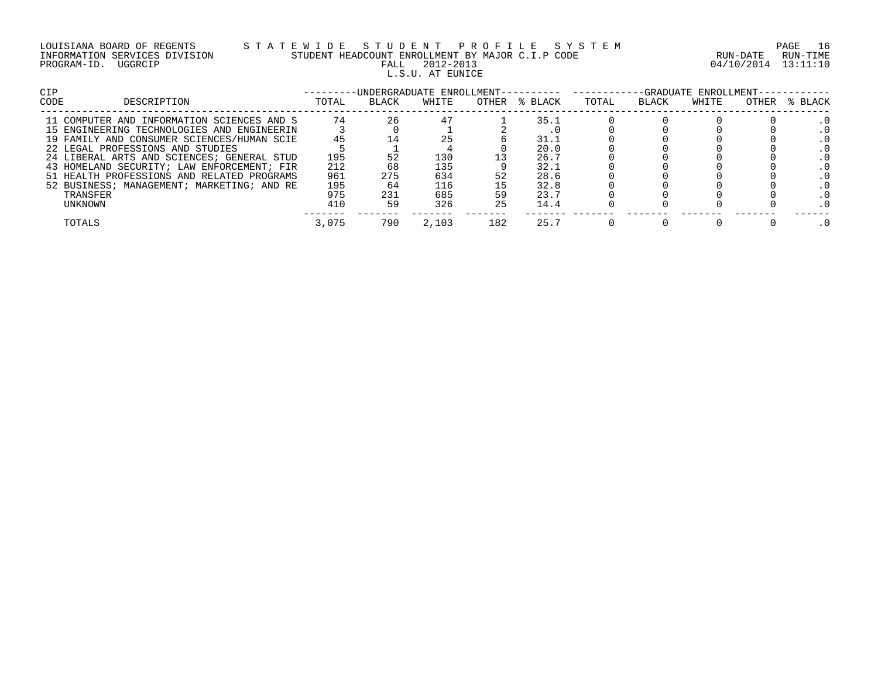LOUISIANA BOARD OF REGENTS — STATEWIDE STUDENT PROFILE SYSTEM
INFORMATION SERVICES DIVISION — STUDENT HEADCOUNT ENROLLMENT BY MAJOR C.I.P CODE — RUN-DATE 04/10/2014 RUN-TIME 13:11:10
PROGRAM-ID. UGGRCIP — FALL 2012-2013

L.S.U. AT EUNICE

| CIP CODE | DESCRIPTION | UNDERGRADUATE ENROLLMENT | | | | | GRADUATE ENROLLMENT | | | | |
|---|---|---|---|---|---|---|---|---|---|---|---|
| | | TOTAL | BLACK | WHITE | OTHER | % BLACK | TOTAL | BLACK | WHITE | OTHER | % BLACK |
| 11 | COMPUTER AND INFORMATION SCIENCES AND S | 74 | 26 | 47 | 1 | 35.1 | 0 | 0 | 0 | 0 | .0 |
| 15 | ENGINEERING TECHNOLOGIES AND ENGINEERIN | 3 | 0 | 1 | 2 | .0 | 0 | 0 | 0 | 0 | .0 |
| 19 | FAMILY AND CONSUMER SCIENCES/HUMAN SCIE | 45 | 14 | 25 | 6 | 31.1 | 0 | 0 | 0 | 0 | .0 |
| 22 | LEGAL PROFESSIONS AND STUDIES | 5 | 1 | 4 | 0 | 20.0 | 0 | 0 | 0 | 0 | .0 |
| 24 | LIBERAL ARTS AND SCIENCES; GENERAL STUD | 195 | 52 | 130 | 13 | 26.7 | 0 | 0 | 0 | 0 | .0 |
| 43 | HOMELAND SECURITY; LAW ENFORCEMENT; FIR | 212 | 68 | 135 | 9 | 32.1 | 0 | 0 | 0 | 0 | .0 |
| 51 | HEALTH PROFESSIONS AND RELATED PROGRAMS | 961 | 275 | 634 | 52 | 28.6 | 0 | 0 | 0 | 0 | .0 |
| 52 | BUSINESS; MANAGEMENT; MARKETING; AND RE | 195 | 64 | 116 | 15 | 32.8 | 0 | 0 | 0 | 0 | .0 |
| | TRANSFER | 975 | 231 | 685 | 59 | 23.7 | 0 | 0 | 0 | 0 | .0 |
| | UNKNOWN | 410 | 59 | 326 | 25 | 14.4 | 0 | 0 | 0 | 0 | .0 |
| | TOTALS | 3,075 | 790 | 2,103 | 182 | 25.7 | 0 | 0 | 0 | 0 | .0 |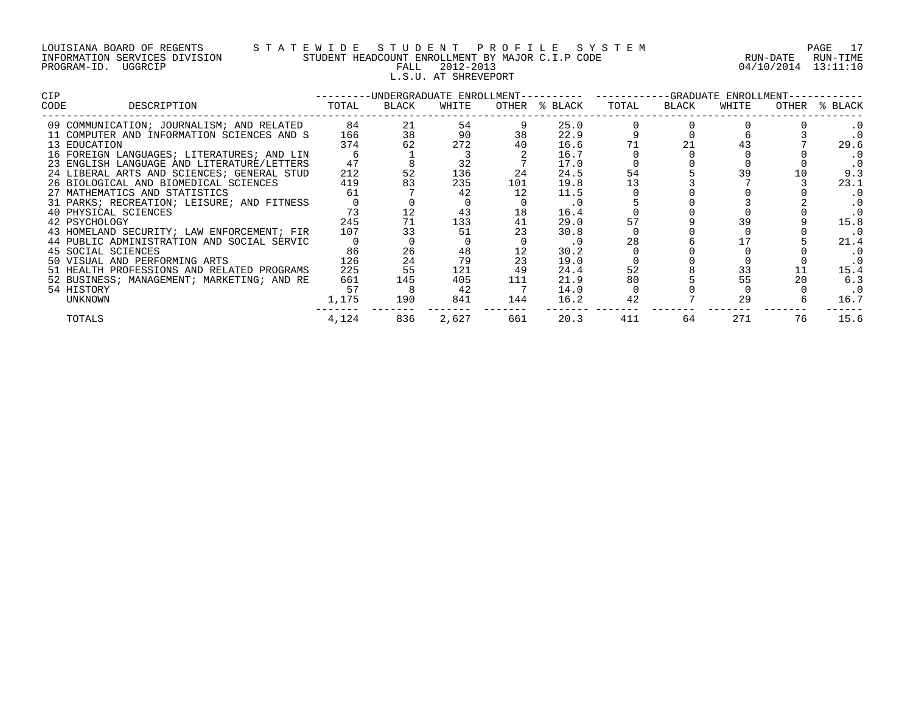LOUISIANA BOARD OF REGENTS — STATEWIDE STUDENT PROFILE SYSTEM
INFORMATION SERVICES DIVISION — STUDENT HEADCOUNT ENROLLMENT BY MAJOR C.I.P CODE — RUN-DATE 04/10/2014 RUN-TIME 13:11:10
PROGRAM-ID. UGGRCIP — FALL 2012-2013

## L.S.U. AT SHREVEPORT

| CIP CODE | DESCRIPTION | UNDERGRADUATE ENROLLMENT TOTAL | BLACK | WHITE | OTHER | % BLACK | GRADUATE ENROLLMENT TOTAL | BLACK | WHITE | OTHER | % BLACK |
|---|---|---|---|---|---|---|---|---|---|---|---|
| 09 | COMMUNICATION; JOURNALISM; AND RELATED | 84 | 21 | 54 | 9 | 25.0 | 0 | 0 | 0 | 0 | .0 |
| 11 | COMPUTER AND INFORMATION SCIENCES AND S | 166 | 38 | 90 | 38 | 22.9 | 9 | 0 | 6 | 3 | .0 |
| 13 | EDUCATION | 374 | 62 | 272 | 40 | 16.6 | 71 | 21 | 43 | 7 | 29.6 |
| 16 | FOREIGN LANGUAGES; LITERATURES; AND LIN | 6 | 1 | 3 | 2 | 16.7 | 0 | 0 | 0 | 0 | .0 |
| 23 | ENGLISH LANGUAGE AND LITERATURE/LETTERS | 47 | 8 | 32 | 7 | 17.0 | 0 | 0 | 0 | 0 | .0 |
| 24 | LIBERAL ARTS AND SCIENCES; GENERAL STUD | 212 | 52 | 136 | 24 | 24.5 | 54 | 5 | 39 | 10 | 9.3 |
| 26 | BIOLOGICAL AND BIOMEDICAL SCIENCES | 419 | 83 | 235 | 101 | 19.8 | 13 | 3 | 7 | 3 | 23.1 |
| 27 | MATHEMATICS AND STATISTICS | 61 | 7 | 42 | 12 | 11.5 | 0 | 0 | 0 | 0 | .0 |
| 31 | PARKS; RECREATION; LEISURE; AND FITNESS | 0 | 0 | 0 | 0 | .0 | 5 | 0 | 3 | 2 | .0 |
| 40 | PHYSICAL SCIENCES | 73 | 12 | 43 | 18 | 16.4 | 0 | 0 | 0 | 0 | .0 |
| 42 | PSYCHOLOGY | 245 | 71 | 133 | 41 | 29.0 | 57 | 9 | 39 | 9 | 15.8 |
| 43 | HOMELAND SECURITY; LAW ENFORCEMENT; FIR | 107 | 33 | 51 | 23 | 30.8 | 0 | 0 | 0 | 0 | .0 |
| 44 | PUBLIC ADMINISTRATION AND SOCIAL SERVIC | 0 | 0 | 0 | 0 | .0 | 28 | 6 | 17 | 5 | 21.4 |
| 45 | SOCIAL SCIENCES | 86 | 26 | 48 | 12 | 30.2 | 0 | 0 | 0 | 0 | .0 |
| 50 | VISUAL AND PERFORMING ARTS | 126 | 24 | 79 | 23 | 19.0 | 0 | 0 | 0 | 0 | .0 |
| 51 | HEALTH PROFESSIONS AND RELATED PROGRAMS | 225 | 55 | 121 | 49 | 24.4 | 52 | 8 | 33 | 11 | 15.4 |
| 52 | BUSINESS; MANAGEMENT; MARKETING; AND RE | 661 | 145 | 405 | 111 | 21.9 | 80 | 5 | 55 | 20 | 6.3 |
| 54 | HISTORY | 57 | 8 | 42 | 7 | 14.0 | 0 | 0 | 0 | 0 | .0 |
| | UNKNOWN | 1,175 | 190 | 841 | 144 | 16.2 | 42 | 7 | 29 | 6 | 16.7 |
| | TOTALS | 4,124 | 836 | 2,627 | 661 | 20.3 | 411 | 64 | 271 | 76 | 15.6 |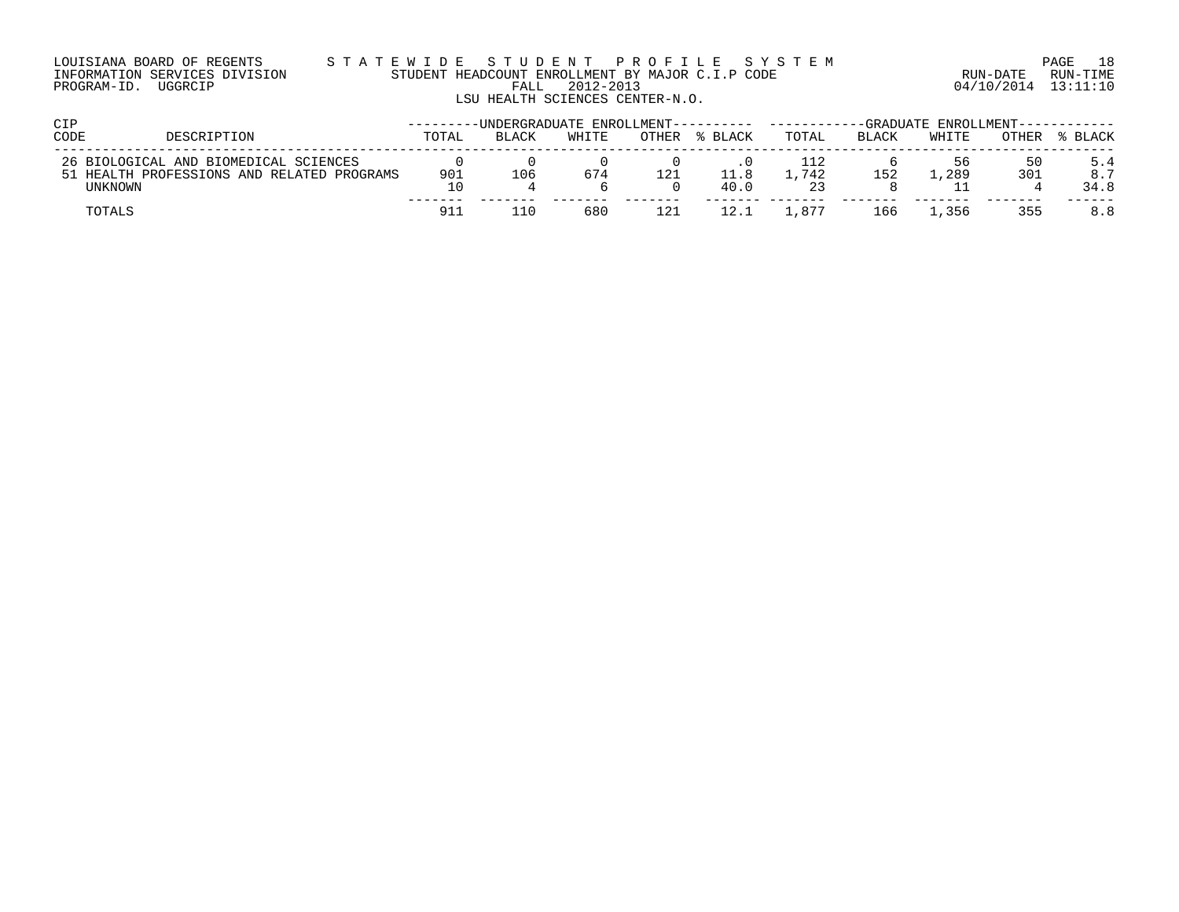LOUISIANA BOARD OF REGENTS — STATEWIDE STUDENT PROFILE SYSTEM
INFORMATION SERVICES DIVISION — STUDENT HEADCOUNT ENROLLMENT BY MAJOR C.I.P CODE — RUN-DATE 04/10/2014 RUN-TIME 13:11:10
PROGRAM-ID. UGGRCIP — FALL 2012-2013

LSU HEALTH SCIENCES CENTER-N.O.

| CIP CODE | DESCRIPTION | UNDERGRADUATE ENROLLMENT | | | | | GRADUATE ENROLLMENT | | | | |
|---|---|---|---|---|---|---|---|---|---|---|---|
| | | TOTAL | BLACK | WHITE | OTHER | % BLACK | TOTAL | BLACK | WHITE | OTHER | % BLACK |
| 26 | BIOLOGICAL AND BIOMEDICAL SCIENCES | 0 | 0 | 0 | 0 | .0 | 112 | 6 | 56 | 50 | 5.4 |
| 51 | HEALTH PROFESSIONS AND RELATED PROGRAMS | 901 | 106 | 674 | 121 | 11.8 | 1,742 | 152 | 1,289 | 301 | 8.7 |
| | UNKNOWN | 10 | 4 | 6 | 0 | 40.0 | 23 | 8 | 11 | 4 | 34.8 |
| | TOTALS | 911 | 110 | 680 | 121 | 12.1 | 1,877 | 166 | 1,356 | 355 | 8.8 |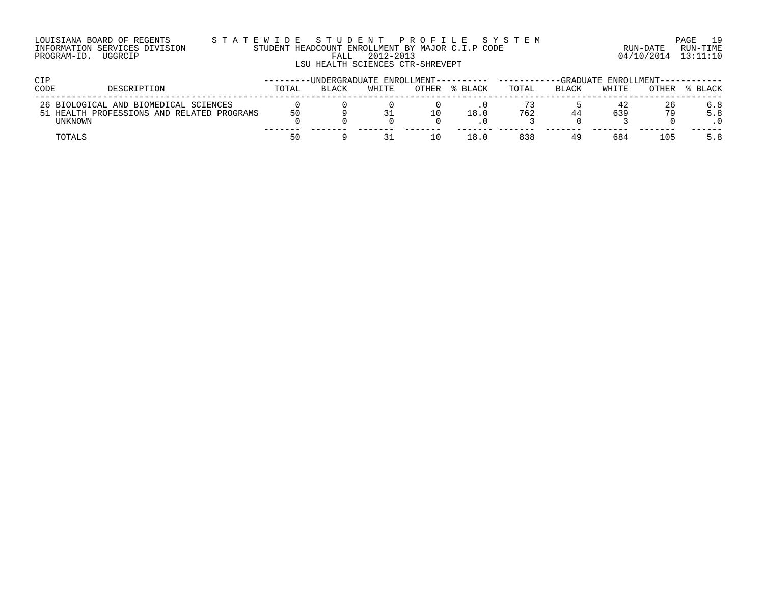LOUISIANA BOARD OF REGENTS — STATEWIDE STUDENT PROFILE SYSTEM
INFORMATION SERVICES DIVISION — STUDENT HEADCOUNT ENROLLMENT BY MAJOR C.I.P CODE — RUN-DATE 04/10/2014 RUN-TIME 13:11:10
PROGRAM-ID. UGGRCIP — FALL 2012-2013

LSU HEALTH SCIENCES CTR-SHREVEPT

| CIP CODE | DESCRIPTION | UNDERGRADUATE ENROLLMENT | | | | | GRADUATE ENROLLMENT | | | | |
|---|---|---|---|---|---|---|---|---|---|---|---|
| | | TOTAL | BLACK | WHITE | OTHER | % BLACK | TOTAL | BLACK | WHITE | OTHER | % BLACK |
| 26 | BIOLOGICAL AND BIOMEDICAL SCIENCES | 0 | 0 | 0 | 0 | .0 | 73 | 5 | 42 | 26 | 6.8 |
| 51 | HEALTH PROFESSIONS AND RELATED PROGRAMS | 50 | 9 | 31 | 10 | 18.0 | 762 | 44 | 639 | 79 | 5.8 |
| | UNKNOWN | 0 | 0 | 0 | 0 | .0 | 3 | 0 | 3 | 0 | .0 |
| | TOTALS | 50 | 9 | 31 | 10 | 18.0 | 838 | 49 | 684 | 105 | 5.8 |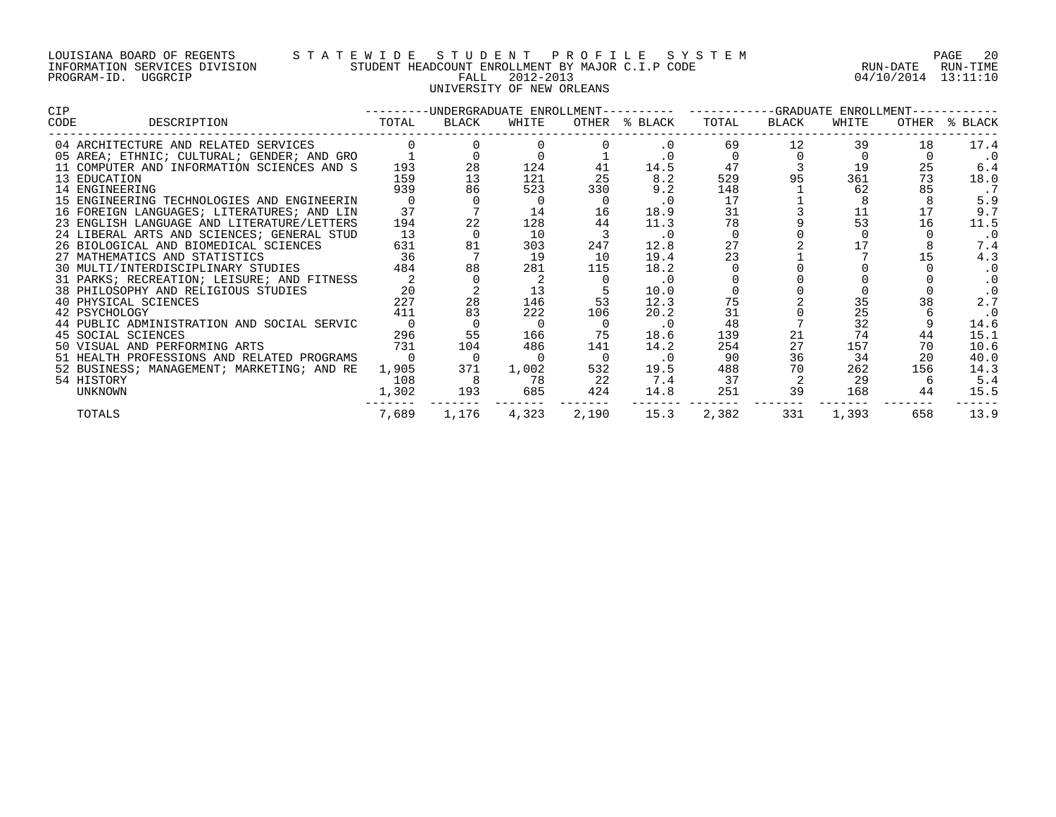LOUISIANA BOARD OF REGENTS — STATEWIDE STUDENT PROFILE SYSTEM
INFORMATION SERVICES DIVISION — STUDENT HEADCOUNT ENROLLMENT BY MAJOR C.I.P CODE — RUN-DATE 04/10/2014 RUN-TIME 13:11:10
PROGRAM-ID. UGGRCIP — FALL 2012-2013

UNIVERSITY OF NEW ORLEANS

| CIP CODE | DESCRIPTION | UNDERGRADUATE ENROLLMENT TOTAL | BLACK | WHITE | OTHER | % BLACK | GRADUATE ENROLLMENT TOTAL | BLACK | WHITE | OTHER | % BLACK |
|---|---|---|---|---|---|---|---|---|---|---|---|
| 04 | ARCHITECTURE AND RELATED SERVICES | 0 | 0 | 0 | 0 | .0 | 69 | 12 | 39 | 18 | 17.4 |
| 05 | AREA; ETHNIC; CULTURAL; GENDER; AND GRO | 1 | 0 | 0 | 1 | .0 | 0 | 0 | 0 | 0 | .0 |
| 11 | COMPUTER AND INFORMATION SCIENCES AND S | 193 | 28 | 124 | 41 | 14.5 | 47 | 3 | 19 | 25 | 6.4 |
| 13 | EDUCATION | 159 | 13 | 121 | 25 | 8.2 | 529 | 95 | 361 | 73 | 18.0 |
| 14 | ENGINEERING | 939 | 86 | 523 | 330 | 9.2 | 148 | 1 | 62 | 85 | .7 |
| 15 | ENGINEERING TECHNOLOGIES AND ENGINEERIN | 0 | 0 | 0 | 0 | .0 | 17 | 1 | 8 | 8 | 5.9 |
| 16 | FOREIGN LANGUAGES; LITERATURES; AND LIN | 37 | 7 | 14 | 16 | 18.9 | 31 | 3 | 11 | 17 | 9.7 |
| 23 | ENGLISH LANGUAGE AND LITERATURE/LETTERS | 194 | 22 | 128 | 44 | 11.3 | 78 | 9 | 53 | 16 | 11.5 |
| 24 | LIBERAL ARTS AND SCIENCES; GENERAL STUD | 13 | 0 | 10 | 3 | .0 | 0 | 0 | 0 | 0 | .0 |
| 26 | BIOLOGICAL AND BIOMEDICAL SCIENCES | 631 | 81 | 303 | 247 | 12.8 | 27 | 2 | 17 | 8 | 7.4 |
| 27 | MATHEMATICS AND STATISTICS | 36 | 7 | 19 | 10 | 19.4 | 23 | 1 | 7 | 15 | 4.3 |
| 30 | MULTI/INTERDISCIPLINARY STUDIES | 484 | 88 | 281 | 115 | 18.2 | 0 | 0 | 0 | 0 | .0 |
| 31 | PARKS; RECREATION; LEISURE; AND FITNESS | 2 | 0 | 2 | 0 | .0 | 0 | 0 | 0 | 0 | .0 |
| 38 | PHILOSOPHY AND RELIGIOUS STUDIES | 20 | 2 | 13 | 5 | 10.0 | 0 | 0 | 0 | 0 | .0 |
| 40 | PHYSICAL SCIENCES | 227 | 28 | 146 | 53 | 12.3 | 75 | 2 | 35 | 38 | 2.7 |
| 42 | PSYCHOLOGY | 411 | 83 | 222 | 106 | 20.2 | 31 | 0 | 25 | 6 | .0 |
| 44 | PUBLIC ADMINISTRATION AND SOCIAL SERVIC | 0 | 0 | 0 | 0 | .0 | 48 | 7 | 32 | 9 | 14.6 |
| 45 | SOCIAL SCIENCES | 296 | 55 | 166 | 75 | 18.6 | 139 | 21 | 74 | 44 | 15.1 |
| 50 | VISUAL AND PERFORMING ARTS | 731 | 104 | 486 | 141 | 14.2 | 254 | 27 | 157 | 70 | 10.6 |
| 51 | HEALTH PROFESSIONS AND RELATED PROGRAMS | 0 | 0 | 0 | 0 | .0 | 90 | 36 | 34 | 20 | 40.0 |
| 52 | BUSINESS; MANAGEMENT; MARKETING; AND RE | 1,905 | 371 | 1,002 | 532 | 19.5 | 488 | 70 | 262 | 156 | 14.3 |
| 54 | HISTORY | 108 | 8 | 78 | 22 | 7.4 | 37 | 2 | 29 | 6 | 5.4 |
| | UNKNOWN | 1,302 | 193 | 685 | 424 | 14.8 | 251 | 39 | 168 | 44 | 15.5 |
| | TOTALS | 7,689 | 1,176 | 4,323 | 2,190 | 15.3 | 2,382 | 331 | 1,393 | 658 | 13.9 |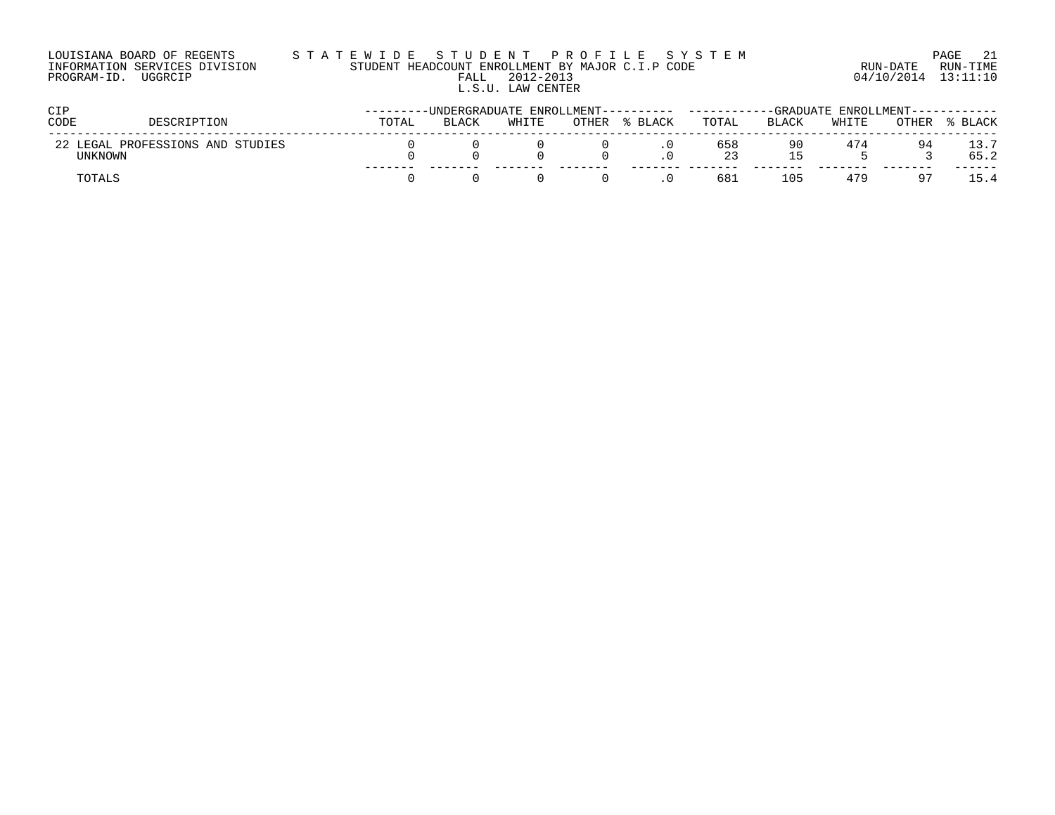LOUISIANA BOARD OF REGENTS
INFORMATION SERVICES DIVISION
PROGRAM-ID. UGGRCIP

S T A T E W I D E   S T U D E N T   P R O F I L E   S Y S T E M
STUDENT HEADCOUNT ENROLLMENT BY MAJOR C.I.P CODE
FALL 2012-2013
L.S.U. LAW CENTER

RUN-DATE 04/10/2014 RUN-TIME 13:11:10

| CIP CODE | DESCRIPTION | UNDERGRADUATE ENROLLMENT | | | | | GRADUATE ENROLLMENT | | | | |
|---|---|---|---|---|---|---|---|---|---|---|---|
| | | TOTAL | BLACK | WHITE | OTHER | % BLACK | TOTAL | BLACK | WHITE | OTHER | % BLACK |
| 22 | LEGAL PROFESSIONS AND STUDIES | 0 | 0 | 0 | 0 | .0 | 658 | 90 | 474 | 94 | 13.7 |
| | UNKNOWN | 0 | 0 | 0 | 0 | .0 | 23 | 15 | 5 | 3 | 65.2 |
| | TOTALS | 0 | 0 | 0 | 0 | .0 | 681 | 105 | 479 | 97 | 15.4 |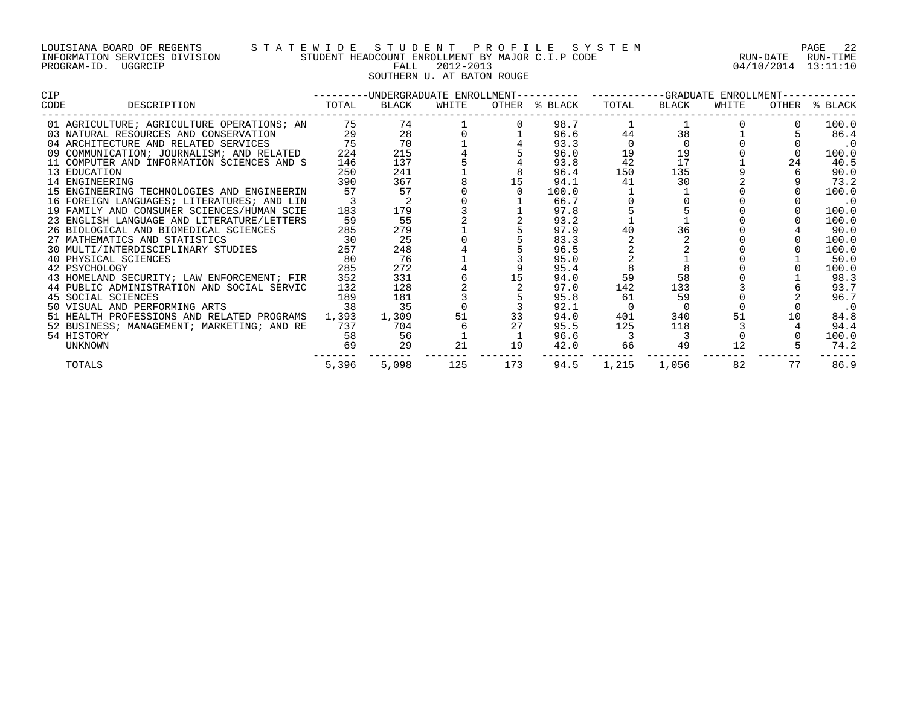LOUISIANA BOARD OF REGENTS — STATEWIDE STUDENT PROFILE SYSTEM
INFORMATION SERVICES DIVISION — STUDENT HEADCOUNT ENROLLMENT BY MAJOR C.I.P CODE — RUN-DATE 04/10/2014 RUN-TIME 13:11:10
PROGRAM-ID. UGGRCIP — FALL 2012-2013

# SOUTHERN U. AT BATON ROUGE

| CIP CODE | DESCRIPTION | UNDERGRADUATE ENROLLMENT TOTAL | BLACK | WHITE | OTHER | % BLACK | GRADUATE ENROLLMENT TOTAL | BLACK | WHITE | OTHER | % BLACK |
|---|---|---|---|---|---|---|---|---|---|---|---|
| 01 | AGRICULTURE; AGRICULTURE OPERATIONS; AN | 75 | 74 | 1 | 0 | 98.7 | 1 | 1 | 0 | 0 | 100.0 |
| 03 | NATURAL RESOURCES AND CONSERVATION | 29 | 28 | 0 | 1 | 96.6 | 44 | 38 | 1 | 5 | 86.4 |
| 04 | ARCHITECTURE AND RELATED SERVICES | 75 | 70 | 1 | 4 | 93.3 | 0 | 0 | 0 | 0 | .0 |
| 09 | COMMUNICATION; JOURNALISM; AND RELATED | 224 | 215 | 4 | 5 | 96.0 | 19 | 19 | 0 | 0 | 100.0 |
| 11 | COMPUTER AND INFORMATION SCIENCES AND S | 146 | 137 | 5 | 4 | 93.8 | 42 | 17 | 1 | 24 | 40.5 |
| 13 | EDUCATION | 250 | 241 | 1 | 8 | 96.4 | 150 | 135 | 9 | 6 | 90.0 |
| 14 | ENGINEERING | 390 | 367 | 8 | 15 | 94.1 | 41 | 30 | 2 | 9 | 73.2 |
| 15 | ENGINEERING TECHNOLOGIES AND ENGINEERIN | 57 | 57 | 0 | 0 | 100.0 | 1 | 1 | 0 | 0 | 100.0 |
| 16 | FOREIGN LANGUAGES; LITERATURES; AND LIN | 3 | 2 | 0 | 1 | 66.7 | 0 | 0 | 0 | 0 | .0 |
| 19 | FAMILY AND CONSUMER SCIENCES/HUMAN SCIE | 183 | 179 | 3 | 1 | 97.8 | 5 | 5 | 0 | 0 | 100.0 |
| 23 | ENGLISH LANGUAGE AND LITERATURE/LETTERS | 59 | 55 | 2 | 2 | 93.2 | 1 | 1 | 0 | 0 | 100.0 |
| 26 | BIOLOGICAL AND BIOMEDICAL SCIENCES | 285 | 279 | 1 | 5 | 97.9 | 40 | 36 | 0 | 4 | 90.0 |
| 27 | MATHEMATICS AND STATISTICS | 30 | 25 | 0 | 5 | 83.3 | 2 | 2 | 0 | 0 | 100.0 |
| 30 | MULTI/INTERDISCIPLINARY STUDIES | 257 | 248 | 4 | 5 | 96.5 | 2 | 2 | 0 | 0 | 100.0 |
| 40 | PHYSICAL SCIENCES | 80 | 76 | 1 | 3 | 95.0 | 2 | 1 | 0 | 1 | 50.0 |
| 42 | PSYCHOLOGY | 285 | 272 | 4 | 9 | 95.4 | 8 | 8 | 0 | 0 | 100.0 |
| 43 | HOMELAND SECURITY; LAW ENFORCEMENT; FIR | 352 | 331 | 6 | 15 | 94.0 | 59 | 58 | 0 | 1 | 98.3 |
| 44 | PUBLIC ADMINISTRATION AND SOCIAL SERVIC | 132 | 128 | 2 | 2 | 97.0 | 142 | 133 | 3 | 6 | 93.7 |
| 45 | SOCIAL SCIENCES | 189 | 181 | 3 | 5 | 95.8 | 61 | 59 | 0 | 2 | 96.7 |
| 50 | VISUAL AND PERFORMING ARTS | 38 | 35 | 0 | 3 | 92.1 | 0 | 0 | 0 | 0 | .0 |
| 51 | HEALTH PROFESSIONS AND RELATED PROGRAMS | 1,393 | 1,309 | 51 | 33 | 94.0 | 401 | 340 | 51 | 10 | 84.8 |
| 52 | BUSINESS; MANAGEMENT; MARKETING; AND RE | 737 | 704 | 6 | 27 | 95.5 | 125 | 118 | 3 | 4 | 94.4 |
| 54 | HISTORY | 58 | 56 | 1 | 1 | 96.6 | 3 | 3 | 0 | 0 | 100.0 |
| | UNKNOWN | 69 | 29 | 21 | 19 | 42.0 | 66 | 49 | 12 | 5 | 74.2 |
| | TOTALS | 5,396 | 5,098 | 125 | 173 | 94.5 | 1,215 | 1,056 | 82 | 77 | 86.9 |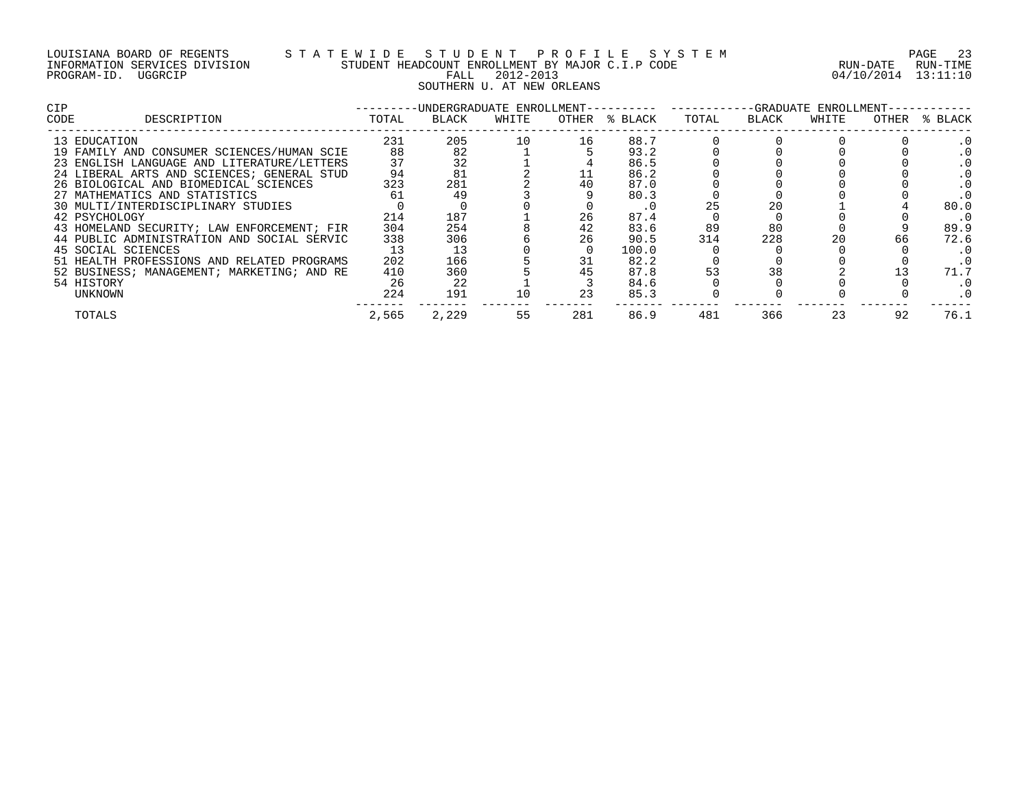LOUISIANA BOARD OF REGENTS — STATEWIDE STUDENT PROFILE SYSTEM

INFORMATION SERVICES DIVISION — STUDENT HEADCOUNT ENROLLMENT BY MAJOR C.I.P CODE — RUN-DATE 04/10/2014 RUN-TIME 13:11:10

PROGRAM-ID. UGGRCIP — FALL 2012-2013

SOUTHERN U. AT NEW ORLEANS

| CIP CODE | DESCRIPTION | UNDERGRADUATE ENROLLMENT | | | | | GRADUATE ENROLLMENT | | | | |
|---|---|---|---|---|---|---|---|---|---|---|---|
| | | TOTAL | BLACK | WHITE | OTHER | % BLACK | TOTAL | BLACK | WHITE | OTHER | % BLACK |
| 13 | EDUCATION | 231 | 205 | 10 | 16 | 88.7 | 0 | 0 | 0 | 0 | .0 |
| 19 | FAMILY AND CONSUMER SCIENCES/HUMAN SCIE | 88 | 82 | 1 | 5 | 93.2 | 0 | 0 | 0 | 0 | .0 |
| 23 | ENGLISH LANGUAGE AND LITERATURE/LETTERS | 37 | 32 | 1 | 4 | 86.5 | 0 | 0 | 0 | 0 | .0 |
| 24 | LIBERAL ARTS AND SCIENCES; GENERAL STUD | 94 | 81 | 2 | 11 | 86.2 | 0 | 0 | 0 | 0 | .0 |
| 26 | BIOLOGICAL AND BIOMEDICAL SCIENCES | 323 | 281 | 2 | 40 | 87.0 | 0 | 0 | 0 | 0 | .0 |
| 27 | MATHEMATICS AND STATISTICS | 61 | 49 | 3 | 9 | 80.3 | 0 | 0 | 0 | 0 | .0 |
| 30 | MULTI/INTERDISCIPLINARY STUDIES | 0 | 0 | 0 | 0 | .0 | 25 | 20 | 1 | 4 | 80.0 |
| 42 | PSYCHOLOGY | 214 | 187 | 1 | 26 | 87.4 | 0 | 0 | 0 | 0 | .0 |
| 43 | HOMELAND SECURITY; LAW ENFORCEMENT; FIR | 304 | 254 | 8 | 42 | 83.6 | 89 | 80 | 0 | 9 | 89.9 |
| 44 | PUBLIC ADMINISTRATION AND SOCIAL SERVIC | 338 | 306 | 6 | 26 | 90.5 | 314 | 228 | 20 | 66 | 72.6 |
| 45 | SOCIAL SCIENCES | 13 | 13 | 0 | 0 | 100.0 | 0 | 0 | 0 | 0 | .0 |
| 51 | HEALTH PROFESSIONS AND RELATED PROGRAMS | 202 | 166 | 5 | 31 | 82.2 | 0 | 0 | 0 | 0 | .0 |
| 52 | BUSINESS; MANAGEMENT; MARKETING; AND RE | 410 | 360 | 5 | 45 | 87.8 | 53 | 38 | 2 | 13 | 71.7 |
| 54 | HISTORY | 26 | 22 | 1 | 3 | 84.6 | 0 | 0 | 0 | 0 | .0 |
| | UNKNOWN | 224 | 191 | 10 | 23 | 85.3 | 0 | 0 | 0 | 0 | .0 |
| | TOTALS | 2,565 | 2,229 | 55 | 281 | 86.9 | 481 | 366 | 23 | 92 | 76.1 |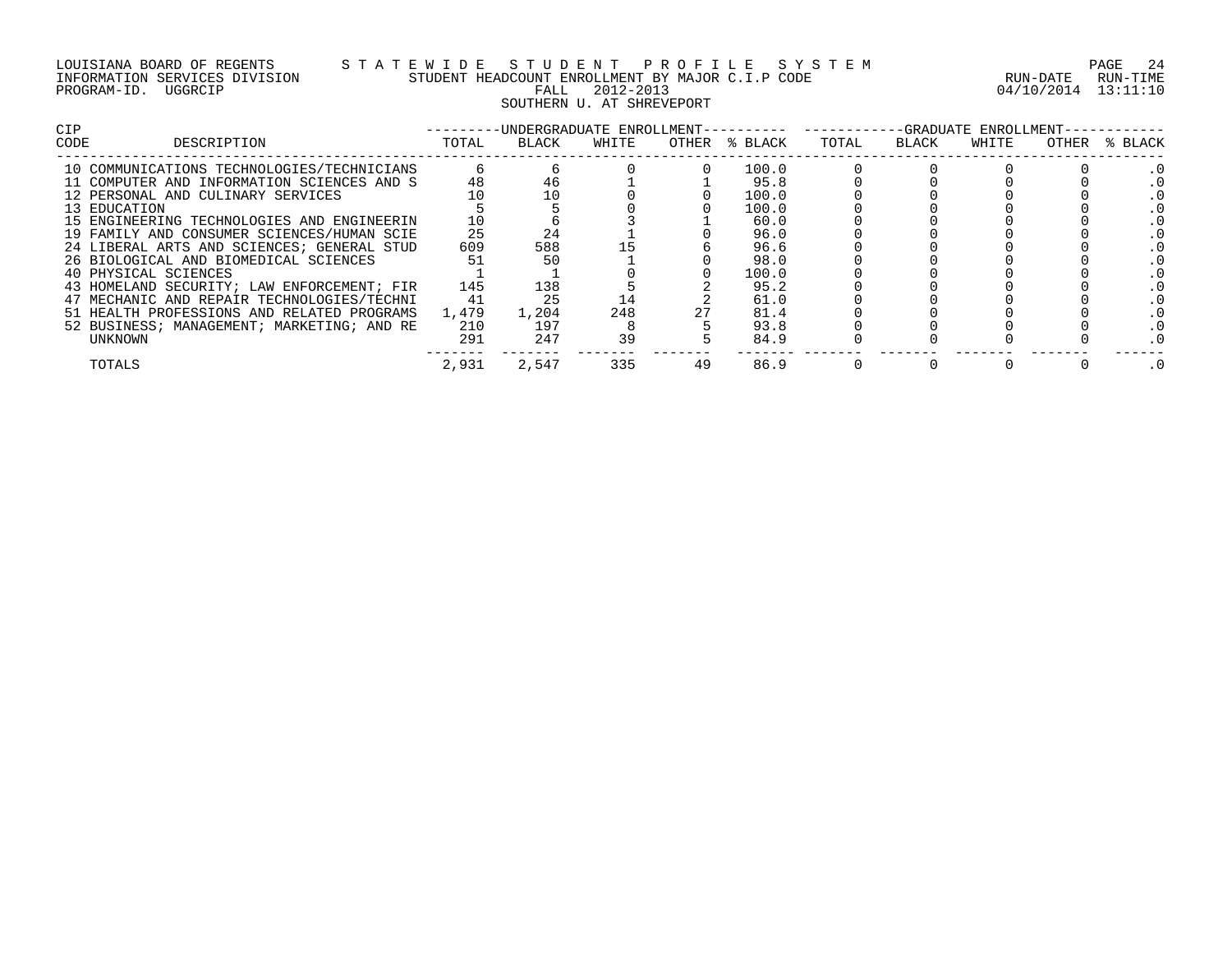LOUISIANA BOARD OF REGENTS — STATEWIDE STUDENT PROFILE SYSTEM
INFORMATION SERVICES DIVISION — STUDENT HEADCOUNT ENROLLMENT BY MAJOR C.I.P CODE
PROGRAM-ID. UGGRCIP — FALL 2012-2013 — RUN-DATE 04/10/2014 RUN-TIME 13:11:10

SOUTHERN U. AT SHREVEPORT

| CIP CODE | DESCRIPTION | UNDERGRADUATE ENROLLMENT TOTAL | BLACK | WHITE | OTHER | % BLACK | GRADUATE ENROLLMENT TOTAL | BLACK | WHITE | OTHER | % BLACK |
|---|---|---|---|---|---|---|---|---|---|---|---|
| 10 | COMMUNICATIONS TECHNOLOGIES/TECHNICIANS | 6 | 6 | 0 | 0 | 100.0 | 0 | 0 | 0 | 0 | .0 |
| 11 | COMPUTER AND INFORMATION SCIENCES AND S | 48 | 46 | 1 | 1 | 95.8 | 0 | 0 | 0 | 0 | .0 |
| 12 | PERSONAL AND CULINARY SERVICES | 10 | 10 | 0 | 0 | 100.0 | 0 | 0 | 0 | 0 | .0 |
| 13 | EDUCATION | 5 | 5 | 0 | 0 | 100.0 | 0 | 0 | 0 | 0 | .0 |
| 15 | ENGINEERING TECHNOLOGIES AND ENGINEERIN | 10 | 6 | 3 | 1 | 60.0 | 0 | 0 | 0 | 0 | .0 |
| 19 | FAMILY AND CONSUMER SCIENCES/HUMAN SCIE | 25 | 24 | 1 | 0 | 96.0 | 0 | 0 | 0 | 0 | .0 |
| 24 | LIBERAL ARTS AND SCIENCES; GENERAL STUD | 609 | 588 | 15 | 6 | 96.6 | 0 | 0 | 0 | 0 | .0 |
| 26 | BIOLOGICAL AND BIOMEDICAL SCIENCES | 51 | 50 | 1 | 0 | 98.0 | 0 | 0 | 0 | 0 | .0 |
| 40 | PHYSICAL SCIENCES | 1 | 1 | 0 | 0 | 100.0 | 0 | 0 | 0 | 0 | .0 |
| 43 | HOMELAND SECURITY; LAW ENFORCEMENT; FIR | 145 | 138 | 5 | 2 | 95.2 | 0 | 0 | 0 | 0 | .0 |
| 47 | MECHANIC AND REPAIR TECHNOLOGIES/TECHNI | 41 | 25 | 14 | 2 | 61.0 | 0 | 0 | 0 | 0 | .0 |
| 51 | HEALTH PROFESSIONS AND RELATED PROGRAMS | 1,479 | 1,204 | 248 | 27 | 81.4 | 0 | 0 | 0 | 0 | .0 |
| 52 | BUSINESS; MANAGEMENT; MARKETING; AND RE | 210 | 197 | 8 | 5 | 93.8 | 0 | 0 | 0 | 0 | .0 |
| | UNKNOWN | 291 | 247 | 39 | 5 | 84.9 | 0 | 0 | 0 | 0 | .0 |
| | TOTALS | 2,931 | 2,547 | 335 | 49 | 86.9 | 0 | 0 | 0 | 0 | .0 |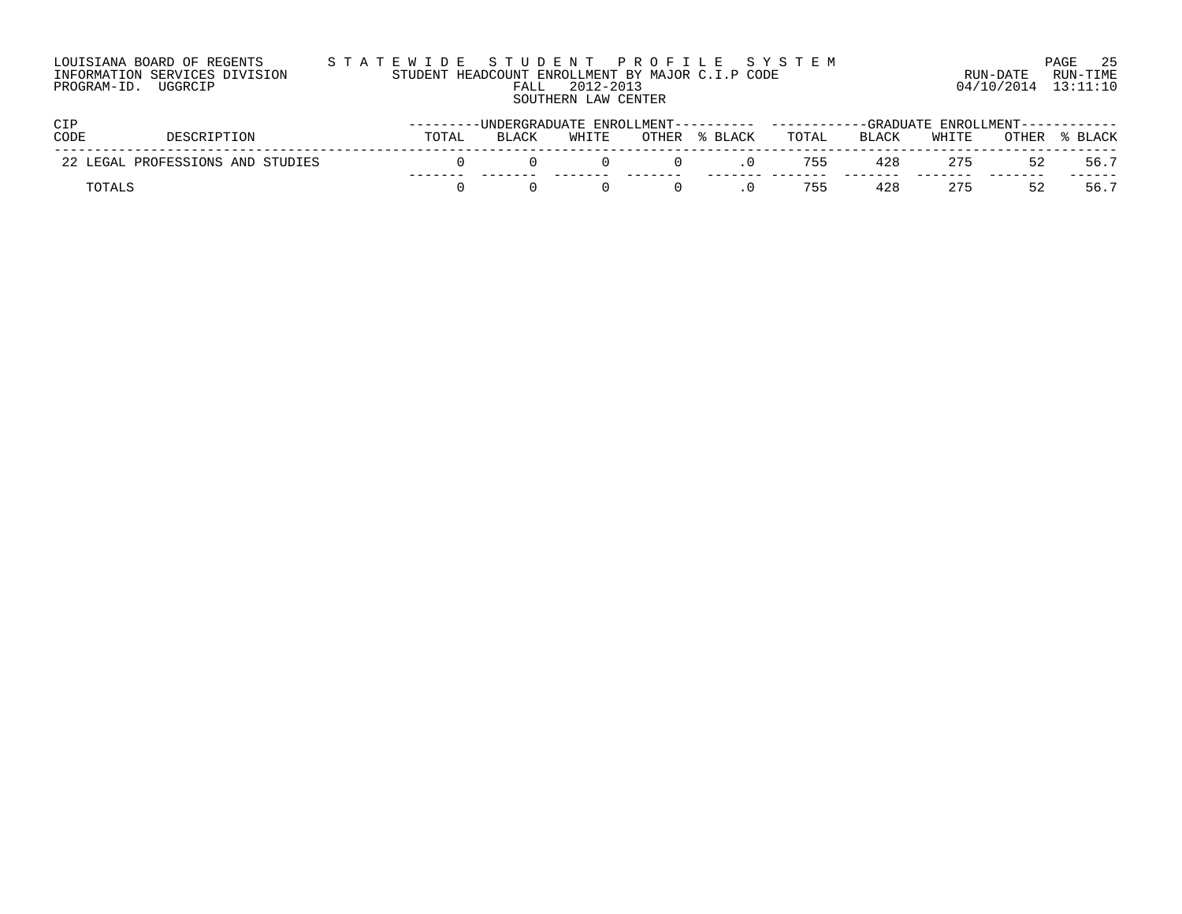LOUISIANA BOARD OF REGENTS — STATEWIDE STUDENT PROFILE SYSTEM
INFORMATION SERVICES DIVISION — STUDENT HEADCOUNT ENROLLMENT BY MAJOR C.I.P CODE — RUN-DATE 04/10/2014 RUN-TIME 13:11:10
PROGRAM-ID. UGGRCIP — FALL 2012-2013

SOUTHERN LAW CENTER

| CIP CODE | DESCRIPTION | UNDERGRADUATE ENROLLMENT | | | | | GRADUATE ENROLLMENT | | | | |
|---|---|---|---|---|---|---|---|---|---|---|---|
| | | TOTAL | BLACK | WHITE | OTHER | % BLACK | TOTAL | BLACK | WHITE | OTHER | % BLACK |
| 22 | LEGAL PROFESSIONS AND STUDIES | 0 | 0 | 0 | 0 | .0 | 755 | 428 | 275 | 52 | 56.7 |
| | TOTALS | 0 | 0 | 0 | 0 | .0 | 755 | 428 | 275 | 52 | 56.7 |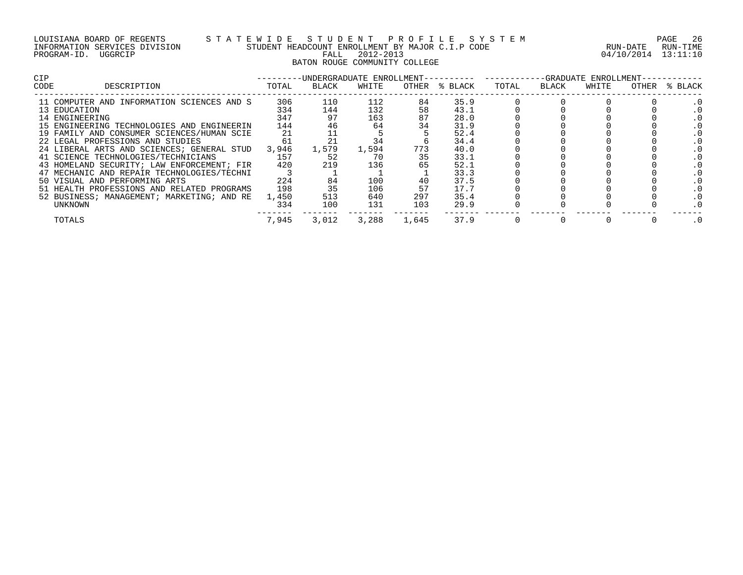LOUISIANA BOARD OF REGENTS — STATEWIDE STUDENT PROFILE SYSTEM

INFORMATION SERVICES DIVISION — STUDENT HEADCOUNT ENROLLMENT BY MAJOR C.I.P CODE

PROGRAM-ID. UGGRCIP — FALL 2012-2013 — RUN-DATE 04/10/2014 RUN-TIME 13:11:10

BATON ROUGE COMMUNITY COLLEGE

| CIP CODE | DESCRIPTION | UNDERGRADUATE ENROLLMENT | | | | | GRADUATE ENROLLMENT | | | | |
|---|---|---|---|---|---|---|---|---|---|---|---|
| | | TOTAL | BLACK | WHITE | OTHER | % BLACK | TOTAL | BLACK | WHITE | OTHER | % BLACK |
| 11 | COMPUTER AND INFORMATION SCIENCES AND S | 306 | 110 | 112 | 84 | 35.9 | 0 | 0 | 0 | 0 | .0 |
| 13 | EDUCATION | 334 | 144 | 132 | 58 | 43.1 | 0 | 0 | 0 | 0 | .0 |
| 14 | ENGINEERING | 347 | 97 | 163 | 87 | 28.0 | 0 | 0 | 0 | 0 | .0 |
| 15 | ENGINEERING TECHNOLOGIES AND ENGINEERIN | 144 | 46 | 64 | 34 | 31.9 | 0 | 0 | 0 | 0 | .0 |
| 19 | FAMILY AND CONSUMER SCIENCES/HUMAN SCIE | 21 | 11 | 5 | 5 | 52.4 | 0 | 0 | 0 | 0 | .0 |
| 22 | LEGAL PROFESSIONS AND STUDIES | 61 | 21 | 34 | 6 | 34.4 | 0 | 0 | 0 | 0 | .0 |
| 24 | LIBERAL ARTS AND SCIENCES; GENERAL STUD | 3,946 | 1,579 | 1,594 | 773 | 40.0 | 0 | 0 | 0 | 0 | .0 |
| 41 | SCIENCE TECHNOLOGIES/TECHNICIANS | 157 | 52 | 70 | 35 | 33.1 | 0 | 0 | 0 | 0 | .0 |
| 43 | HOMELAND SECURITY; LAW ENFORCEMENT; FIR | 420 | 219 | 136 | 65 | 52.1 | 0 | 0 | 0 | 0 | .0 |
| 47 | MECHANIC AND REPAIR TECHNOLOGIES/TECHNI | 3 | 1 | 1 | 1 | 33.3 | 0 | 0 | 0 | 0 | .0 |
| 50 | VISUAL AND PERFORMING ARTS | 224 | 84 | 100 | 40 | 37.5 | 0 | 0 | 0 | 0 | .0 |
| 51 | HEALTH PROFESSIONS AND RELATED PROGRAMS | 198 | 35 | 106 | 57 | 17.7 | 0 | 0 | 0 | 0 | .0 |
| 52 | BUSINESS; MANAGEMENT; MARKETING; AND RE | 1,450 | 513 | 640 | 297 | 35.4 | 0 | 0 | 0 | 0 | .0 |
| | UNKNOWN | 334 | 100 | 131 | 103 | 29.9 | 0 | 0 | 0 | 0 | .0 |
| | TOTALS | 7,945 | 3,012 | 3,288 | 1,645 | 37.9 | 0 | 0 | 0 | 0 | .0 |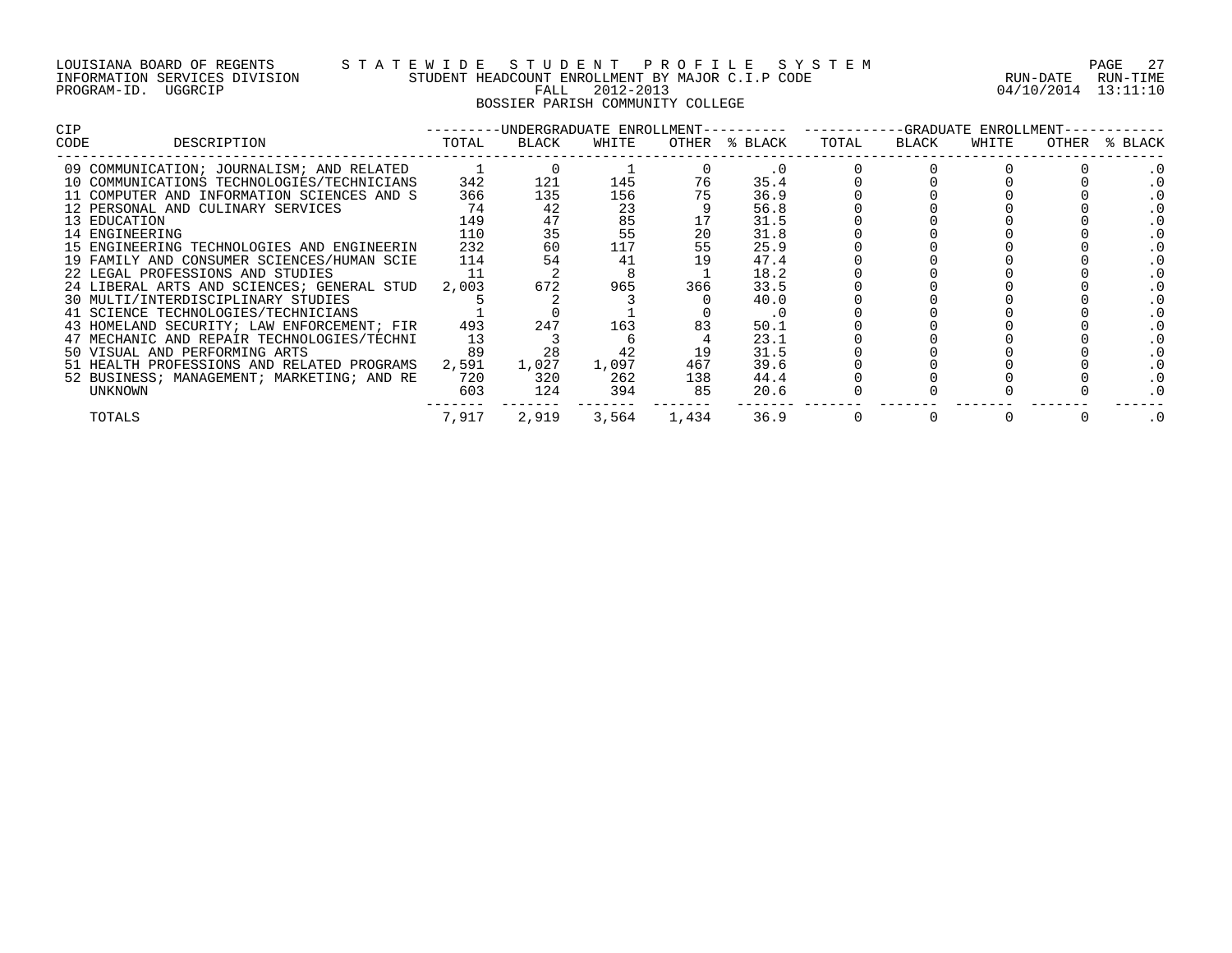LOUISIANA BOARD OF REGENTS — S T A T E W I D E  S T U D E N T  P R O F I L E  S Y S T E M

INFORMATION SERVICES DIVISION — STUDENT HEADCOUNT ENROLLMENT BY MAJOR C.I.P CODE — RUN-DATE 04/10/2014 RUN-TIME 13:11:10

PROGRAM-ID. UGGRCIP — FALL 2012-2013

BOSSIER PARISH COMMUNITY COLLEGE

| CIP CODE | DESCRIPTION | UNDERGRADUATE ENROLLMENT TOTAL | BLACK | WHITE | OTHER | % BLACK | GRADUATE ENROLLMENT TOTAL | BLACK | WHITE | OTHER | % BLACK |
|---|---|---|---|---|---|---|---|---|---|---|---|
| 09 | COMMUNICATION; JOURNALISM; AND RELATED | 1 | 0 | 1 | 0 | .0 | 0 | 0 | 0 | 0 | .0 |
| 10 | COMMUNICATIONS TECHNOLOGIES/TECHNICIANS | 342 | 121 | 145 | 76 | 35.4 | 0 | 0 | 0 | 0 | .0 |
| 11 | COMPUTER AND INFORMATION SCIENCES AND S | 366 | 135 | 156 | 75 | 36.9 | 0 | 0 | 0 | 0 | .0 |
| 12 | PERSONAL AND CULINARY SERVICES | 74 | 42 | 23 | 9 | 56.8 | 0 | 0 | 0 | 0 | .0 |
| 13 | EDUCATION | 149 | 47 | 85 | 17 | 31.5 | 0 | 0 | 0 | 0 | .0 |
| 14 | ENGINEERING | 110 | 35 | 55 | 20 | 31.8 | 0 | 0 | 0 | 0 | .0 |
| 15 | ENGINEERING TECHNOLOGIES AND ENGINEERIN | 232 | 60 | 117 | 55 | 25.9 | 0 | 0 | 0 | 0 | .0 |
| 19 | FAMILY AND CONSUMER SCIENCES/HUMAN SCIE | 114 | 54 | 41 | 19 | 47.4 | 0 | 0 | 0 | 0 | .0 |
| 22 | LEGAL PROFESSIONS AND STUDIES | 11 | 2 | 8 | 1 | 18.2 | 0 | 0 | 0 | 0 | .0 |
| 24 | LIBERAL ARTS AND SCIENCES; GENERAL STUD | 2,003 | 672 | 965 | 366 | 33.5 | 0 | 0 | 0 | 0 | .0 |
| 30 | MULTI/INTERDISCIPLINARY STUDIES | 5 | 2 | 3 | 0 | 40.0 | 0 | 0 | 0 | 0 | .0 |
| 41 | SCIENCE TECHNOLOGIES/TECHNICIANS | 1 | 0 | 1 | 0 | .0 | 0 | 0 | 0 | 0 | .0 |
| 43 | HOMELAND SECURITY; LAW ENFORCEMENT; FIR | 493 | 247 | 163 | 83 | 50.1 | 0 | 0 | 0 | 0 | .0 |
| 47 | MECHANIC AND REPAIR TECHNOLOGIES/TECHNI | 13 | 3 | 6 | 4 | 23.1 | 0 | 0 | 0 | 0 | .0 |
| 50 | VISUAL AND PERFORMING ARTS | 89 | 28 | 42 | 19 | 31.5 | 0 | 0 | 0 | 0 | .0 |
| 51 | HEALTH PROFESSIONS AND RELATED PROGRAMS | 2,591 | 1,027 | 1,097 | 467 | 39.6 | 0 | 0 | 0 | 0 | .0 |
| 52 | BUSINESS; MANAGEMENT; MARKETING; AND RE | 720 | 320 | 262 | 138 | 44.4 | 0 | 0 | 0 | 0 | .0 |
| | UNKNOWN | 603 | 124 | 394 | 85 | 20.6 | 0 | 0 | 0 | 0 | .0 |
| | TOTALS | 7,917 | 2,919 | 3,564 | 1,434 | 36.9 | 0 | 0 | 0 | 0 | .0 |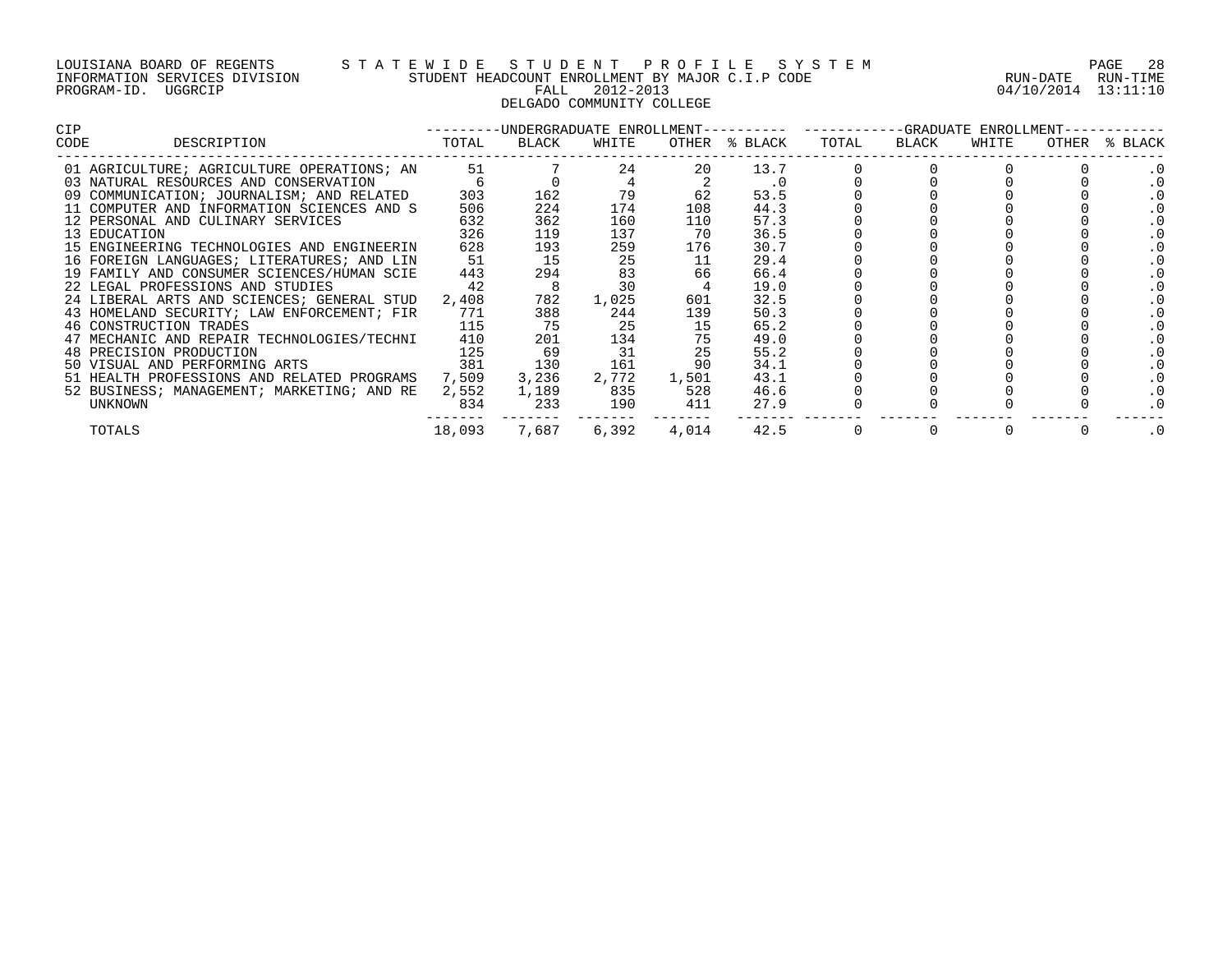LOUISIANA BOARD OF REGENTS — STATEWIDE STUDENT PROFILE SYSTEM
INFORMATION SERVICES DIVISION — STUDENT HEADCOUNT ENROLLMENT BY MAJOR C.I.P CODE — RUN-DATE 04/10/2014 RUN-TIME 13:11:10
PROGRAM-ID. UGGRCIP — FALL 2012-2013

DELGADO COMMUNITY COLLEGE

| CIP CODE | DESCRIPTION | UNDERGRADUATE ENROLLMENT TOTAL | BLACK | WHITE | OTHER | % BLACK | GRADUATE ENROLLMENT TOTAL | BLACK | WHITE | OTHER | % BLACK |
|---|---|---|---|---|---|---|---|---|---|---|---|
| 01 | AGRICULTURE; AGRICULTURE OPERATIONS; AN | 51 | 7 | 24 | 20 | 13.7 | 0 | 0 | 0 | 0 | .0 |
| 03 | NATURAL RESOURCES AND CONSERVATION | 6 | 0 | 4 | 2 | .0 | 0 | 0 | 0 | 0 | .0 |
| 09 | COMMUNICATION; JOURNALISM; AND RELATED | 303 | 162 | 79 | 62 | 53.5 | 0 | 0 | 0 | 0 | .0 |
| 11 | COMPUTER AND INFORMATION SCIENCES AND S | 506 | 224 | 174 | 108 | 44.3 | 0 | 0 | 0 | 0 | .0 |
| 12 | PERSONAL AND CULINARY SERVICES | 632 | 362 | 160 | 110 | 57.3 | 0 | 0 | 0 | 0 | .0 |
| 13 | EDUCATION | 326 | 119 | 137 | 70 | 36.5 | 0 | 0 | 0 | 0 | .0 |
| 15 | ENGINEERING TECHNOLOGIES AND ENGINEERIN | 628 | 193 | 259 | 176 | 30.7 | 0 | 0 | 0 | 0 | .0 |
| 16 | FOREIGN LANGUAGES; LITERATURES; AND LIN | 51 | 15 | 25 | 11 | 29.4 | 0 | 0 | 0 | 0 | .0 |
| 19 | FAMILY AND CONSUMER SCIENCES/HUMAN SCIE | 443 | 294 | 83 | 66 | 66.4 | 0 | 0 | 0 | 0 | .0 |
| 22 | LEGAL PROFESSIONS AND STUDIES | 42 | 8 | 30 | 4 | 19.0 | 0 | 0 | 0 | 0 | .0 |
| 24 | LIBERAL ARTS AND SCIENCES; GENERAL STUD | 2,408 | 782 | 1,025 | 601 | 32.5 | 0 | 0 | 0 | 0 | .0 |
| 43 | HOMELAND SECURITY; LAW ENFORCEMENT; FIR | 771 | 388 | 244 | 139 | 50.3 | 0 | 0 | 0 | 0 | .0 |
| 46 | CONSTRUCTION TRADES | 115 | 75 | 25 | 15 | 65.2 | 0 | 0 | 0 | 0 | .0 |
| 47 | MECHANIC AND REPAIR TECHNOLOGIES/TECHNI | 410 | 201 | 134 | 75 | 49.0 | 0 | 0 | 0 | 0 | .0 |
| 48 | PRECISION PRODUCTION | 125 | 69 | 31 | 25 | 55.2 | 0 | 0 | 0 | 0 | .0 |
| 50 | VISUAL AND PERFORMING ARTS | 381 | 130 | 161 | 90 | 34.1 | 0 | 0 | 0 | 0 | .0 |
| 51 | HEALTH PROFESSIONS AND RELATED PROGRAMS | 7,509 | 3,236 | 2,772 | 1,501 | 43.1 | 0 | 0 | 0 | 0 | .0 |
| 52 | BUSINESS; MANAGEMENT; MARKETING; AND RE | 2,552 | 1,189 | 835 | 528 | 46.6 | 0 | 0 | 0 | 0 | .0 |
| | UNKNOWN | 834 | 233 | 190 | 411 | 27.9 | 0 | 0 | 0 | 0 | .0 |
| | TOTALS | 18,093 | 7,687 | 6,392 | 4,014 | 42.5 | 0 | 0 | 0 | 0 | .0 |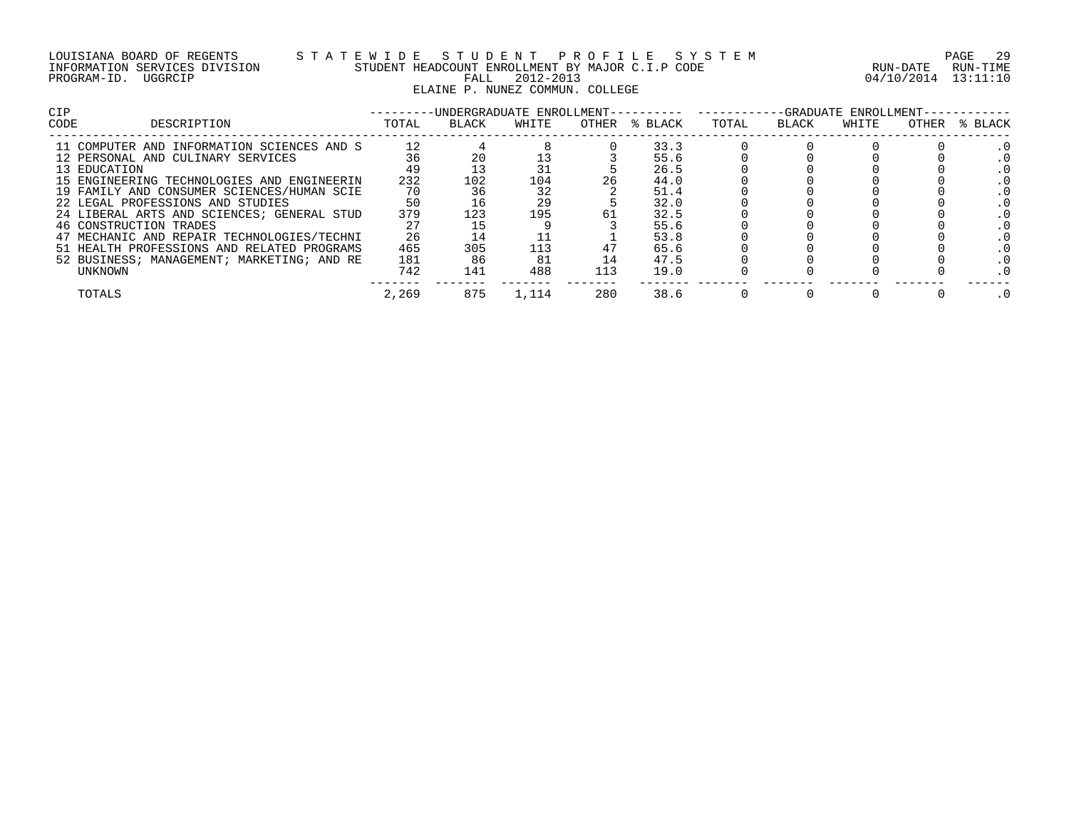LOUISIANA BOARD OF REGENTS — STATEWIDE STUDENT PROFILE SYSTEM
INFORMATION SERVICES DIVISION — STUDENT HEADCOUNT ENROLLMENT BY MAJOR C.I.P CODE — RUN-DATE 04/10/2014 RUN-TIME 13:11:10
PROGRAM-ID. UGGRCIP — FALL 2012-2013

ELAINE P. NUNEZ COMMUN. COLLEGE

| CIP CODE | DESCRIPTION | UNDERGRADUATE ENROLLMENT TOTAL | BLACK | WHITE | OTHER | % BLACK | GRADUATE ENROLLMENT TOTAL | BLACK | WHITE | OTHER | % BLACK |
|---|---|---|---|---|---|---|---|---|---|---|---|
| 11 | COMPUTER AND INFORMATION SCIENCES AND S | 12 | 4 | 8 | 0 | 33.3 | 0 | 0 | 0 | 0 | .0 |
| 12 | PERSONAL AND CULINARY SERVICES | 36 | 20 | 13 | 3 | 55.6 | 0 | 0 | 0 | 0 | .0 |
| 13 | EDUCATION | 49 | 13 | 31 | 5 | 26.5 | 0 | 0 | 0 | 0 | .0 |
| 15 | ENGINEERING TECHNOLOGIES AND ENGINEERIN | 232 | 102 | 104 | 26 | 44.0 | 0 | 0 | 0 | 0 | .0 |
| 19 | FAMILY AND CONSUMER SCIENCES/HUMAN SCIE | 70 | 36 | 32 | 2 | 51.4 | 0 | 0 | 0 | 0 | .0 |
| 22 | LEGAL PROFESSIONS AND STUDIES | 50 | 16 | 29 | 5 | 32.0 | 0 | 0 | 0 | 0 | .0 |
| 24 | LIBERAL ARTS AND SCIENCES; GENERAL STUD | 379 | 123 | 195 | 61 | 32.5 | 0 | 0 | 0 | 0 | .0 |
| 46 | CONSTRUCTION TRADES | 27 | 15 | 9 | 3 | 55.6 | 0 | 0 | 0 | 0 | .0 |
| 47 | MECHANIC AND REPAIR TECHNOLOGIES/TECHNI | 26 | 14 | 11 | 1 | 53.8 | 0 | 0 | 0 | 0 | .0 |
| 51 | HEALTH PROFESSIONS AND RELATED PROGRAMS | 465 | 305 | 113 | 47 | 65.6 | 0 | 0 | 0 | 0 | .0 |
| 52 | BUSINESS; MANAGEMENT; MARKETING; AND RE | 181 | 86 | 81 | 14 | 47.5 | 0 | 0 | 0 | 0 | .0 |
| | UNKNOWN | 742 | 141 | 488 | 113 | 19.0 | 0 | 0 | 0 | 0 | .0 |
| | TOTALS | 2,269 | 875 | 1,114 | 280 | 38.6 | 0 | 0 | 0 | 0 | .0 |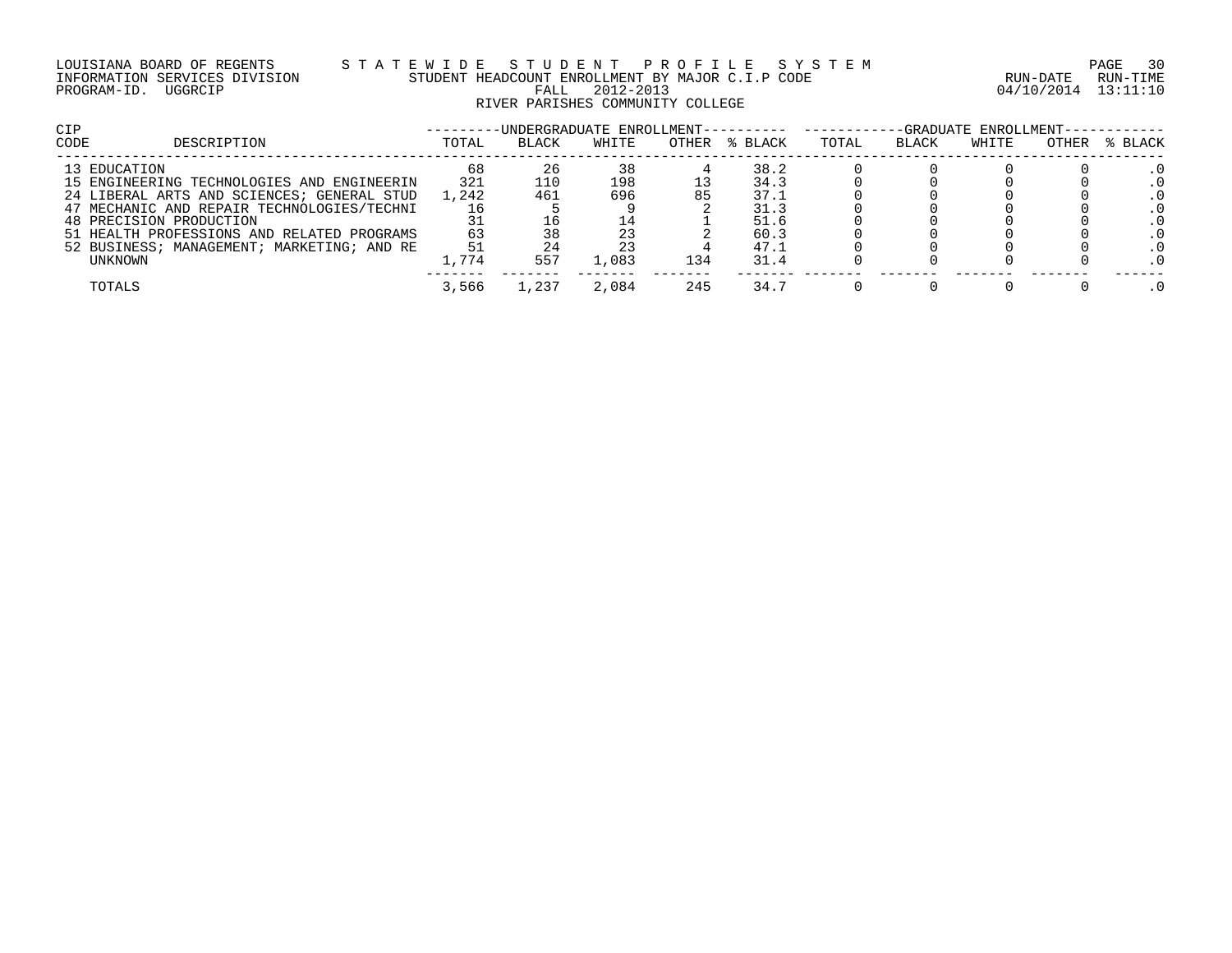LOUISIANA BOARD OF REGENTS — STATEWIDE STUDENT PROFILE SYSTEM
INFORMATION SERVICES DIVISION — STUDENT HEADCOUNT ENROLLMENT BY MAJOR C.I.P CODE
PROGRAM-ID. UGGRCIP — FALL 2012-2013
RUN-DATE 04/10/2014 RUN-TIME 13:11:10

RIVER PARISHES COMMUNITY COLLEGE

| CIP | | UNDERGRADUATE ENROLLMENT | | | | | GRADUATE ENROLLMENT | | | | |
|---|---|---|---|---|---|---|---|---|---|---|---|
| CODE | DESCRIPTION | TOTAL | BLACK | WHITE | OTHER | % BLACK | TOTAL | BLACK | WHITE | OTHER | % BLACK |
| 13 | EDUCATION | 68 | 26 | 38 | 4 | 38.2 | 0 | 0 | 0 | 0 | .0 |
| 15 | ENGINEERING TECHNOLOGIES AND ENGINEERIN | 321 | 110 | 198 | 13 | 34.3 | 0 | 0 | 0 | 0 | .0 |
| 24 | LIBERAL ARTS AND SCIENCES; GENERAL STUD | 1,242 | 461 | 696 | 85 | 37.1 | 0 | 0 | 0 | 0 | .0 |
| 47 | MECHANIC AND REPAIR TECHNOLOGIES/TECHNI | 16 | 5 | 9 | 2 | 31.3 | 0 | 0 | 0 | 0 | .0 |
| 48 | PRECISION PRODUCTION | 31 | 16 | 14 | 1 | 51.6 | 0 | 0 | 0 | 0 | .0 |
| 51 | HEALTH PROFESSIONS AND RELATED PROGRAMS | 63 | 38 | 23 | 2 | 60.3 | 0 | 0 | 0 | 0 | .0 |
| 52 | BUSINESS; MANAGEMENT; MARKETING; AND RE | 51 | 24 | 23 | 4 | 47.1 | 0 | 0 | 0 | 0 | .0 |
| | UNKNOWN | 1,774 | 557 | 1,083 | 134 | 31.4 | 0 | 0 | 0 | 0 | .0 |
| | TOTALS | 3,566 | 1,237 | 2,084 | 245 | 34.7 | 0 | 0 | 0 | 0 | .0 |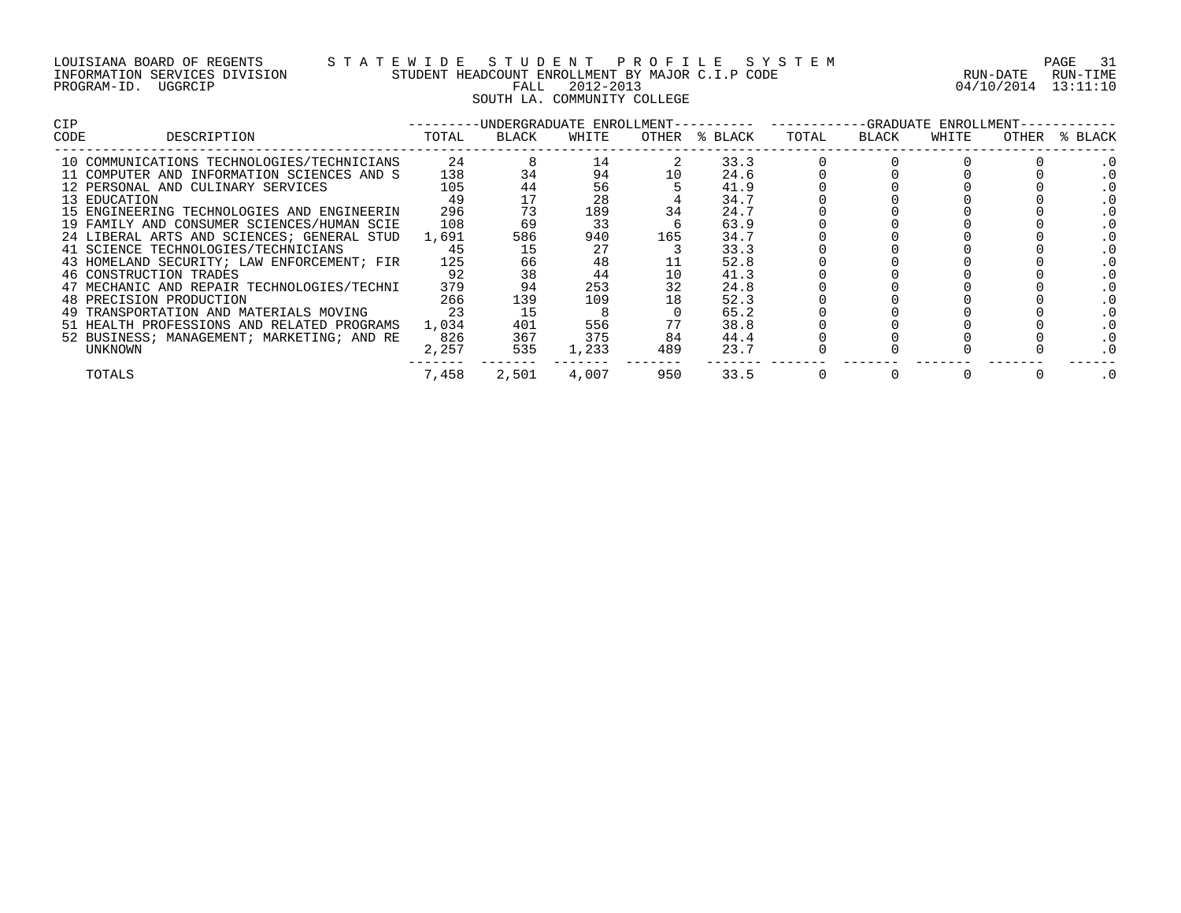LOUISIANA BOARD OF REGENTS — STATEWIDE STUDENT PROFILE SYSTEM
INFORMATION SERVICES DIVISION — STUDENT HEADCOUNT ENROLLMENT BY MAJOR C.I.P CODE — RUN-DATE 04/10/2014 RUN-TIME 13:11:10
PROGRAM-ID. UGGRCIP — FALL 2012-2013

SOUTH LA. COMMUNITY COLLEGE

| CIP CODE | DESCRIPTION | UNDERGRADUATE ENROLLMENT TOTAL | BLACK | WHITE | OTHER | % BLACK | GRADUATE ENROLLMENT TOTAL | BLACK | WHITE | OTHER | % BLACK |
|---|---|---|---|---|---|---|---|---|---|---|---|
| 10 | COMMUNICATIONS TECHNOLOGIES/TECHNICIANS | 24 | 8 | 14 | 2 | 33.3 | 0 | 0 | 0 | 0 | .0 |
| 11 | COMPUTER AND INFORMATION SCIENCES AND S | 138 | 34 | 94 | 10 | 24.6 | 0 | 0 | 0 | 0 | .0 |
| 12 | PERSONAL AND CULINARY SERVICES | 105 | 44 | 56 | 5 | 41.9 | 0 | 0 | 0 | 0 | .0 |
| 13 | EDUCATION | 49 | 17 | 28 | 4 | 34.7 | 0 | 0 | 0 | 0 | .0 |
| 15 | ENGINEERING TECHNOLOGIES AND ENGINEERIN | 296 | 73 | 189 | 34 | 24.7 | 0 | 0 | 0 | 0 | .0 |
| 19 | FAMILY AND CONSUMER SCIENCES/HUMAN SCIE | 108 | 69 | 33 | 6 | 63.9 | 0 | 0 | 0 | 0 | .0 |
| 24 | LIBERAL ARTS AND SCIENCES; GENERAL STUD | 1,691 | 586 | 940 | 165 | 34.7 | 0 | 0 | 0 | 0 | .0 |
| 41 | SCIENCE TECHNOLOGIES/TECHNICIANS | 45 | 15 | 27 | 3 | 33.3 | 0 | 0 | 0 | 0 | .0 |
| 43 | HOMELAND SECURITY; LAW ENFORCEMENT; FIR | 125 | 66 | 48 | 11 | 52.8 | 0 | 0 | 0 | 0 | .0 |
| 46 | CONSTRUCTION TRADES | 92 | 38 | 44 | 10 | 41.3 | 0 | 0 | 0 | 0 | .0 |
| 47 | MECHANIC AND REPAIR TECHNOLOGIES/TECHNI | 379 | 94 | 253 | 32 | 24.8 | 0 | 0 | 0 | 0 | .0 |
| 48 | PRECISION PRODUCTION | 266 | 139 | 109 | 18 | 52.3 | 0 | 0 | 0 | 0 | .0 |
| 49 | TRANSPORTATION AND MATERIALS MOVING | 23 | 15 | 8 | 0 | 65.2 | 0 | 0 | 0 | 0 | .0 |
| 51 | HEALTH PROFESSIONS AND RELATED PROGRAMS | 1,034 | 401 | 556 | 77 | 38.8 | 0 | 0 | 0 | 0 | .0 |
| 52 | BUSINESS; MANAGEMENT; MARKETING; AND RE | 826 | 367 | 375 | 84 | 44.4 | 0 | 0 | 0 | 0 | .0 |
| | UNKNOWN | 2,257 | 535 | 1,233 | 489 | 23.7 | 0 | 0 | 0 | 0 | .0 |
| | TOTALS | 7,458 | 2,501 | 4,007 | 950 | 33.5 | 0 | 0 | 0 | 0 | .0 |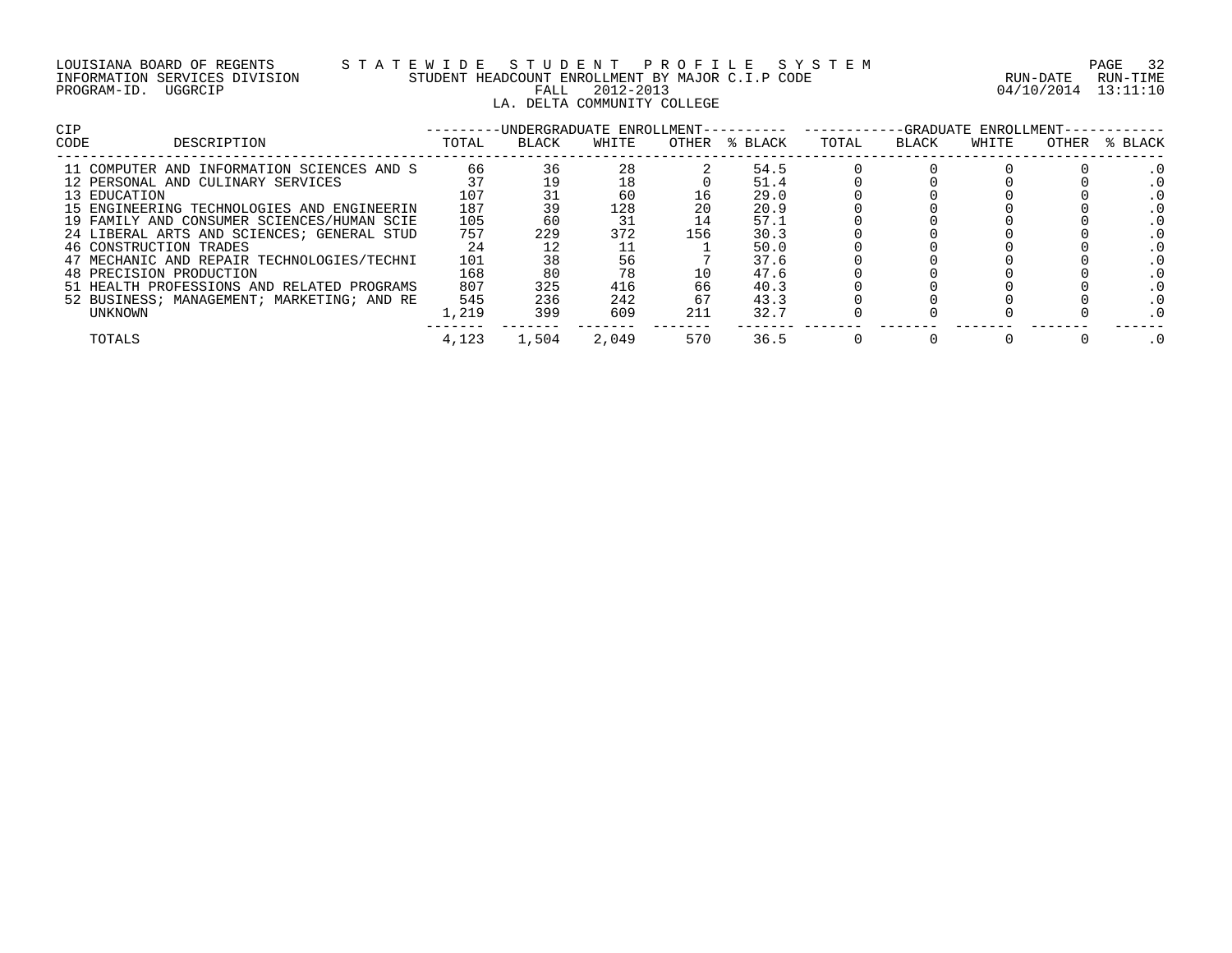LOUISIANA BOARD OF REGENTS — STATEWIDE STUDENT PROFILE SYSTEM
INFORMATION SERVICES DIVISION — STUDENT HEADCOUNT ENROLLMENT BY MAJOR C.I.P CODE
PROGRAM-ID. UGGRCIP — FALL 2012-2013
RUN-DATE 04/10/2014 RUN-TIME 13:11:10

LA. DELTA COMMUNITY COLLEGE

| CIP CODE | DESCRIPTION | UNDERGRADUATE ENROLLMENT TOTAL | BLACK | WHITE | OTHER | % BLACK | GRADUATE ENROLLMENT TOTAL | BLACK | WHITE | OTHER | % BLACK |
|---|---|---|---|---|---|---|---|---|---|---|---|
| 11 | COMPUTER AND INFORMATION SCIENCES AND S | 66 | 36 | 28 | 2 | 54.5 | 0 | 0 | 0 | 0 | .0 |
| 12 | PERSONAL AND CULINARY SERVICES | 37 | 19 | 18 | 0 | 51.4 | 0 | 0 | 0 | 0 | .0 |
| 13 | EDUCATION | 107 | 31 | 60 | 16 | 29.0 | 0 | 0 | 0 | 0 | .0 |
| 15 | ENGINEERING TECHNOLOGIES AND ENGINEERIN | 187 | 39 | 128 | 20 | 20.9 | 0 | 0 | 0 | 0 | .0 |
| 19 | FAMILY AND CONSUMER SCIENCES/HUMAN SCIE | 105 | 60 | 31 | 14 | 57.1 | 0 | 0 | 0 | 0 | .0 |
| 24 | LIBERAL ARTS AND SCIENCES; GENERAL STUD | 757 | 229 | 372 | 156 | 30.3 | 0 | 0 | 0 | 0 | .0 |
| 46 | CONSTRUCTION TRADES | 24 | 12 | 11 | 1 | 50.0 | 0 | 0 | 0 | 0 | .0 |
| 47 | MECHANIC AND REPAIR TECHNOLOGIES/TECHNI | 101 | 38 | 56 | 7 | 37.6 | 0 | 0 | 0 | 0 | .0 |
| 48 | PRECISION PRODUCTION | 168 | 80 | 78 | 10 | 47.6 | 0 | 0 | 0 | 0 | .0 |
| 51 | HEALTH PROFESSIONS AND RELATED PROGRAMS | 807 | 325 | 416 | 66 | 40.3 | 0 | 0 | 0 | 0 | .0 |
| 52 | BUSINESS; MANAGEMENT; MARKETING; AND RE | 545 | 236 | 242 | 67 | 43.3 | 0 | 0 | 0 | 0 | .0 |
| | UNKNOWN | 1,219 | 399 | 609 | 211 | 32.7 | 0 | 0 | 0 | 0 | .0 |
| | TOTALS | 4,123 | 1,504 | 2,049 | 570 | 36.5 | 0 | 0 | 0 | 0 | .0 |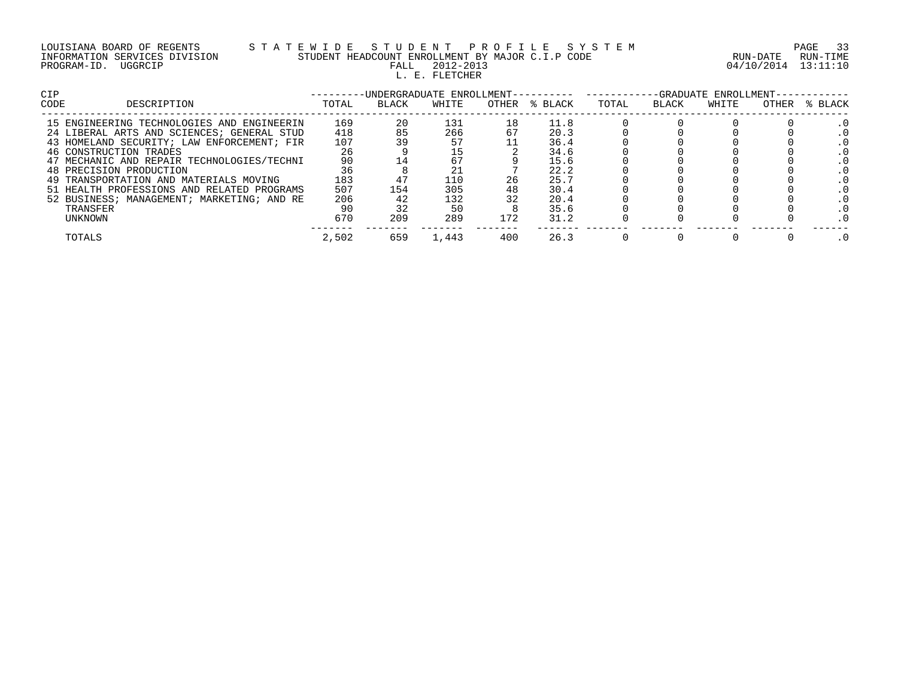LOUISIANA BOARD OF REGENTS — STATEWIDE STUDENT PROFILE SYSTEM

INFORMATION SERVICES DIVISION — STUDENT HEADCOUNT ENROLLMENT BY MAJOR C.I.P CODE

PROGRAM-ID. UGGRCIP — FALL 2012-2013 — RUN-DATE 04/10/2014 RUN-TIME 13:11:10

L. E. FLETCHER

| CIP CODE | DESCRIPTION | UNDERGRADUATE ENROLLMENT | | | | | GRADUATE ENROLLMENT | | | | |
|---|---|---|---|---|---|---|---|---|---|---|---|
| | | TOTAL | BLACK | WHITE | OTHER | % BLACK | TOTAL | BLACK | WHITE | OTHER | % BLACK |
| 15 | ENGINEERING TECHNOLOGIES AND ENGINEERIN | 169 | 20 | 131 | 18 | 11.8 | 0 | 0 | 0 | 0 | .0 |
| 24 | LIBERAL ARTS AND SCIENCES; GENERAL STUD | 418 | 85 | 266 | 67 | 20.3 | 0 | 0 | 0 | 0 | .0 |
| 43 | HOMELAND SECURITY; LAW ENFORCEMENT; FIR | 107 | 39 | 57 | 11 | 36.4 | 0 | 0 | 0 | 0 | .0 |
| 46 | CONSTRUCTION TRADES | 26 | 9 | 15 | 2 | 34.6 | 0 | 0 | 0 | 0 | .0 |
| 47 | MECHANIC AND REPAIR TECHNOLOGIES/TECHNI | 90 | 14 | 67 | 9 | 15.6 | 0 | 0 | 0 | 0 | .0 |
| 48 | PRECISION PRODUCTION | 36 | 8 | 21 | 7 | 22.2 | 0 | 0 | 0 | 0 | .0 |
| 49 | TRANSPORTATION AND MATERIALS MOVING | 183 | 47 | 110 | 26 | 25.7 | 0 | 0 | 0 | 0 | .0 |
| 51 | HEALTH PROFESSIONS AND RELATED PROGRAMS | 507 | 154 | 305 | 48 | 30.4 | 0 | 0 | 0 | 0 | .0 |
| 52 | BUSINESS; MANAGEMENT; MARKETING; AND RE | 206 | 42 | 132 | 32 | 20.4 | 0 | 0 | 0 | 0 | .0 |
| | TRANSFER | 90 | 32 | 50 | 8 | 35.6 | 0 | 0 | 0 | 0 | .0 |
| | UNKNOWN | 670 | 209 | 289 | 172 | 31.2 | 0 | 0 | 0 | 0 | .0 |
| | TOTALS | 2,502 | 659 | 1,443 | 400 | 26.3 | 0 | 0 | 0 | 0 | .0 |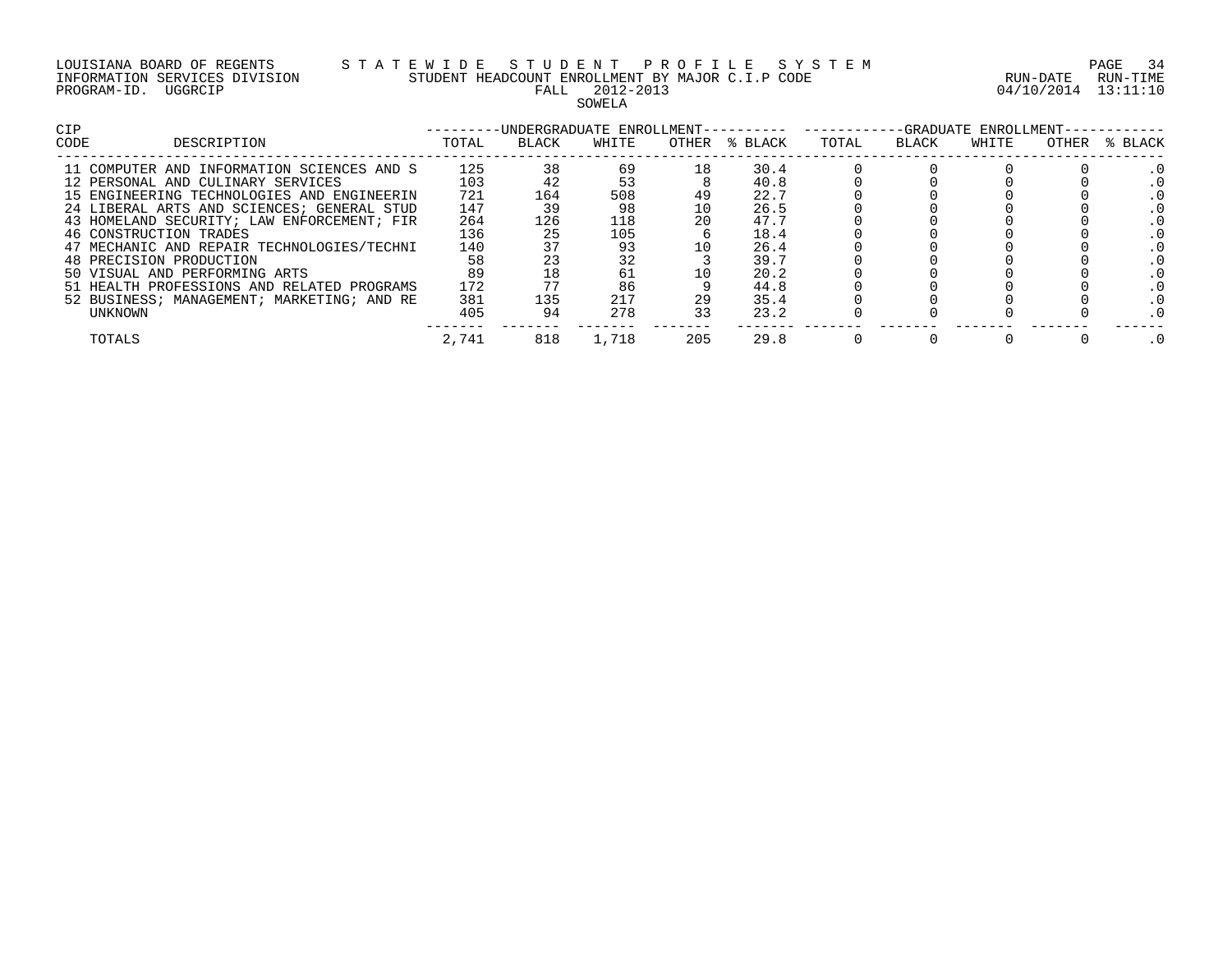LOUISIANA BOARD OF REGENTS — STATEWIDE STUDENT PROFILE SYSTEM
INFORMATION SERVICES DIVISION — STUDENT HEADCOUNT ENROLLMENT BY MAJOR C.I.P CODE
PROGRAM-ID. UGGRCIP — FALL 2012-2013 — RUN-DATE 04/10/2014 RUN-TIME 13:11:10

SOWELA

| CIP CODE | DESCRIPTION | UNDERGRADUATE ENROLLMENT TOTAL | BLACK | WHITE | OTHER | % BLACK | GRADUATE ENROLLMENT TOTAL | BLACK | WHITE | OTHER | % BLACK |
|---|---|---|---|---|---|---|---|---|---|---|---|
| 11 | COMPUTER AND INFORMATION SCIENCES AND S | 125 | 38 | 69 | 18 | 30.4 | 0 | 0 | 0 | 0 | .0 |
| 12 | PERSONAL AND CULINARY SERVICES | 103 | 42 | 53 | 8 | 40.8 | 0 | 0 | 0 | 0 | .0 |
| 15 | ENGINEERING TECHNOLOGIES AND ENGINEERIN | 721 | 164 | 508 | 49 | 22.7 | 0 | 0 | 0 | 0 | .0 |
| 24 | LIBERAL ARTS AND SCIENCES; GENERAL STUD | 147 | 39 | 98 | 10 | 26.5 | 0 | 0 | 0 | 0 | .0 |
| 43 | HOMELAND SECURITY; LAW ENFORCEMENT; FIR | 264 | 126 | 118 | 20 | 47.7 | 0 | 0 | 0 | 0 | .0 |
| 46 | CONSTRUCTION TRADES | 136 | 25 | 105 | 6 | 18.4 | 0 | 0 | 0 | 0 | .0 |
| 47 | MECHANIC AND REPAIR TECHNOLOGIES/TECHNI | 140 | 37 | 93 | 10 | 26.4 | 0 | 0 | 0 | 0 | .0 |
| 48 | PRECISION PRODUCTION | 58 | 23 | 32 | 3 | 39.7 | 0 | 0 | 0 | 0 | .0 |
| 50 | VISUAL AND PERFORMING ARTS | 89 | 18 | 61 | 10 | 20.2 | 0 | 0 | 0 | 0 | .0 |
| 51 | HEALTH PROFESSIONS AND RELATED PROGRAMS | 172 | 77 | 86 | 9 | 44.8 | 0 | 0 | 0 | 0 | .0 |
| 52 | BUSINESS; MANAGEMENT; MARKETING; AND RE | 381 | 135 | 217 | 29 | 35.4 | 0 | 0 | 0 | 0 | .0 |
| | UNKNOWN | 405 | 94 | 278 | 33 | 23.2 | 0 | 0 | 0 | 0 | .0 |
| | TOTALS | 2,741 | 818 | 1,718 | 205 | 29.8 | 0 | 0 | 0 | 0 | .0 |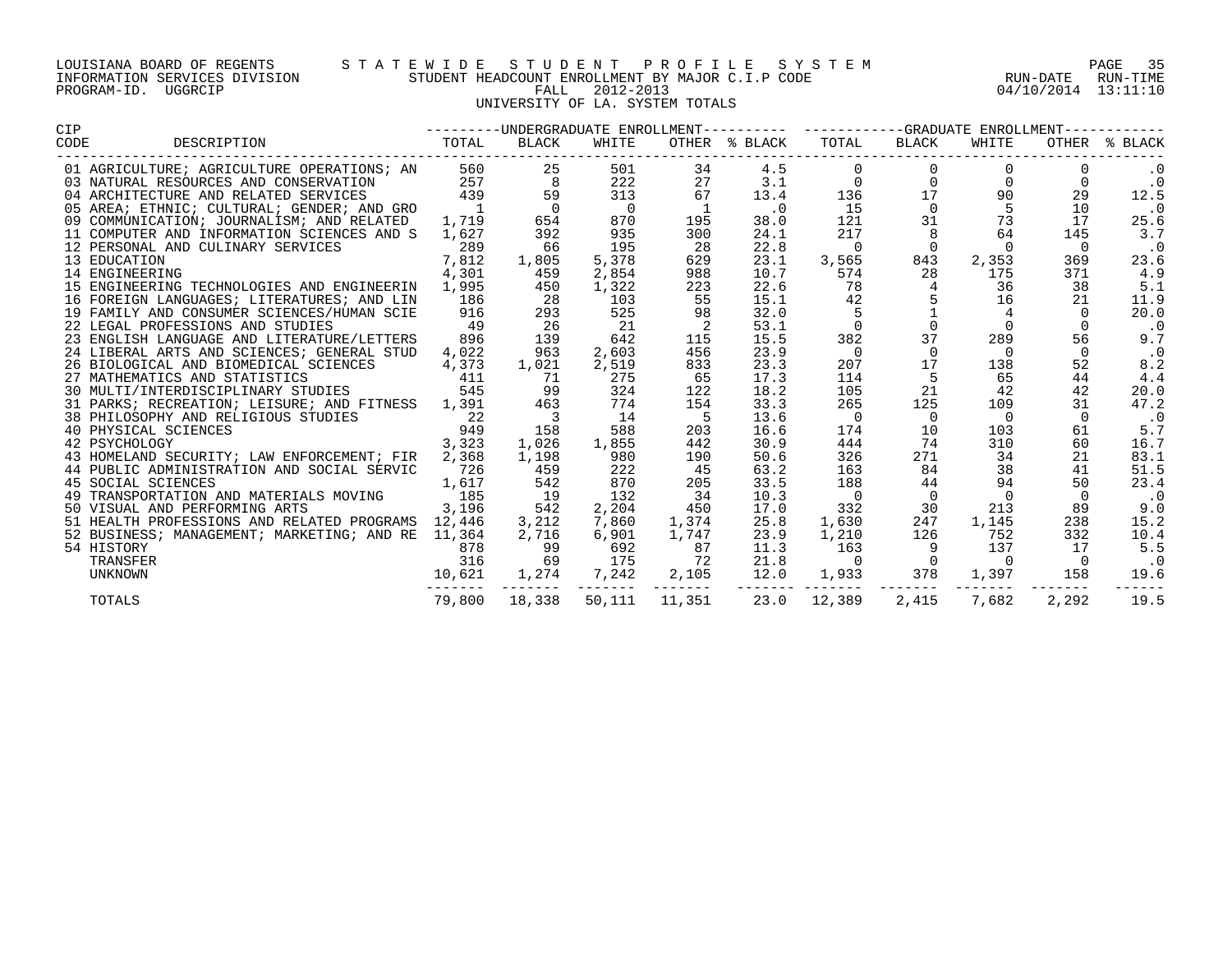LOUISIANA BOARD OF REGENTS — STATEWIDE STUDENT PROFILE SYSTEM
INFORMATION SERVICES DIVISION — STUDENT HEADCOUNT ENROLLMENT BY MAJOR C.I.P CODE — RUN-DATE 04/10/2014 RUN-TIME 13:11:10
PROGRAM-ID. UGGRCIP — FALL 2012-2013

UNIVERSITY OF LA. SYSTEM TOTALS

| CIP CODE | DESCRIPTION | UNDERGRADUATE ENROLLMENT TOTAL | BLACK | WHITE | OTHER | % BLACK | GRADUATE ENROLLMENT TOTAL | BLACK | WHITE | OTHER | % BLACK |
|---|---|---|---|---|---|---|---|---|---|---|---|
| 01 | AGRICULTURE; AGRICULTURE OPERATIONS; AN | 560 | 25 | 501 | 34 | 4.5 | 0 | 0 | 0 | 0 | .0 |
| 03 | NATURAL RESOURCES AND CONSERVATION | 257 | 8 | 222 | 27 | 3.1 | 0 | 0 | 0 | 0 | .0 |
| 04 | ARCHITECTURE AND RELATED SERVICES | 439 | 59 | 313 | 67 | 13.4 | 136 | 17 | 90 | 29 | 12.5 |
| 05 | AREA; ETHNIC; CULTURAL; GENDER; AND GRO | 1 | 0 | 0 | 1 | .0 | 15 | 0 | 5 | 10 | .0 |
| 09 | COMMUNICATION; JOURNALISM; AND RELATED | 1,719 | 654 | 870 | 195 | 38.0 | 121 | 31 | 73 | 17 | 25.6 |
| 11 | COMPUTER AND INFORMATION SCIENCES AND S | 1,627 | 392 | 935 | 300 | 24.1 | 217 | 8 | 64 | 145 | 3.7 |
| 12 | PERSONAL AND CULINARY SERVICES | 289 | 66 | 195 | 28 | 22.8 | 0 | 0 | 0 | 0 | .0 |
| 13 | EDUCATION | 7,812 | 1,805 | 5,378 | 629 | 23.1 | 3,565 | 843 | 2,353 | 369 | 23.6 |
| 14 | ENGINEERING | 4,301 | 459 | 2,854 | 988 | 10.7 | 574 | 28 | 175 | 371 | 4.9 |
| 15 | ENGINEERING TECHNOLOGIES AND ENGINEERIN | 1,995 | 450 | 1,322 | 223 | 22.6 | 78 | 4 | 36 | 38 | 5.1 |
| 16 | FOREIGN LANGUAGES; LITERATURES; AND LIN | 186 | 28 | 103 | 55 | 15.1 | 42 | 5 | 16 | 21 | 11.9 |
| 19 | FAMILY AND CONSUMER SCIENCES/HUMAN SCIE | 916 | 293 | 525 | 98 | 32.0 | 5 | 1 | 4 | 0 | 20.0 |
| 22 | LEGAL PROFESSIONS AND STUDIES | 49 | 26 | 21 | 2 | 53.1 | 0 | 0 | 0 | 0 | .0 |
| 23 | ENGLISH LANGUAGE AND LITERATURE/LETTERS | 896 | 139 | 642 | 115 | 15.5 | 382 | 37 | 289 | 56 | 9.7 |
| 24 | LIBERAL ARTS AND SCIENCES; GENERAL STUD | 4,022 | 963 | 2,603 | 456 | 23.9 | 0 | 0 | 0 | 0 | .0 |
| 26 | BIOLOGICAL AND BIOMEDICAL SCIENCES | 4,373 | 1,021 | 2,519 | 833 | 23.3 | 207 | 17 | 138 | 52 | 8.2 |
| 27 | MATHEMATICS AND STATISTICS | 411 | 71 | 275 | 65 | 17.3 | 114 | 5 | 65 | 44 | 4.4 |
| 30 | MULTI/INTERDISCIPLINARY STUDIES | 545 | 99 | 324 | 122 | 18.2 | 105 | 21 | 42 | 42 | 20.0 |
| 31 | PARKS; RECREATION; LEISURE; AND FITNESS | 1,391 | 463 | 774 | 154 | 33.3 | 265 | 125 | 109 | 31 | 47.2 |
| 38 | PHILOSOPHY AND RELIGIOUS STUDIES | 22 | 3 | 14 | 5 | 13.6 | 0 | 0 | 0 | 0 | .0 |
| 40 | PHYSICAL SCIENCES | 949 | 158 | 588 | 203 | 16.6 | 174 | 10 | 103 | 61 | 5.7 |
| 42 | PSYCHOLOGY | 3,323 | 1,026 | 1,855 | 442 | 30.9 | 444 | 74 | 310 | 60 | 16.7 |
| 43 | HOMELAND SECURITY; LAW ENFORCEMENT; FIR | 2,368 | 1,198 | 980 | 190 | 50.6 | 326 | 271 | 34 | 21 | 83.1 |
| 44 | PUBLIC ADMINISTRATION AND SOCIAL SERVIC | 726 | 459 | 222 | 45 | 63.2 | 163 | 84 | 38 | 41 | 51.5 |
| 45 | SOCIAL SCIENCES | 1,617 | 542 | 870 | 205 | 33.5 | 188 | 44 | 94 | 50 | 23.4 |
| 49 | TRANSPORTATION AND MATERIALS MOVING | 185 | 19 | 132 | 34 | 10.3 | 0 | 0 | 0 | 0 | .0 |
| 50 | VISUAL AND PERFORMING ARTS | 3,196 | 542 | 2,204 | 450 | 17.0 | 332 | 30 | 213 | 89 | 9.0 |
| 51 | HEALTH PROFESSIONS AND RELATED PROGRAMS | 12,446 | 3,212 | 7,860 | 1,374 | 25.8 | 1,630 | 247 | 1,145 | 238 | 15.2 |
| 52 | BUSINESS; MANAGEMENT; MARKETING; AND RE | 11,364 | 2,716 | 6,901 | 1,747 | 23.9 | 1,210 | 126 | 752 | 332 | 10.4 |
| 54 | HISTORY | 878 | 99 | 692 | 87 | 11.3 | 163 | 9 | 137 | 17 | 5.5 |
| | TRANSFER | 316 | 69 | 175 | 72 | 21.8 | 0 | 0 | 0 | 0 | .0 |
| | UNKNOWN | 10,621 | 1,274 | 7,242 | 2,105 | 12.0 | 1,933 | 378 | 1,397 | 158 | 19.6 |
| | TOTALS | 79,800 | 18,338 | 50,111 | 11,351 | 23.0 | 12,389 | 2,415 | 7,682 | 2,292 | 19.5 |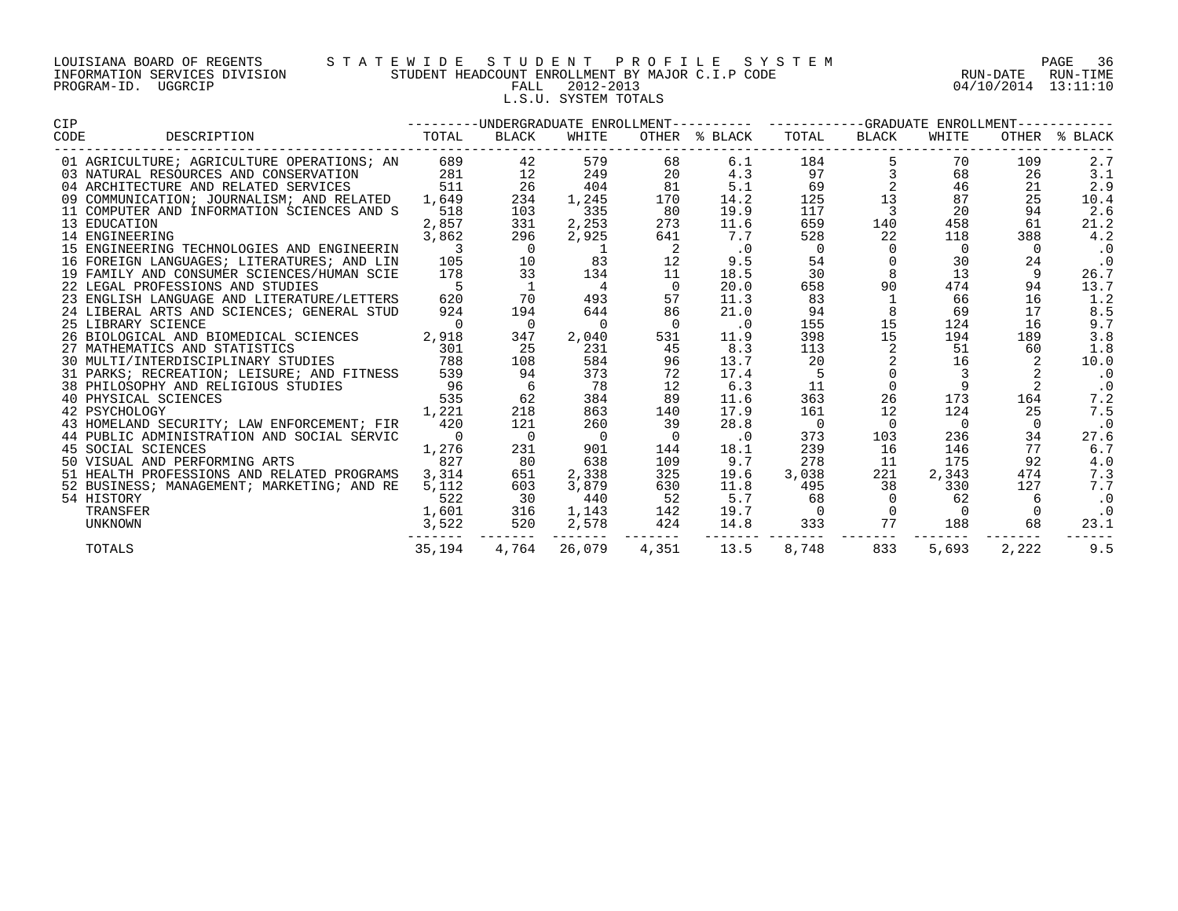LOUISIANA BOARD OF REGENTS
INFORMATION SERVICES DIVISION
PROGRAM-ID. UGGRCIP

STATEWIDE STUDENT PROFILE SYSTEM
STUDENT HEADCOUNT ENROLLMENT BY MAJOR C.I.P CODE
FALL 2012-2013
L.S.U. SYSTEM TOTALS

RUN-DATE 04/10/2014 RUN-TIME 13:11:10

| CIP CODE | DESCRIPTION | UNDERGRADUATE ENROLLMENT TOTAL | BLACK | WHITE | OTHER | % BLACK | GRADUATE ENROLLMENT TOTAL | BLACK | WHITE | OTHER | % BLACK |
|---|---|---|---|---|---|---|---|---|---|---|---|
| 01 | AGRICULTURE; AGRICULTURE OPERATIONS; AN | 689 | 42 | 579 | 68 | 6.1 | 184 | 5 | 70 | 109 | 2.7 |
| 03 | NATURAL RESOURCES AND CONSERVATION | 281 | 12 | 249 | 20 | 4.3 | 97 | 3 | 68 | 26 | 3.1 |
| 04 | ARCHITECTURE AND RELATED SERVICES | 511 | 26 | 404 | 81 | 5.1 | 69 | 2 | 46 | 21 | 2.9 |
| 09 | COMMUNICATION; JOURNALISM; AND RELATED | 1,649 | 234 | 1,245 | 170 | 14.2 | 125 | 13 | 87 | 25 | 10.4 |
| 11 | COMPUTER AND INFORMATION SCIENCES AND S | 518 | 103 | 335 | 80 | 19.9 | 117 | 3 | 20 | 94 | 2.6 |
| 13 | EDUCATION | 2,857 | 331 | 2,253 | 273 | 11.6 | 659 | 140 | 458 | 61 | 21.2 |
| 14 | ENGINEERING | 3,862 | 296 | 2,925 | 641 | 7.7 | 528 | 22 | 118 | 388 | 4.2 |
| 15 | ENGINEERING TECHNOLOGIES AND ENGINEERIN | 3 | 0 | 1 | 2 | .0 | 0 | 0 | 0 | 0 | .0 |
| 16 | FOREIGN LANGUAGES; LITERATURES; AND LIN | 105 | 10 | 83 | 12 | 9.5 | 54 | 0 | 30 | 24 | .0 |
| 19 | FAMILY AND CONSUMER SCIENCES/HUMAN SCIE | 178 | 33 | 134 | 11 | 18.5 | 30 | 8 | 13 | 9 | 26.7 |
| 22 | LEGAL PROFESSIONS AND STUDIES | 5 | 1 | 4 | 0 | 20.0 | 658 | 90 | 474 | 94 | 13.7 |
| 23 | ENGLISH LANGUAGE AND LITERATURE/LETTERS | 620 | 70 | 493 | 57 | 11.3 | 83 | 1 | 66 | 16 | 1.2 |
| 24 | LIBERAL ARTS AND SCIENCES; GENERAL STUD | 924 | 194 | 644 | 86 | 21.0 | 94 | 8 | 69 | 17 | 8.5 |
| 25 | LIBRARY SCIENCE | 0 | 0 | 0 | 0 | .0 | 155 | 15 | 124 | 16 | 9.7 |
| 26 | BIOLOGICAL AND BIOMEDICAL SCIENCES | 2,918 | 347 | 2,040 | 531 | 11.9 | 398 | 15 | 194 | 189 | 3.8 |
| 27 | MATHEMATICS AND STATISTICS | 301 | 25 | 231 | 45 | 8.3 | 113 | 2 | 51 | 60 | 1.8 |
| 30 | MULTI/INTERDISCIPLINARY STUDIES | 788 | 108 | 584 | 96 | 13.7 | 20 | 2 | 16 | 2 | 10.0 |
| 31 | PARKS; RECREATION; LEISURE; AND FITNESS | 539 | 94 | 373 | 72 | 17.4 | 5 | 0 | 3 | 2 | .0 |
| 38 | PHILOSOPHY AND RELIGIOUS STUDIES | 96 | 6 | 78 | 12 | 6.3 | 11 | 0 | 9 | 2 | .0 |
| 40 | PHYSICAL SCIENCES | 535 | 62 | 384 | 89 | 11.6 | 363 | 26 | 173 | 164 | 7.2 |
| 42 | PSYCHOLOGY | 1,221 | 218 | 863 | 140 | 17.9 | 161 | 12 | 124 | 25 | 7.5 |
| 43 | HOMELAND SECURITY; LAW ENFORCEMENT; FIR | 420 | 121 | 260 | 39 | 28.8 | 0 | 0 | 0 | 0 | .0 |
| 44 | PUBLIC ADMINISTRATION AND SOCIAL SERVIC | 0 | 0 | 0 | 0 | .0 | 373 | 103 | 236 | 34 | 27.6 |
| 45 | SOCIAL SCIENCES | 1,276 | 231 | 901 | 144 | 18.1 | 239 | 16 | 146 | 77 | 6.7 |
| 50 | VISUAL AND PERFORMING ARTS | 827 | 80 | 638 | 109 | 9.7 | 278 | 11 | 175 | 92 | 4.0 |
| 51 | HEALTH PROFESSIONS AND RELATED PROGRAMS | 3,314 | 651 | 2,338 | 325 | 19.6 | 3,038 | 221 | 2,343 | 474 | 7.3 |
| 52 | BUSINESS; MANAGEMENT; MARKETING; AND RE | 5,112 | 603 | 3,879 | 630 | 11.8 | 495 | 38 | 330 | 127 | 7.7 |
| 54 | HISTORY | 522 | 30 | 440 | 52 | 5.7 | 68 | 0 | 62 | 6 | .0 |
| | TRANSFER | 1,601 | 316 | 1,143 | 142 | 19.7 | 0 | 0 | 0 | 0 | .0 |
| | UNKNOWN | 3,522 | 520 | 2,578 | 424 | 14.8 | 333 | 77 | 188 | 68 | 23.1 |
| | TOTALS | 35,194 | 4,764 | 26,079 | 4,351 | 13.5 | 8,748 | 833 | 5,693 | 2,222 | 9.5 |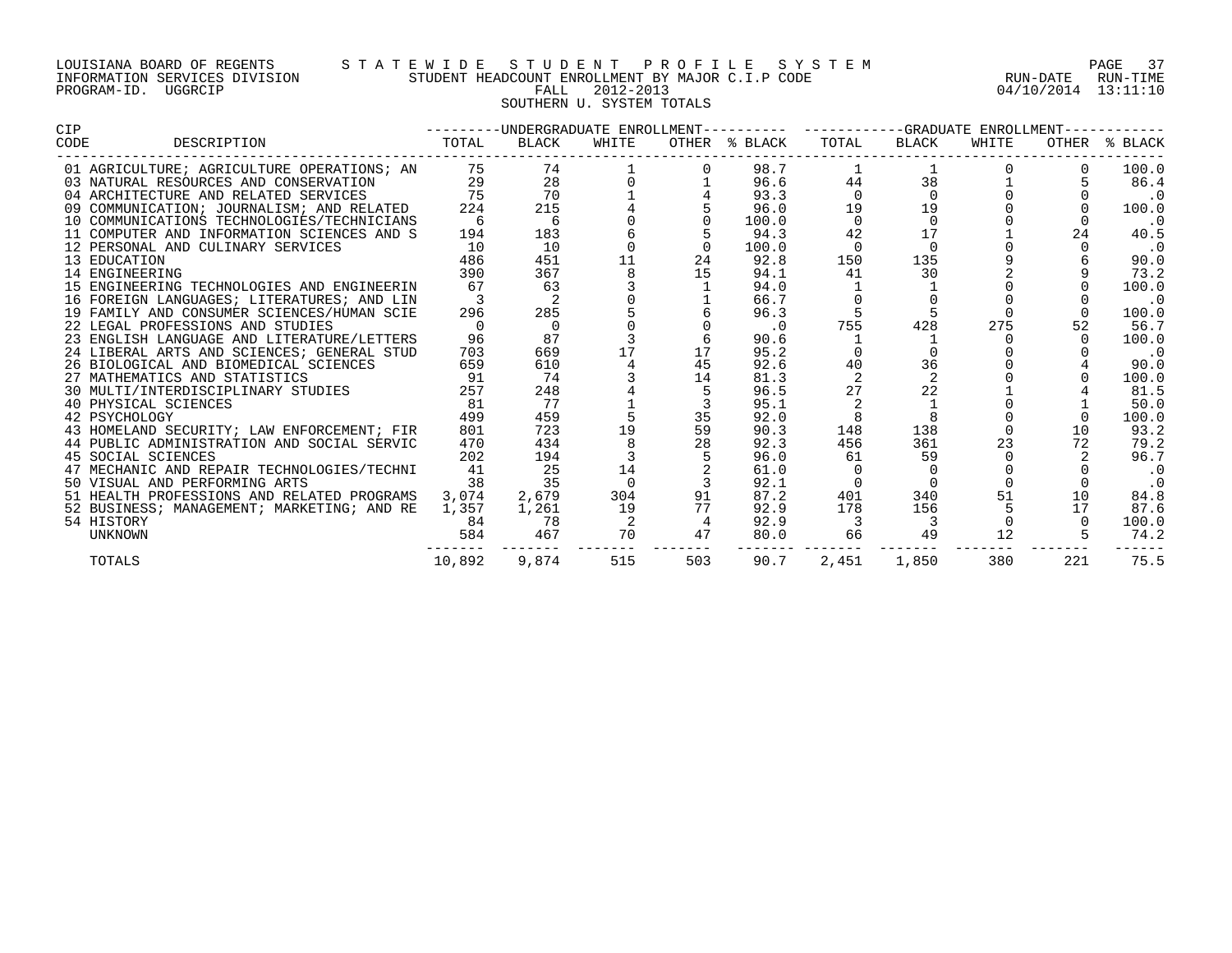LOUISIANA BOARD OF REGENTS — STATEWIDE STUDENT PROFILE SYSTEM

INFORMATION SERVICES DIVISION — STUDENT HEADCOUNT ENROLLMENT BY MAJOR C.I.P CODE — RUN-DATE 04/10/2014 RUN-TIME 13:11:10

PROGRAM-ID. UGGRCIP — FALL 2012-2013

SOUTHERN U. SYSTEM TOTALS

| CIP CODE | DESCRIPTION | UNDERGRADUATE ENROLLMENT | | | | | GRADUATE ENROLLMENT | | | | |
|---|---|---|---|---|---|---|---|---|---|---|---|
| | | TOTAL | BLACK | WHITE | OTHER | % BLACK | TOTAL | BLACK | WHITE | OTHER | % BLACK |
| 01 | AGRICULTURE; AGRICULTURE OPERATIONS; AN | 75 | 74 | 1 | 0 | 98.7 | 1 | 1 | 0 | 0 | 100.0 |
| 03 | NATURAL RESOURCES AND CONSERVATION | 29 | 28 | 0 | 1 | 96.6 | 44 | 38 | 1 | 5 | 86.4 |
| 04 | ARCHITECTURE AND RELATED SERVICES | 75 | 70 | 1 | 4 | 93.3 | 0 | 0 | 0 | 0 | .0 |
| 09 | COMMUNICATION; JOURNALISM; AND RELATED | 224 | 215 | 4 | 5 | 96.0 | 19 | 19 | 0 | 0 | 100.0 |
| 10 | COMMUNICATIONS TECHNOLOGIES/TECHNICIANS | 6 | 6 | 0 | 0 | 100.0 | 0 | 0 | 0 | 0 | .0 |
| 11 | COMPUTER AND INFORMATION SCIENCES AND S | 194 | 183 | 6 | 5 | 94.3 | 42 | 17 | 1 | 24 | 40.5 |
| 12 | PERSONAL AND CULINARY SERVICES | 10 | 10 | 0 | 0 | 100.0 | 0 | 0 | 0 | 0 | .0 |
| 13 | EDUCATION | 486 | 451 | 11 | 24 | 92.8 | 150 | 135 | 9 | 6 | 90.0 |
| 14 | ENGINEERING | 390 | 367 | 8 | 15 | 94.1 | 41 | 30 | 2 | 9 | 73.2 |
| 15 | ENGINEERING TECHNOLOGIES AND ENGINEERIN | 67 | 63 | 3 | 1 | 94.0 | 1 | 1 | 0 | 0 | 100.0 |
| 16 | FOREIGN LANGUAGES; LITERATURES; AND LIN | 3 | 2 | 0 | 1 | 66.7 | 0 | 0 | 0 | 0 | .0 |
| 19 | FAMILY AND CONSUMER SCIENCES/HUMAN SCIE | 296 | 285 | 5 | 6 | 96.3 | 5 | 5 | 0 | 0 | 100.0 |
| 22 | LEGAL PROFESSIONS AND STUDIES | 0 | 0 | 0 | 0 | .0 | 755 | 428 | 275 | 52 | 56.7 |
| 23 | ENGLISH LANGUAGE AND LITERATURE/LETTERS | 96 | 87 | 3 | 6 | 90.6 | 1 | 1 | 0 | 0 | 100.0 |
| 24 | LIBERAL ARTS AND SCIENCES; GENERAL STUD | 703 | 669 | 17 | 17 | 95.2 | 0 | 0 | 0 | 0 | .0 |
| 26 | BIOLOGICAL AND BIOMEDICAL SCIENCES | 659 | 610 | 4 | 45 | 92.6 | 40 | 36 | 0 | 4 | 90.0 |
| 27 | MATHEMATICS AND STATISTICS | 91 | 74 | 3 | 14 | 81.3 | 2 | 2 | 0 | 0 | 100.0 |
| 30 | MULTI/INTERDISCIPLINARY STUDIES | 257 | 248 | 4 | 5 | 96.5 | 27 | 22 | 1 | 4 | 81.5 |
| 40 | PHYSICAL SCIENCES | 81 | 77 | 1 | 3 | 95.1 | 2 | 1 | 0 | 1 | 50.0 |
| 42 | PSYCHOLOGY | 499 | 459 | 5 | 35 | 92.0 | 8 | 8 | 0 | 0 | 100.0 |
| 43 | HOMELAND SECURITY; LAW ENFORCEMENT; FIR | 801 | 723 | 19 | 59 | 90.3 | 148 | 138 | 0 | 10 | 93.2 |
| 44 | PUBLIC ADMINISTRATION AND SOCIAL SERVIC | 470 | 434 | 8 | 28 | 92.3 | 456 | 361 | 23 | 72 | 79.2 |
| 45 | SOCIAL SCIENCES | 202 | 194 | 3 | 5 | 96.0 | 61 | 59 | 0 | 2 | 96.7 |
| 47 | MECHANIC AND REPAIR TECHNOLOGIES/TECHNI | 41 | 25 | 14 | 2 | 61.0 | 0 | 0 | 0 | 0 | .0 |
| 50 | VISUAL AND PERFORMING ARTS | 38 | 35 | 0 | 3 | 92.1 | 0 | 0 | 0 | 0 | .0 |
| 51 | HEALTH PROFESSIONS AND RELATED PROGRAMS | 3,074 | 2,679 | 304 | 91 | 87.2 | 401 | 340 | 51 | 10 | 84.8 |
| 52 | BUSINESS; MANAGEMENT; MARKETING; AND RE | 1,357 | 1,261 | 19 | 77 | 92.9 | 178 | 156 | 5 | 17 | 87.6 |
| 54 | HISTORY | 84 | 78 | 2 | 4 | 92.9 | 3 | 3 | 0 | 0 | 100.0 |
| | UNKNOWN | 584 | 467 | 70 | 47 | 80.0 | 66 | 49 | 12 | 5 | 74.2 |
| | TOTALS | 10,892 | 9,874 | 515 | 503 | 90.7 | 2,451 | 1,850 | 380 | 221 | 75.5 |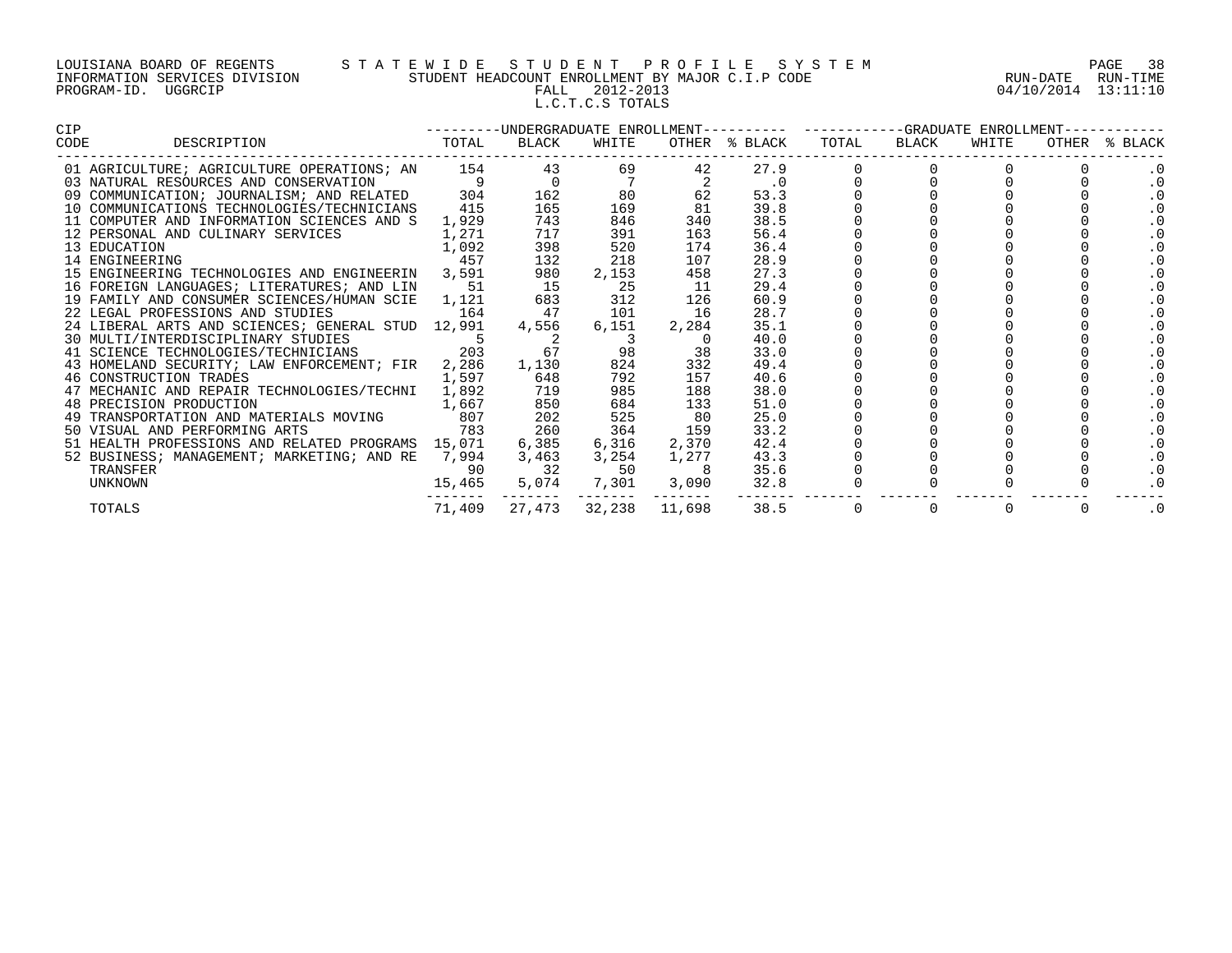LOUISIANA BOARD OF REGENTS — STATEWIDE STUDENT PROFILE SYSTEM
INFORMATION SERVICES DIVISION — STUDENT HEADCOUNT ENROLLMENT BY MAJOR C.I.P CODE
PROGRAM-ID. UGGRCIP — FALL 2012-2013
RUN-DATE 04/10/2014 RUN-TIME 13:11:10

L.C.T.C.S TOTALS

| CIP CODE | DESCRIPTION | UNDERGRADUATE ENROLLMENT | | | | | GRADUATE ENROLLMENT | | | | |
|---|---|---|---|---|---|---|---|---|---|---|---|
| | | TOTAL | BLACK | WHITE | OTHER | % BLACK | TOTAL | BLACK | WHITE | OTHER | % BLACK |
| 01 | AGRICULTURE; AGRICULTURE OPERATIONS; AN | 154 | 43 | 69 | 42 | 27.9 | 0 | 0 | 0 | 0 | .0 |
| 03 | NATURAL RESOURCES AND CONSERVATION | 9 | 0 | 7 | 2 | .0 | 0 | 0 | 0 | 0 | .0 |
| 09 | COMMUNICATION; JOURNALISM; AND RELATED | 304 | 162 | 80 | 62 | 53.3 | 0 | 0 | 0 | 0 | .0 |
| 10 | COMMUNICATIONS TECHNOLOGIES/TECHNICIANS | 415 | 165 | 169 | 81 | 39.8 | 0 | 0 | 0 | 0 | .0 |
| 11 | COMPUTER AND INFORMATION SCIENCES AND S | 1,929 | 743 | 846 | 340 | 38.5 | 0 | 0 | 0 | 0 | .0 |
| 12 | PERSONAL AND CULINARY SERVICES | 1,271 | 717 | 391 | 163 | 56.4 | 0 | 0 | 0 | 0 | .0 |
| 13 | EDUCATION | 1,092 | 398 | 520 | 174 | 36.4 | 0 | 0 | 0 | 0 | .0 |
| 14 | ENGINEERING | 457 | 132 | 218 | 107 | 28.9 | 0 | 0 | 0 | 0 | .0 |
| 15 | ENGINEERING TECHNOLOGIES AND ENGINEERIN | 3,591 | 980 | 2,153 | 458 | 27.3 | 0 | 0 | 0 | 0 | .0 |
| 16 | FOREIGN LANGUAGES; LITERATURES; AND LIN | 51 | 15 | 25 | 11 | 29.4 | 0 | 0 | 0 | 0 | .0 |
| 19 | FAMILY AND CONSUMER SCIENCES/HUMAN SCIE | 1,121 | 683 | 312 | 126 | 60.9 | 0 | 0 | 0 | 0 | .0 |
| 22 | LEGAL PROFESSIONS AND STUDIES | 164 | 47 | 101 | 16 | 28.7 | 0 | 0 | 0 | 0 | .0 |
| 24 | LIBERAL ARTS AND SCIENCES; GENERAL STUD | 12,991 | 4,556 | 6,151 | 2,284 | 35.1 | 0 | 0 | 0 | 0 | .0 |
| 30 | MULTI/INTERDISCIPLINARY STUDIES | 5 | 2 | 3 | 0 | 40.0 | 0 | 0 | 0 | 0 | .0 |
| 41 | SCIENCE TECHNOLOGIES/TECHNICIANS | 203 | 67 | 98 | 38 | 33.0 | 0 | 0 | 0 | 0 | .0 |
| 43 | HOMELAND SECURITY; LAW ENFORCEMENT; FIR | 2,286 | 1,130 | 824 | 332 | 49.4 | 0 | 0 | 0 | 0 | .0 |
| 46 | CONSTRUCTION TRADES | 1,597 | 648 | 792 | 157 | 40.6 | 0 | 0 | 0 | 0 | .0 |
| 47 | MECHANIC AND REPAIR TECHNOLOGIES/TECHNI | 1,892 | 719 | 985 | 188 | 38.0 | 0 | 0 | 0 | 0 | .0 |
| 48 | PRECISION PRODUCTION | 1,667 | 850 | 684 | 133 | 51.0 | 0 | 0 | 0 | 0 | .0 |
| 49 | TRANSPORTATION AND MATERIALS MOVING | 807 | 202 | 525 | 80 | 25.0 | 0 | 0 | 0 | 0 | .0 |
| 50 | VISUAL AND PERFORMING ARTS | 783 | 260 | 364 | 159 | 33.2 | 0 | 0 | 0 | 0 | .0 |
| 51 | HEALTH PROFESSIONS AND RELATED PROGRAMS | 15,071 | 6,385 | 6,316 | 2,370 | 42.4 | 0 | 0 | 0 | 0 | .0 |
| 52 | BUSINESS; MANAGEMENT; MARKETING; AND RE | 7,994 | 3,463 | 3,254 | 1,277 | 43.3 | 0 | 0 | 0 | 0 | .0 |
| | TRANSFER | 90 | 32 | 50 | 8 | 35.6 | 0 | 0 | 0 | 0 | .0 |
| | UNKNOWN | 15,465 | 5,074 | 7,301 | 3,090 | 32.8 | 0 | 0 | 0 | 0 | .0 |
| | TOTALS | 71,409 | 27,473 | 32,238 | 11,698 | 38.5 | 0 | 0 | 0 | 0 | .0 |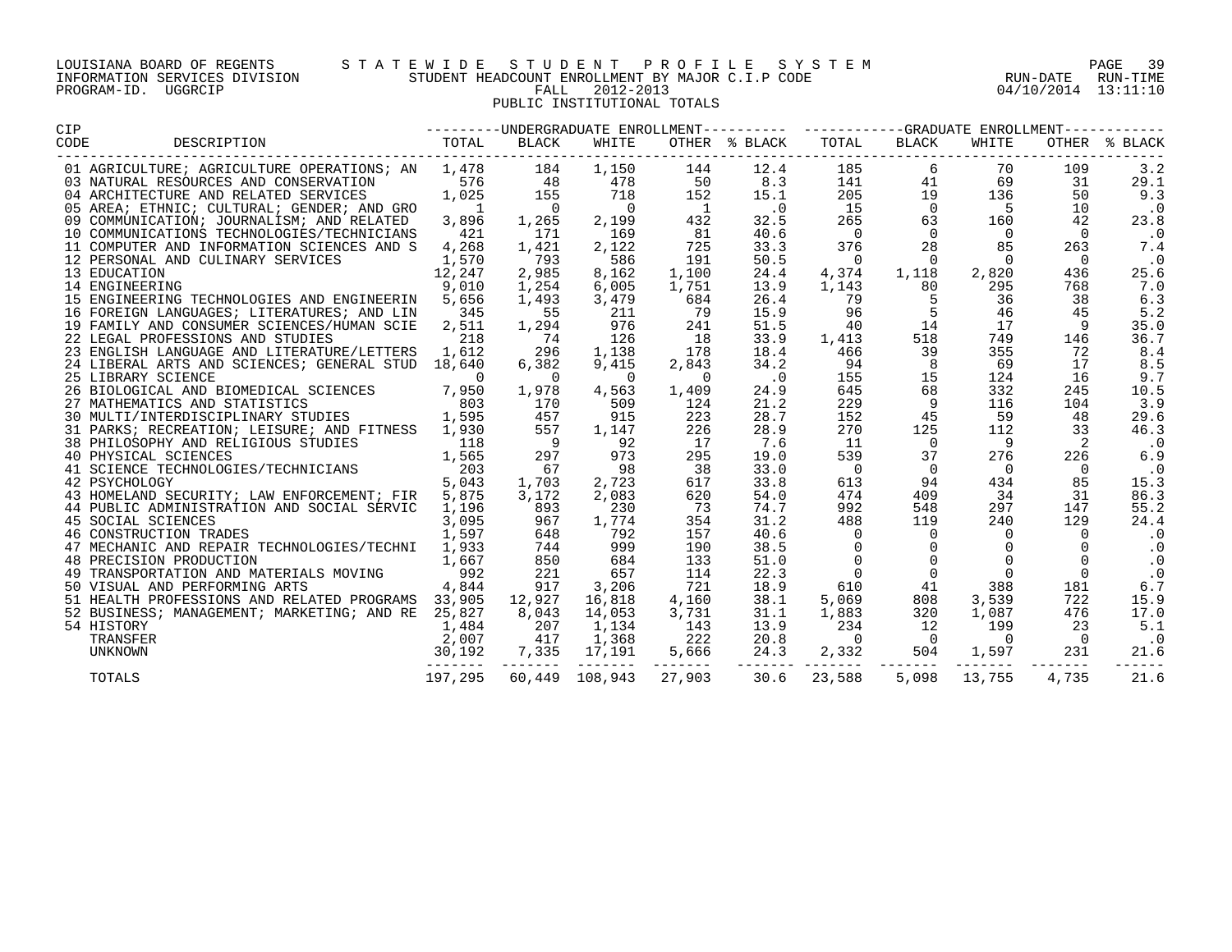LOUISIANA BOARD OF REGENTS — STATEWIDE STUDENT PROFILE SYSTEM
INFORMATION SERVICES DIVISION — STUDENT HEADCOUNT ENROLLMENT BY MAJOR C.I.P CODE — RUN-DATE 04/10/2014 RUN-TIME 13:11:10
PROGRAM-ID. UGGRCIP — FALL 2012-2013
PUBLIC INSTITUTIONAL TOTALS

| CIP CODE | DESCRIPTION | UNDERGRADUATE ENROLLMENT TOTAL | BLACK | WHITE | OTHER | % BLACK | GRADUATE ENROLLMENT TOTAL | BLACK | WHITE | OTHER | % BLACK |
|---|---|---|---|---|---|---|---|---|---|---|---|
| 01 | AGRICULTURE; AGRICULTURE OPERATIONS; AN | 1,478 | 184 | 1,150 | 144 | 12.4 | 185 | 6 | 70 | 109 | 3.2 |
| 03 | NATURAL RESOURCES AND CONSERVATION | 576 | 48 | 478 | 50 | 8.3 | 141 | 41 | 69 | 31 | 29.1 |
| 04 | ARCHITECTURE AND RELATED SERVICES | 1,025 | 155 | 718 | 152 | 15.1 | 205 | 19 | 136 | 50 | 9.3 |
| 05 | AREA; ETHNIC; CULTURAL; GENDER; AND GRO | 1 | 0 | 0 | 1 | .0 | 15 | 0 | 5 | 10 | .0 |
| 09 | COMMUNICATION; JOURNALISM; AND RELATED | 3,896 | 1,265 | 2,199 | 432 | 32.5 | 265 | 63 | 160 | 42 | 23.8 |
| 10 | COMMUNICATIONS TECHNOLOGIES/TECHNICIANS | 421 | 171 | 169 | 81 | 40.6 | 0 | 0 | 0 | 0 | .0 |
| 11 | COMPUTER AND INFORMATION SCIENCES AND S | 4,268 | 1,421 | 2,122 | 725 | 33.3 | 376 | 28 | 85 | 263 | 7.4 |
| 12 | PERSONAL AND CULINARY SERVICES | 1,570 | 793 | 586 | 191 | 50.5 | 0 | 0 | 0 | 0 | .0 |
| 13 | EDUCATION | 12,247 | 2,985 | 8,162 | 1,100 | 24.4 | 4,374 | 1,118 | 2,820 | 436 | 25.6 |
| 14 | ENGINEERING | 9,010 | 1,254 | 6,005 | 1,751 | 13.9 | 1,143 | 80 | 295 | 768 | 7.0 |
| 15 | ENGINEERING TECHNOLOGIES AND ENGINEERIN | 5,656 | 1,493 | 3,479 | 684 | 26.4 | 79 | 5 | 36 | 38 | 6.3 |
| 16 | FOREIGN LANGUAGES; LITERATURES; AND LIN | 345 | 55 | 211 | 79 | 15.9 | 96 | 5 | 46 | 45 | 5.2 |
| 19 | FAMILY AND CONSUMER SCIENCES/HUMAN SCIE | 2,511 | 1,294 | 976 | 241 | 51.5 | 40 | 14 | 17 | 9 | 35.0 |
| 22 | LEGAL PROFESSIONS AND STUDIES | 218 | 74 | 126 | 18 | 33.9 | 1,413 | 518 | 749 | 146 | 36.7 |
| 23 | ENGLISH LANGUAGE AND LITERATURE/LETTERS | 1,612 | 296 | 1,138 | 178 | 18.4 | 466 | 39 | 355 | 72 | 8.4 |
| 24 | LIBERAL ARTS AND SCIENCES; GENERAL STUD | 18,640 | 6,382 | 9,415 | 2,843 | 34.2 | 94 | 8 | 69 | 17 | 8.5 |
| 25 | LIBRARY SCIENCE | 0 | 0 | 0 | 0 | .0 | 155 | 15 | 124 | 16 | 9.7 |
| 26 | BIOLOGICAL AND BIOMEDICAL SCIENCES | 7,950 | 1,978 | 4,563 | 1,409 | 24.9 | 645 | 68 | 332 | 245 | 10.5 |
| 27 | MATHEMATICS AND STATISTICS | 803 | 170 | 509 | 124 | 21.2 | 229 | 9 | 116 | 104 | 3.9 |
| 30 | MULTI/INTERDISCIPLINARY STUDIES | 1,595 | 457 | 915 | 223 | 28.7 | 152 | 45 | 59 | 48 | 29.6 |
| 31 | PARKS; RECREATION; LEISURE; AND FITNESS | 1,930 | 557 | 1,147 | 226 | 28.9 | 270 | 125 | 112 | 33 | 46.3 |
| 38 | PHILOSOPHY AND RELIGIOUS STUDIES | 118 | 9 | 92 | 17 | 7.6 | 11 | 0 | 9 | 2 | .0 |
| 40 | PHYSICAL SCIENCES | 1,565 | 297 | 973 | 295 | 19.0 | 539 | 37 | 276 | 226 | 6.9 |
| 41 | SCIENCE TECHNOLOGIES/TECHNICIANS | 203 | 67 | 98 | 38 | 33.0 | 0 | 0 | 0 | 0 | .0 |
| 42 | PSYCHOLOGY | 5,043 | 1,703 | 2,723 | 617 | 33.8 | 613 | 94 | 434 | 85 | 15.3 |
| 43 | HOMELAND SECURITY; LAW ENFORCEMENT; FIR | 5,875 | 3,172 | 2,083 | 620 | 54.0 | 474 | 409 | 34 | 31 | 86.3 |
| 44 | PUBLIC ADMINISTRATION AND SOCIAL SERVIC | 1,196 | 893 | 230 | 73 | 74.7 | 992 | 548 | 297 | 147 | 55.2 |
| 45 | SOCIAL SCIENCES | 3,095 | 967 | 1,774 | 354 | 31.2 | 488 | 119 | 240 | 129 | 24.4 |
| 46 | CONSTRUCTION TRADES | 1,597 | 648 | 792 | 157 | 40.6 | 0 | 0 | 0 | 0 | .0 |
| 47 | MECHANIC AND REPAIR TECHNOLOGIES/TECHNI | 1,933 | 744 | 999 | 190 | 38.5 | 0 | 0 | 0 | 0 | .0 |
| 48 | PRECISION PRODUCTION | 1,667 | 850 | 684 | 133 | 51.0 | 0 | 0 | 0 | 0 | .0 |
| 49 | TRANSPORTATION AND MATERIALS MOVING | 992 | 221 | 657 | 114 | 22.3 | 0 | 0 | 0 | 0 | .0 |
| 50 | VISUAL AND PERFORMING ARTS | 4,844 | 917 | 3,206 | 721 | 18.9 | 610 | 41 | 388 | 181 | 6.7 |
| 51 | HEALTH PROFESSIONS AND RELATED PROGRAMS | 33,905 | 12,927 | 16,818 | 4,160 | 38.1 | 5,069 | 808 | 3,539 | 722 | 15.9 |
| 52 | BUSINESS; MANAGEMENT; MARKETING; AND RE | 25,827 | 8,043 | 14,053 | 3,731 | 31.1 | 1,883 | 320 | 1,087 | 476 | 17.0 |
| 54 | HISTORY | 1,484 | 207 | 1,134 | 143 | 13.9 | 234 | 12 | 199 | 23 | 5.1 |
| | TRANSFER | 2,007 | 417 | 1,368 | 222 | 20.8 | 0 | 0 | 0 | 0 | .0 |
| | UNKNOWN | 30,192 | 7,335 | 17,191 | 5,666 | 24.3 | 2,332 | 504 | 1,597 | 231 | 21.6 |
| | TOTALS | 197,295 | 60,449 | 108,943 | 27,903 | 30.6 | 23,588 | 5,098 | 13,755 | 4,735 | 21.6 |